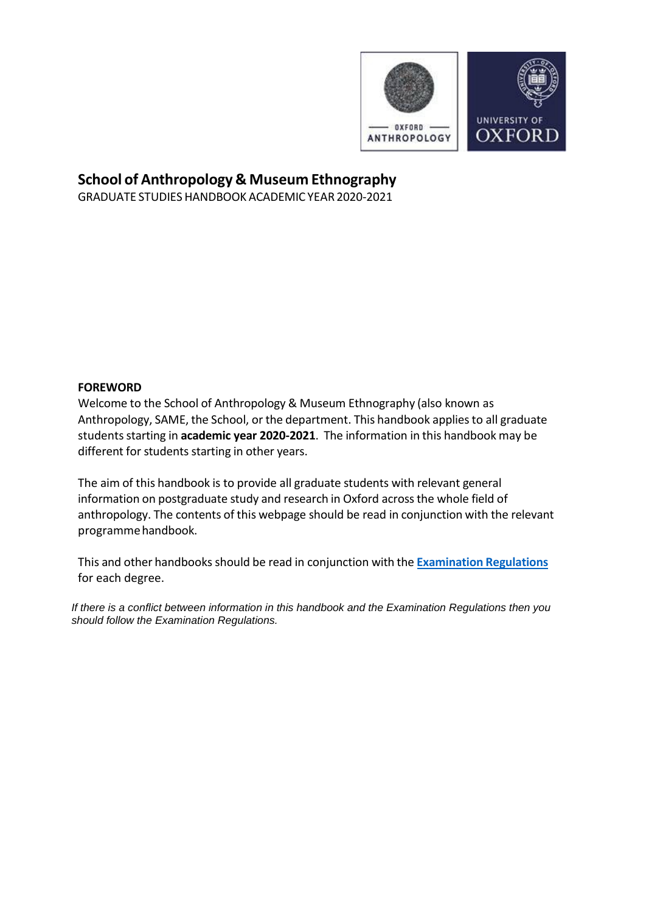# School of Anthropology & Museum Ethnography

GRADUATE STUDIES HANDBOOK ACADEMIC YEAR 2020-2021

## FOREWORD

Welcome to the School of Anthropology & Museum Ethnography (also known as Anthropology, SAME, the School, or the department. This handbook applies to all graduate students starting in **academic year 2020-2021**. The information in this handbook may be different for students starting in other years.

The aim of this handbook is to provide all graduate students with relevant general information on postgraduate study and research in Oxford across the whole field of anthropology. The contents of this webpage should be read in conjunction with the relevant programme handbook.

This and other handbooks should be read in conjunction with the **Examination Regulations** for each degree.

*If there is a conflict between information in this handbook and the Examination Regulations then you should follow the Examination Regulations.*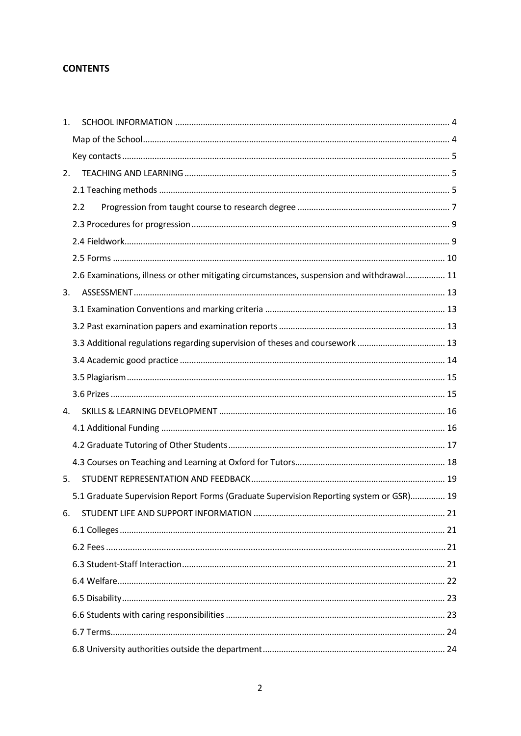## CONTENTS

1. SCHOOL INFORMATION ..... 4
   - Map of the School ..... 4
   - Key contacts ..... 5
2. TEACHING AND LEARNING ..... 5
   - 2.1 Teaching methods ..... 5
   - 2.2 Progression from taught course to research degree ..... 7
   - 2.3 Procedures for progression ..... 9
   - 2.4 Fieldwork ..... 9
   - 2.5 Forms ..... 10
   - 2.6 Examinations, illness or other mitigating circumstances, suspension and withdrawal ..... 11
3. ASSESSMENT ..... 13
   - 3.1 Examination Conventions and marking criteria ..... 13
   - 3.2 Past examination papers and examination reports ..... 13
   - 3.3 Additional regulations regarding supervision of theses and coursework ..... 13
   - 3.4 Academic good practice ..... 14
   - 3.5 Plagiarism ..... 15
   - 3.6 Prizes ..... 15
4. SKILLS & LEARNING DEVELOPMENT ..... 16
   - 4.1 Additional Funding ..... 16
   - 4.2 Graduate Tutoring of Other Students ..... 17
   - 4.3 Courses on Teaching and Learning at Oxford for Tutors ..... 18
5. STUDENT REPRESENTATION AND FEEDBACK ..... 19
   - 5.1 Graduate Supervision Report Forms (Graduate Supervision Reporting system or GSR) ..... 19
6. STUDENT LIFE AND SUPPORT INFORMATION ..... 21
   - 6.1 Colleges ..... 21
   - 6.2 Fees ..... 21
   - 6.3 Student-Staff Interaction ..... 21
   - 6.4 Welfare ..... 22
   - 6.5 Disability ..... 23
   - 6.6 Students with caring responsibilities ..... 23
   - 6.7 Terms ..... 24
   - 6.8 University authorities outside the department ..... 24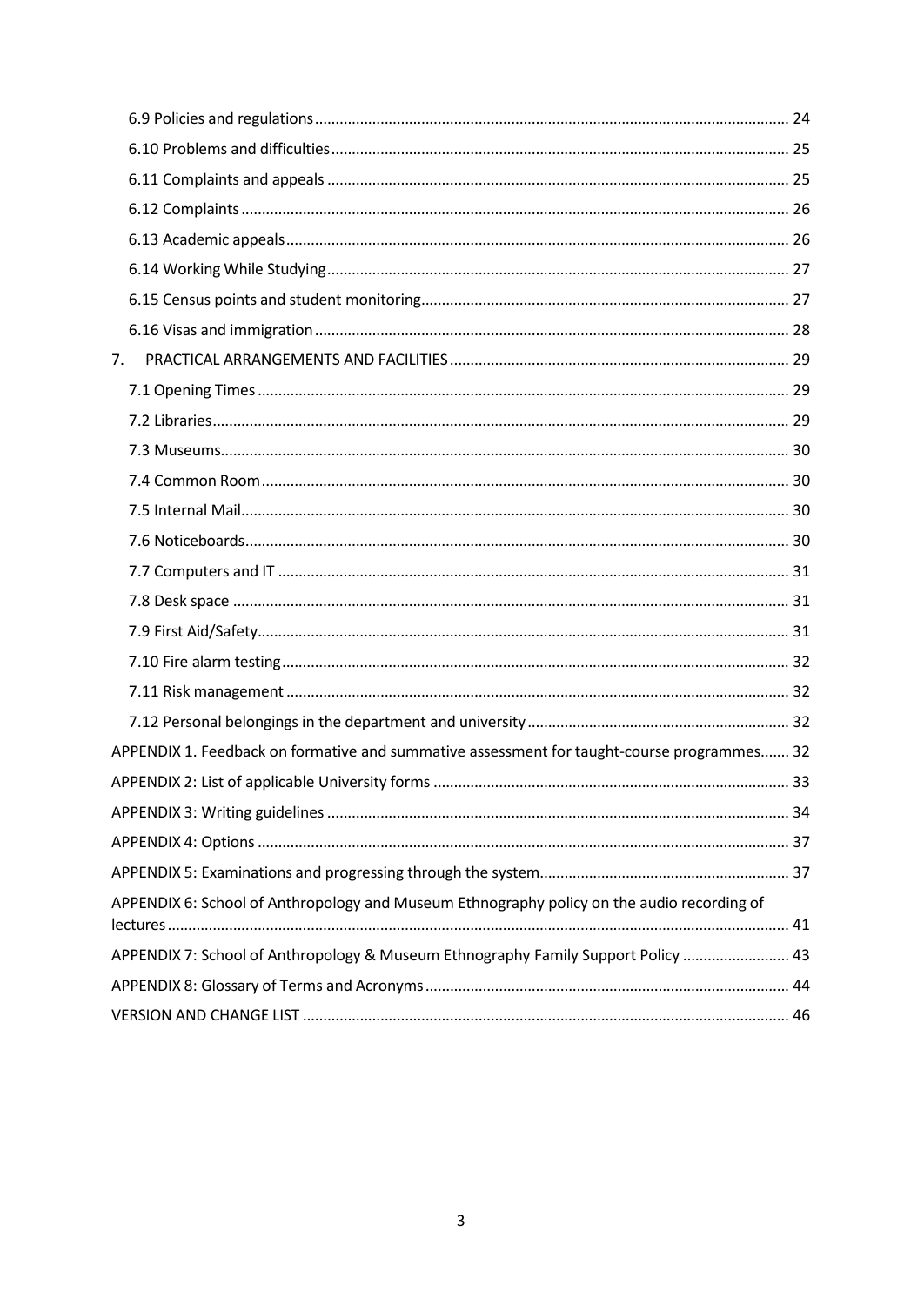6.9 Policies and regulations ..... 24

6.10 Problems and difficulties ..... 25

6.11 Complaints and appeals ..... 25

6.12 Complaints ..... 26

6.13 Academic appeals ..... 26

6.14 Working While Studying ..... 27

6.15 Census points and student monitoring ..... 27

6.16 Visas and immigration ..... 28

7. PRACTICAL ARRANGEMENTS AND FACILITIES ..... 29

7.1 Opening Times ..... 29

7.2 Libraries ..... 29

7.3 Museums ..... 30

7.4 Common Room ..... 30

7.5 Internal Mail ..... 30

7.6 Noticeboards ..... 30

7.7 Computers and IT ..... 31

7.8 Desk space ..... 31

7.9 First Aid/Safety ..... 31

7.10 Fire alarm testing ..... 32

7.11 Risk management ..... 32

7.12 Personal belongings in the department and university ..... 32

APPENDIX 1. Feedback on formative and summative assessment for taught-course programmes ..... 32

APPENDIX 2: List of applicable University forms ..... 33

APPENDIX 3: Writing guidelines ..... 34

APPENDIX 4: Options ..... 37

APPENDIX 5: Examinations and progressing through the system ..... 37

APPENDIX 6: School of Anthropology and Museum Ethnography policy on the audio recording of lectures ..... 41

APPENDIX 7: School of Anthropology & Museum Ethnography Family Support Policy ..... 43

APPENDIX 8: Glossary of Terms and Acronyms ..... 44

VERSION AND CHANGE LIST ..... 46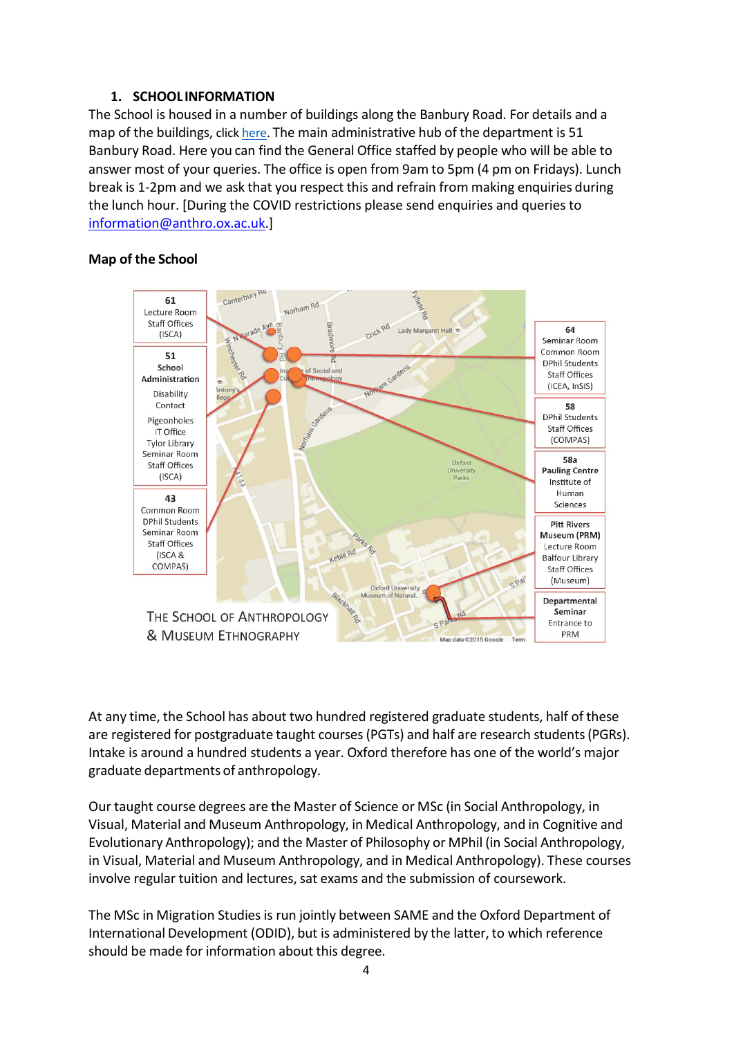## 1. SCHOOL INFORMATION

The School is housed in a number of buildings along the Banbury Road. For details and a map of the buildings, click here. The main administrative hub of the department is 51 Banbury Road. Here you can find the General Office staffed by people who will be able to answer most of your queries. The office is open from 9am to 5pm (4 pm on Fridays). Lunch break is 1-2pm and we ask that you respect this and refrain from making enquiries during the lunch hour. [During the COVID restrictions please send enquiries and queries to information@anthro.ox.ac.uk.]

### Map of the School

**61**
Lecture Room
Staff Offices
(ISCA)

**51**
**School Administration**
Disability Contact
Pigeonholes
IT Office
Tylor Library
Seminar Room
Staff Offices
(ISCA)

**43**
Common Room
DPhil Students
Seminar Room
Staff Offices
(ISCA & COMPAS)

**64**
Seminar Room
Common Room
DPhil Students
Staff Offices
(ICEA, InSIS)

**58**
DPhil Students
Staff Offices
(COMPAS)

**58a**
**Pauling Centre**
Institute of Human Sciences

**Pitt Rivers Museum (PRM)**
Lecture Room
Balfour Library
Staff Offices
(Museum)

**Departmental Seminar**
Entrance to PRM

THE SCHOOL OF ANTHROPOLOGY & MUSEUM ETHNOGRAPHY

At any time, the School has about two hundred registered graduate students, half of these are registered for postgraduate taught courses (PGTs) and half are research students (PGRs). Intake is around a hundred students a year. Oxford therefore has one of the world's major graduate departments of anthropology.

Our taught course degrees are the Master of Science or MSc (in Social Anthropology, in Visual, Material and Museum Anthropology, in Medical Anthropology, and in Cognitive and Evolutionary Anthropology); and the Master of Philosophy or MPhil (in Social Anthropology, in Visual, Material and Museum Anthropology, and in Medical Anthropology). These courses involve regular tuition and lectures, sat exams and the submission of coursework.

The MSc in Migration Studies is run jointly between SAME and the Oxford Department of International Development (ODID), but is administered by the latter, to which reference should be made for information about this degree.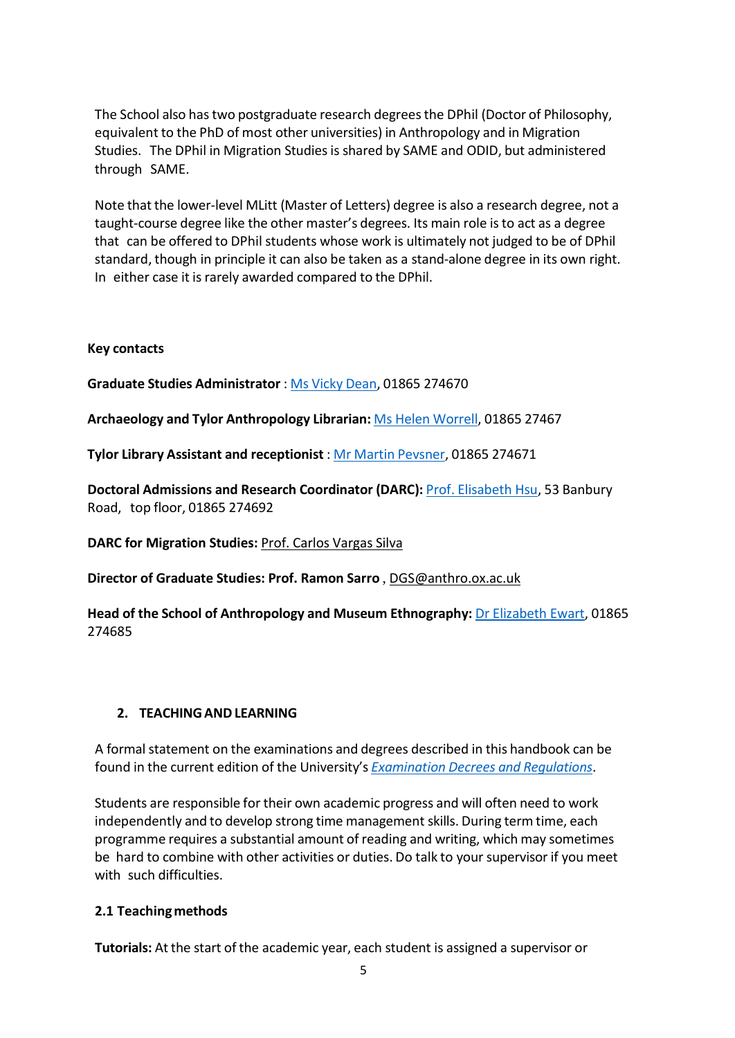The School also has two postgraduate research degrees the DPhil (Doctor of Philosophy, equivalent to the PhD of most other universities) in Anthropology and in Migration Studies. The DPhil in Migration Studies is shared by SAME and ODID, but administered through SAME.

Note that the lower-level MLitt (Master of Letters) degree is also a research degree, not a taught-course degree like the other master's degrees. Its main role is to act as a degree that can be offered to DPhil students whose work is ultimately not judged to be of DPhil standard, though in principle it can also be taken as a stand-alone degree in its own right. In either case it is rarely awarded compared to the DPhil.

**Key contacts**

**Graduate Studies Administrator** : Ms Vicky Dean, 01865 274670

**Archaeology and Tylor Anthropology Librarian:** Ms Helen Worrell, 01865 27467

**Tylor Library Assistant and receptionist** : Mr Martin Pevsner, 01865 274671

**Doctoral Admissions and Research Coordinator (DARC):** Prof. Elisabeth Hsu, 53 Banbury Road, top floor, 01865 274692

**DARC for Migration Studies:** Prof. Carlos Vargas Silva

**Director of Graduate Studies: Prof. Ramon Sarro** , DGS@anthro.ox.ac.uk

**Head of the School of Anthropology and Museum Ethnography:** Dr Elizabeth Ewart, 01865 274685

## 2. TEACHING AND LEARNING

A formal statement on the examinations and degrees described in this handbook can be found in the current edition of the University's *Examination Decrees and Regulations*.

Students are responsible for their own academic progress and will often need to work independently and to develop strong time management skills. During term time, each programme requires a substantial amount of reading and writing, which may sometimes be hard to combine with other activities or duties. Do talk to your supervisor if you meet with such difficulties.

### 2.1 Teaching methods

**Tutorials:** At the start of the academic year, each student is assigned a supervisor or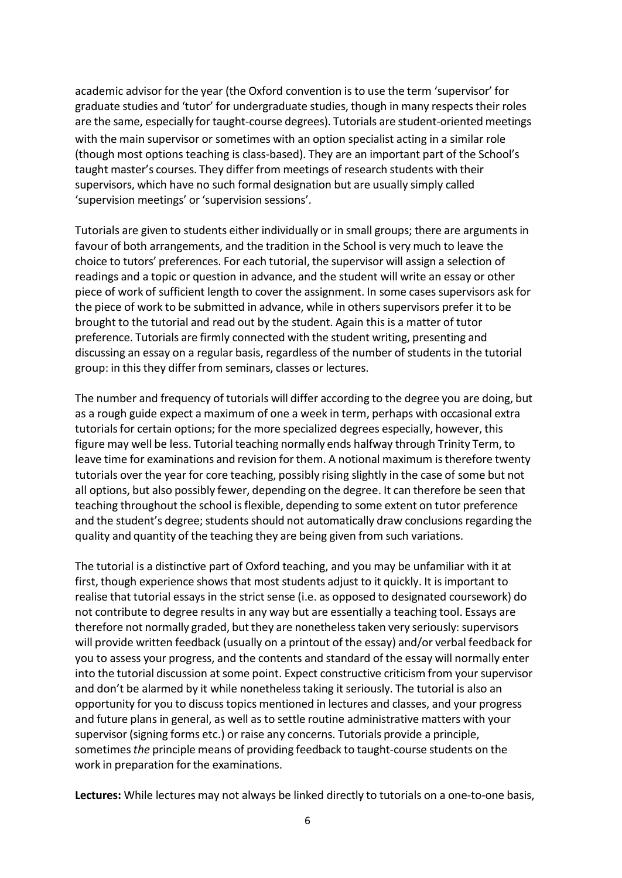academic advisor for the year (the Oxford convention is to use the term 'supervisor' for graduate studies and 'tutor' for undergraduate studies, though in many respects their roles are the same, especially for taught-course degrees). Tutorials are student-oriented meetings with the main supervisor or sometimes with an option specialist acting in a similar role (though most options teaching is class-based). They are an important part of the School's taught master's courses. They differ from meetings of research students with their supervisors, which have no such formal designation but are usually simply called 'supervision meetings' or 'supervision sessions'.

Tutorials are given to students either individually or in small groups; there are arguments in favour of both arrangements, and the tradition in the School is very much to leave the choice to tutors' preferences. For each tutorial, the supervisor will assign a selection of readings and a topic or question in advance, and the student will write an essay or other piece of work of sufficient length to cover the assignment. In some cases supervisors ask for the piece of work to be submitted in advance, while in others supervisors prefer it to be brought to the tutorial and read out by the student. Again this is a matter of tutor preference. Tutorials are firmly connected with the student writing, presenting and discussing an essay on a regular basis, regardless of the number of students in the tutorial group: in this they differ from seminars, classes or lectures.

The number and frequency of tutorials will differ according to the degree you are doing, but as a rough guide expect a maximum of one a week in term, perhaps with occasional extra tutorials for certain options; for the more specialized degrees especially, however, this figure may well be less. Tutorial teaching normally ends halfway through Trinity Term, to leave time for examinations and revision for them. A notional maximum is therefore twenty tutorials over the year for core teaching, possibly rising slightly in the case of some but not all options, but also possibly fewer, depending on the degree. It can therefore be seen that teaching throughout the school is flexible, depending to some extent on tutor preference and the student's degree; students should not automatically draw conclusions regarding the quality and quantity of the teaching they are being given from such variations.

The tutorial is a distinctive part of Oxford teaching, and you may be unfamiliar with it at first, though experience shows that most students adjust to it quickly. It is important to realise that tutorial essays in the strict sense (i.e. as opposed to designated coursework) do not contribute to degree results in any way but are essentially a teaching tool. Essays are therefore not normally graded, but they are nonetheless taken very seriously: supervisors will provide written feedback (usually on a printout of the essay) and/or verbal feedback for you to assess your progress, and the contents and standard of the essay will normally enter into the tutorial discussion at some point. Expect constructive criticism from your supervisor and don't be alarmed by it while nonetheless taking it seriously. The tutorial is also an opportunity for you to discuss topics mentioned in lectures and classes, and your progress and future plans in general, as well as to settle routine administrative matters with your supervisor (signing forms etc.) or raise any concerns. Tutorials provide a principle, sometimes *the* principle means of providing feedback to taught-course students on the work in preparation for the examinations.

**Lectures:** While lectures may not always be linked directly to tutorials on a one-to-one basis,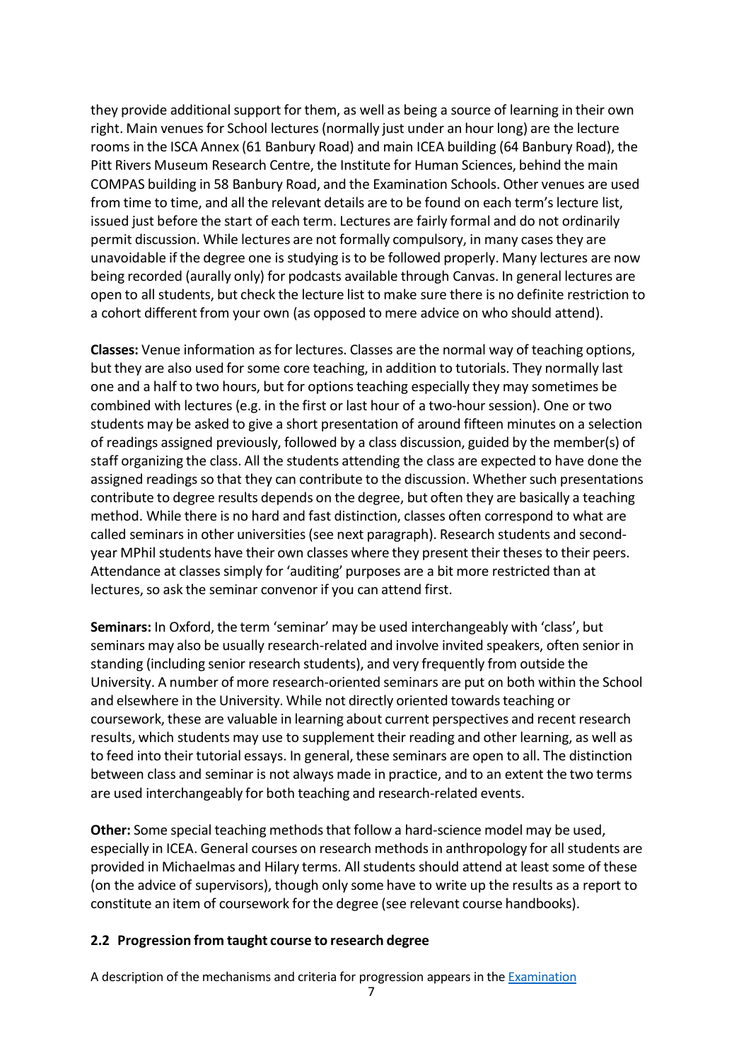they provide additional support for them, as well as being a source of learning in their own right. Main venues for School lectures (normally just under an hour long) are the lecture rooms in the ISCA Annex (61 Banbury Road) and main ICEA building (64 Banbury Road), the Pitt Rivers Museum Research Centre, the Institute for Human Sciences, behind the main COMPAS building in 58 Banbury Road, and the Examination Schools. Other venues are used from time to time, and all the relevant details are to be found on each term's lecture list, issued just before the start of each term. Lectures are fairly formal and do not ordinarily permit discussion. While lectures are not formally compulsory, in many cases they are unavoidable if the degree one is studying is to be followed properly. Many lectures are now being recorded (aurally only) for podcasts available through Canvas. In general lectures are open to all students, but check the lecture list to make sure there is no definite restriction to a cohort different from your own (as opposed to mere advice on who should attend).

**Classes:** Venue information as for lectures. Classes are the normal way of teaching options, but they are also used for some core teaching, in addition to tutorials. They normally last one and a half to two hours, but for options teaching especially they may sometimes be combined with lectures (e.g. in the first or last hour of a two-hour session). One or two students may be asked to give a short presentation of around fifteen minutes on a selection of readings assigned previously, followed by a class discussion, guided by the member(s) of staff organizing the class. All the students attending the class are expected to have done the assigned readings so that they can contribute to the discussion. Whether such presentations contribute to degree results depends on the degree, but often they are basically a teaching method. While there is no hard and fast distinction, classes often correspond to what are called seminars in other universities (see next paragraph). Research students and second-year MPhil students have their own classes where they present their theses to their peers. Attendance at classes simply for 'auditing' purposes are a bit more restricted than at lectures, so ask the seminar convenor if you can attend first.

**Seminars:** In Oxford, the term 'seminar' may be used interchangeably with 'class', but seminars may also be usually research-related and involve invited speakers, often senior in standing (including senior research students), and very frequently from outside the University. A number of more research-oriented seminars are put on both within the School and elsewhere in the University. While not directly oriented towards teaching or coursework, these are valuable in learning about current perspectives and recent research results, which students may use to supplement their reading and other learning, as well as to feed into their tutorial essays. In general, these seminars are open to all. The distinction between class and seminar is not always made in practice, and to an extent the two terms are used interchangeably for both teaching and research-related events.

**Other:** Some special teaching methods that follow a hard-science model may be used, especially in ICEA. General courses on research methods in anthropology for all students are provided in Michaelmas and Hilary terms. All students should attend at least some of these (on the advice of supervisors), though only some have to write up the results as a report to constitute an item of coursework for the degree (see relevant course handbooks).

### 2.2 Progression from taught course to research degree

A description of the mechanisms and criteria for progression appears in the Examination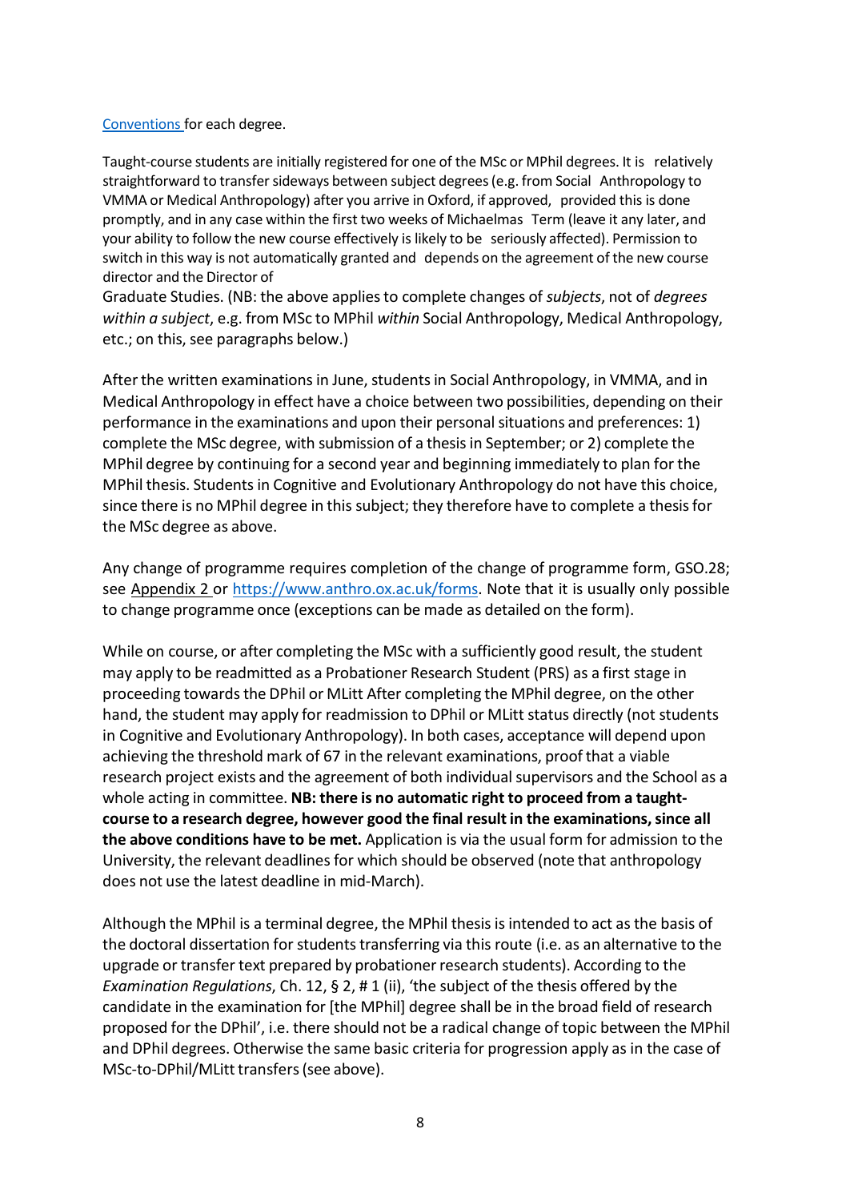[Conventions ](#)for each degree.

Taught-course students are initially registered for one of the MSc or MPhil degrees. It is relatively straightforward to transfer sideways between subject degrees (e.g. from Social Anthropology to VMMA or Medical Anthropology) after you arrive in Oxford, if approved, provided this is done promptly, and in any case within the first two weeks of Michaelmas Term (leave it any later, and your ability to follow the new course effectively is likely to be seriously affected). Permission to switch in this way is not automatically granted and depends on the agreement of the new course director and the Director of Graduate Studies. (NB: the above applies to complete changes of *subjects*, not of *degrees within a subject*, e.g. from MSc to MPhil *within* Social Anthropology, Medical Anthropology, etc.; on this, see paragraphs below.)

After the written examinations in June, students in Social Anthropology, in VMMA, and in Medical Anthropology in effect have a choice between two possibilities, depending on their performance in the examinations and upon their personal situations and preferences: 1) complete the MSc degree, with submission of a thesis in September; or 2) complete the MPhil degree by continuing for a second year and beginning immediately to plan for the MPhil thesis. Students in Cognitive and Evolutionary Anthropology do not have this choice, since there is no MPhil degree in this subject; they therefore have to complete a thesis for the MSc degree as above.

Any change of programme requires completion of the change of programme form, GSO.28; see Appendix 2 or [https://www.anthro.ox.ac.uk/forms](https://www.anthro.ox.ac.uk/forms). Note that it is usually only possible to change programme once (exceptions can be made as detailed on the form).

While on course, or after completing the MSc with a sufficiently good result, the student may apply to be readmitted as a Probationer Research Student (PRS) as a first stage in proceeding towards the DPhil or MLitt After completing the MPhil degree, on the other hand, the student may apply for readmission to DPhil or MLitt status directly (not students in Cognitive and Evolutionary Anthropology). In both cases, acceptance will depend upon achieving the threshold mark of 67 in the relevant examinations, proof that a viable research project exists and the agreement of both individual supervisors and the School as a whole acting in committee. **NB: there is no automatic right to proceed from a taught-course to a research degree, however good the final result in the examinations, since all the above conditions have to be met.** Application is via the usual form for admission to the University, the relevant deadlines for which should be observed (note that anthropology does not use the latest deadline in mid-March).

Although the MPhil is a terminal degree, the MPhil thesis is intended to act as the basis of the doctoral dissertation for students transferring via this route (i.e. as an alternative to the upgrade or transfer text prepared by probationer research students). According to the *Examination Regulations*, Ch. 12, § 2, # 1 (ii), 'the subject of the thesis offered by the candidate in the examination for [the MPhil] degree shall be in the broad field of research proposed for the DPhil', i.e. there should not be a radical change of topic between the MPhil and DPhil degrees. Otherwise the same basic criteria for progression apply as in the case of MSc-to-DPhil/MLitt transfers (see above).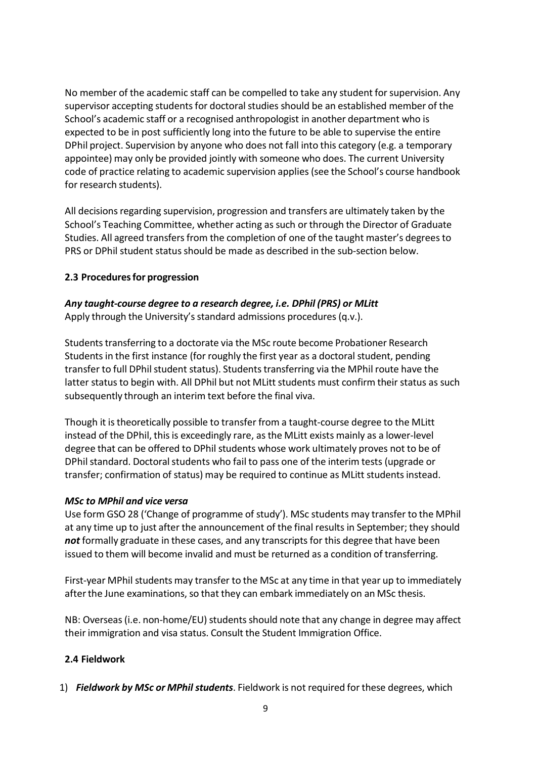No member of the academic staff can be compelled to take any student for supervision. Any supervisor accepting students for doctoral studies should be an established member of the School's academic staff or a recognised anthropologist in another department who is expected to be in post sufficiently long into the future to be able to supervise the entire DPhil project. Supervision by anyone who does not fall into this category (e.g. a temporary appointee) may only be provided jointly with someone who does. The current University code of practice relating to academic supervision applies (see the School's course handbook for research students).

All decisions regarding supervision, progression and transfers are ultimately taken by the School's Teaching Committee, whether acting as such or through the Director of Graduate Studies. All agreed transfers from the completion of one of the taught master's degrees to PRS or DPhil student status should be made as described in the sub-section below.

### 2.3 Procedures for progression

***Any taught-course degree to a research degree, i.e. DPhil (PRS) or MLitt***
Apply through the University's standard admissions procedures (q.v.).

Students transferring to a doctorate via the MSc route become Probationer Research Students in the first instance (for roughly the first year as a doctoral student, pending transfer to full DPhil student status). Students transferring via the MPhil route have the latter status to begin with. All DPhil but not MLitt students must confirm their status as such subsequently through an interim text before the final viva.

Though it is theoretically possible to transfer from a taught-course degree to the MLitt instead of the DPhil, this is exceedingly rare, as the MLitt exists mainly as a lower-level degree that can be offered to DPhil students whose work ultimately proves not to be of DPhil standard. Doctoral students who fail to pass one of the interim tests (upgrade or transfer; confirmation of status) may be required to continue as MLitt students instead.

***MSc to MPhil and vice versa***
Use form GSO 28 ('Change of programme of study'). MSc students may transfer to the MPhil at any time up to just after the announcement of the final results in September; they should ***not*** formally graduate in these cases, and any transcripts for this degree that have been issued to them will become invalid and must be returned as a condition of transferring.

First-year MPhil students may transfer to the MSc at any time in that year up to immediately after the June examinations, so that they can embark immediately on an MSc thesis.

NB: Overseas (i.e. non-home/EU) students should note that any change in degree may affect their immigration and visa status. Consult the Student Immigration Office.

### 2.4 Fieldwork

1) ***Fieldwork by MSc or MPhil students***. Fieldwork is not required for these degrees, which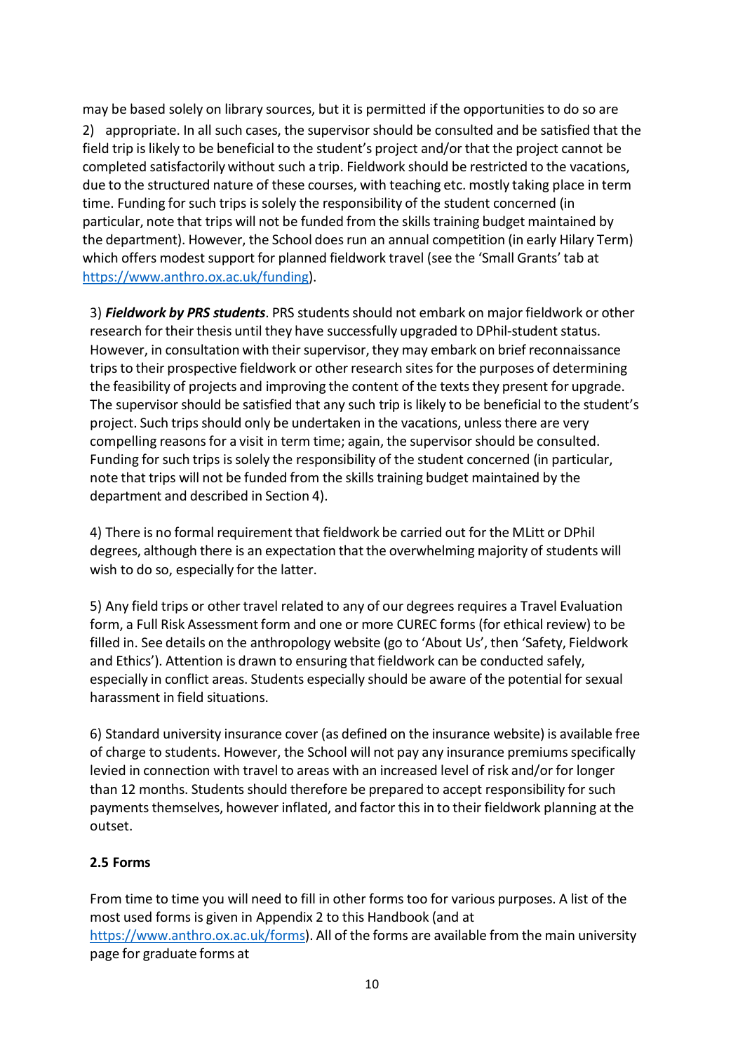may be based solely on library sources, but it is permitted if the opportunities to do so are

2) appropriate. In all such cases, the supervisor should be consulted and be satisfied that the field trip is likely to be beneficial to the student's project and/or that the project cannot be completed satisfactorily without such a trip. Fieldwork should be restricted to the vacations, due to the structured nature of these courses, with teaching etc. mostly taking place in term time. Funding for such trips is solely the responsibility of the student concerned (in particular, note that trips will not be funded from the skills training budget maintained by the department). However, the School does run an annual competition (in early Hilary Term) which offers modest support for planned fieldwork travel (see the 'Small Grants' tab at https://www.anthro.ox.ac.uk/funding).

3) ***Fieldwork by PRS students***. PRS students should not embark on major fieldwork or other research for their thesis until they have successfully upgraded to DPhil-student status. However, in consultation with their supervisor, they may embark on brief reconnaissance trips to their prospective fieldwork or other research sites for the purposes of determining the feasibility of projects and improving the content of the texts they present for upgrade. The supervisor should be satisfied that any such trip is likely to be beneficial to the student's project. Such trips should only be undertaken in the vacations, unless there are very compelling reasons for a visit in term time; again, the supervisor should be consulted. Funding for such trips is solely the responsibility of the student concerned (in particular, note that trips will not be funded from the skills training budget maintained by the department and described in Section 4).

4) There is no formal requirement that fieldwork be carried out for the MLitt or DPhil degrees, although there is an expectation that the overwhelming majority of students will wish to do so, especially for the latter.

5) Any field trips or other travel related to any of our degrees requires a Travel Evaluation form, a Full Risk Assessment form and one or more CUREC forms (for ethical review) to be filled in. See details on the anthropology website (go to 'About Us', then 'Safety, Fieldwork and Ethics'). Attention is drawn to ensuring that fieldwork can be conducted safely, especially in conflict areas. Students especially should be aware of the potential for sexual harassment in field situations.

6) Standard university insurance cover (as defined on the insurance website) is available free of charge to students. However, the School will not pay any insurance premiums specifically levied in connection with travel to areas with an increased level of risk and/or for longer than 12 months. Students should therefore be prepared to accept responsibility for such payments themselves, however inflated, and factor this in to their fieldwork planning at the outset.

### 2.5 Forms

From time to time you will need to fill in other forms too for various purposes. A list of the most used forms is given in Appendix 2 to this Handbook (and at https://www.anthro.ox.ac.uk/forms). All of the forms are available from the main university page for graduate forms at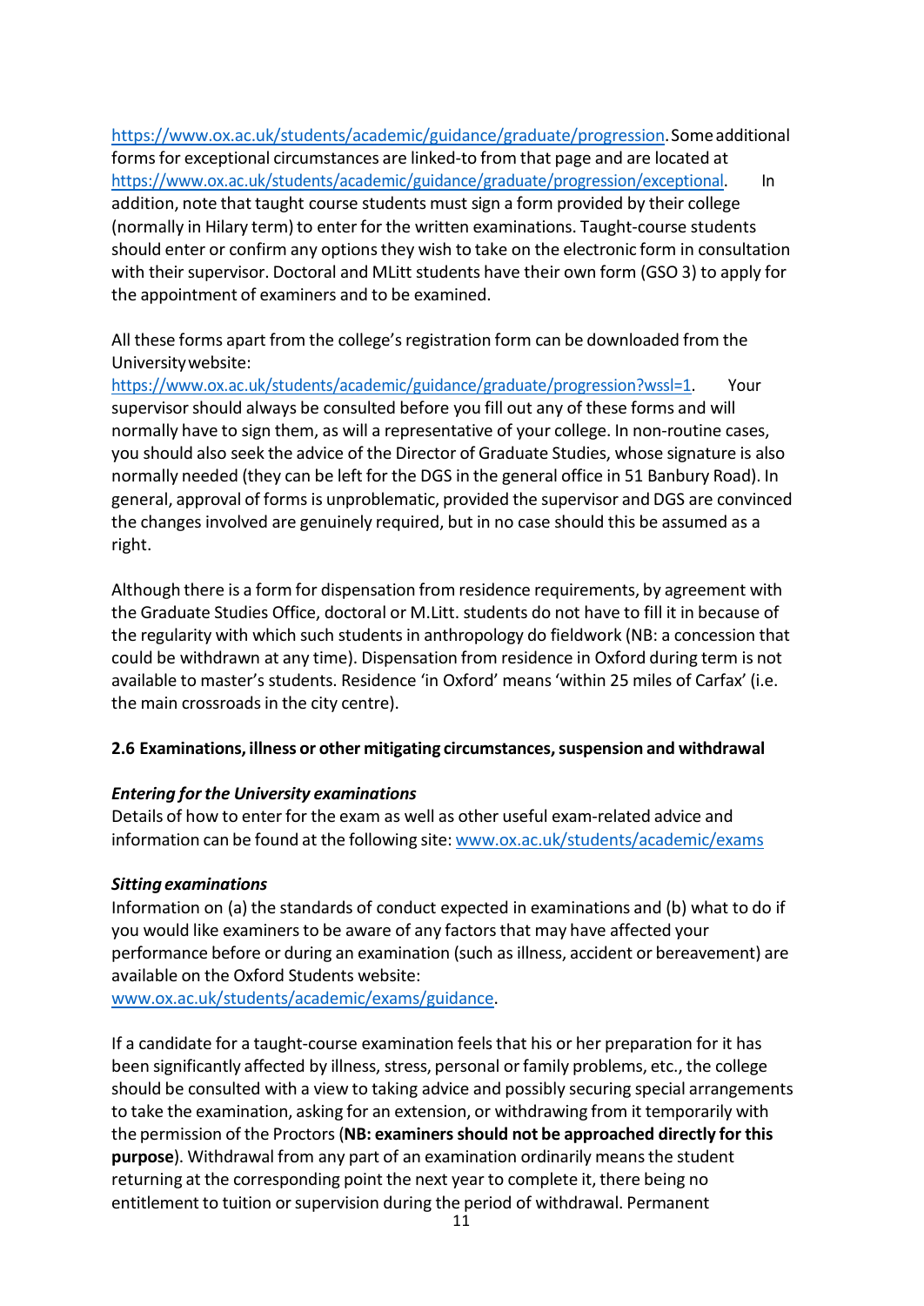https://www.ox.ac.uk/students/academic/guidance/graduate/progression. Some additional forms for exceptional circumstances are linked-to from that page and are located at https://www.ox.ac.uk/students/academic/guidance/graduate/progression/exceptional. In addition, note that taught course students must sign a form provided by their college (normally in Hilary term) to enter for the written examinations. Taught-course students should enter or confirm any options they wish to take on the electronic form in consultation with their supervisor. Doctoral and MLitt students have their own form (GSO 3) to apply for the appointment of examiners and to be examined.

All these forms apart from the college's registration form can be downloaded from the University website: https://www.ox.ac.uk/students/academic/guidance/graduate/progression?wssl=1. Your supervisor should always be consulted before you fill out any of these forms and will normally have to sign them, as will a representative of your college. In non-routine cases, you should also seek the advice of the Director of Graduate Studies, whose signature is also normally needed (they can be left for the DGS in the general office in 51 Banbury Road). In general, approval of forms is unproblematic, provided the supervisor and DGS are convinced the changes involved are genuinely required, but in no case should this be assumed as a right.

Although there is a form for dispensation from residence requirements, by agreement with the Graduate Studies Office, doctoral or M.Litt. students do not have to fill it in because of the regularity with which such students in anthropology do fieldwork (NB: a concession that could be withdrawn at any time). Dispensation from residence in Oxford during term is not available to master's students. Residence 'in Oxford' means 'within 25 miles of Carfax' (i.e. the main crossroads in the city centre).

### 2.6 Examinations, illness or other mitigating circumstances, suspension and withdrawal

***Entering for the University examinations***

Details of how to enter for the exam as well as other useful exam-related advice and information can be found at the following site: www.ox.ac.uk/students/academic/exams

***Sitting examinations***

Information on (a) the standards of conduct expected in examinations and (b) what to do if you would like examiners to be aware of any factors that may have affected your performance before or during an examination (such as illness, accident or bereavement) are available on the Oxford Students website: www.ox.ac.uk/students/academic/exams/guidance.

If a candidate for a taught-course examination feels that his or her preparation for it has been significantly affected by illness, stress, personal or family problems, etc., the college should be consulted with a view to taking advice and possibly securing special arrangements to take the examination, asking for an extension, or withdrawing from it temporarily with the permission of the Proctors (**NB: examiners should not be approached directly for this purpose**). Withdrawal from any part of an examination ordinarily means the student returning at the corresponding point the next year to complete it, there being no entitlement to tuition or supervision during the period of withdrawal. Permanent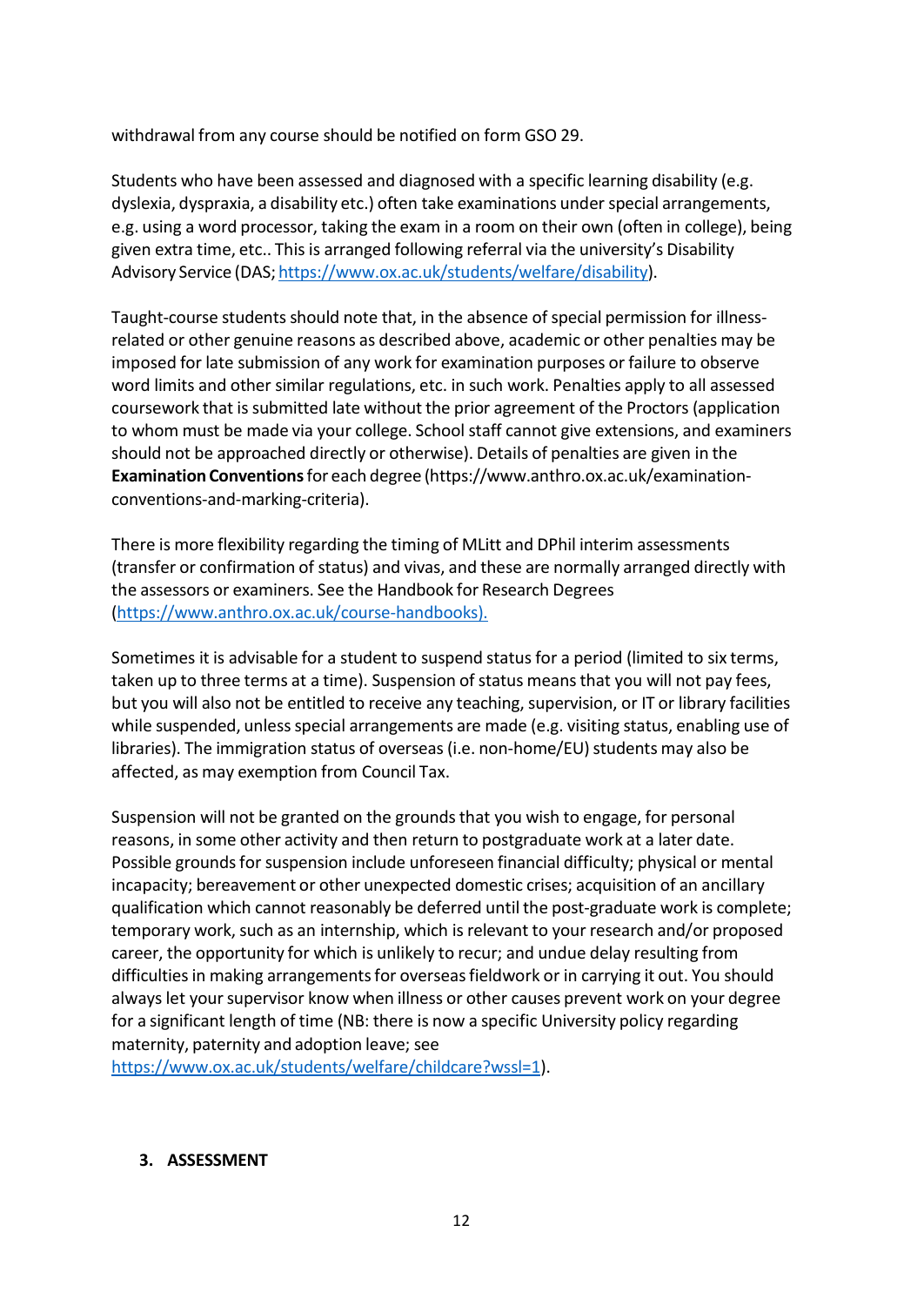withdrawal from any course should be notified on form GSO 29.

Students who have been assessed and diagnosed with a specific learning disability (e.g. dyslexia, dyspraxia, a disability etc.) often take examinations under special arrangements, e.g. using a word processor, taking the exam in a room on their own (often in college), being given extra time, etc.. This is arranged following referral via the university's Disability Advisory Service (DAS; https://www.ox.ac.uk/students/welfare/disability).

Taught-course students should note that, in the absence of special permission for illness-related or other genuine reasons as described above, academic or other penalties may be imposed for late submission of any work for examination purposes or failure to observe word limits and other similar regulations, etc. in such work. Penalties apply to all assessed coursework that is submitted late without the prior agreement of the Proctors (application to whom must be made via your college. School staff cannot give extensions, and examiners should not be approached directly or otherwise). Details of penalties are given in the **Examination Conventions** for each degree (https://www.anthro.ox.ac.uk/examination-conventions-and-marking-criteria).

There is more flexibility regarding the timing of MLitt and DPhil interim assessments (transfer or confirmation of status) and vivas, and these are normally arranged directly with the assessors or examiners. See the Handbook for Research Degrees (https://www.anthro.ox.ac.uk/course-handbooks).

Sometimes it is advisable for a student to suspend status for a period (limited to six terms, taken up to three terms at a time). Suspension of status means that you will not pay fees, but you will also not be entitled to receive any teaching, supervision, or IT or library facilities while suspended, unless special arrangements are made (e.g. visiting status, enabling use of libraries). The immigration status of overseas (i.e. non-home/EU) students may also be affected, as may exemption from Council Tax.

Suspension will not be granted on the grounds that you wish to engage, for personal reasons, in some other activity and then return to postgraduate work at a later date. Possible grounds for suspension include unforeseen financial difficulty; physical or mental incapacity; bereavement or other unexpected domestic crises; acquisition of an ancillary qualification which cannot reasonably be deferred until the post-graduate work is complete; temporary work, such as an internship, which is relevant to your research and/or proposed career, the opportunity for which is unlikely to recur; and undue delay resulting from difficulties in making arrangements for overseas fieldwork or in carrying it out. You should always let your supervisor know when illness or other causes prevent work on your degree for a significant length of time (NB: there is now a specific University policy regarding maternity, paternity and adoption leave; see https://www.ox.ac.uk/students/welfare/childcare?wssl=1).

## 3. ASSESSMENT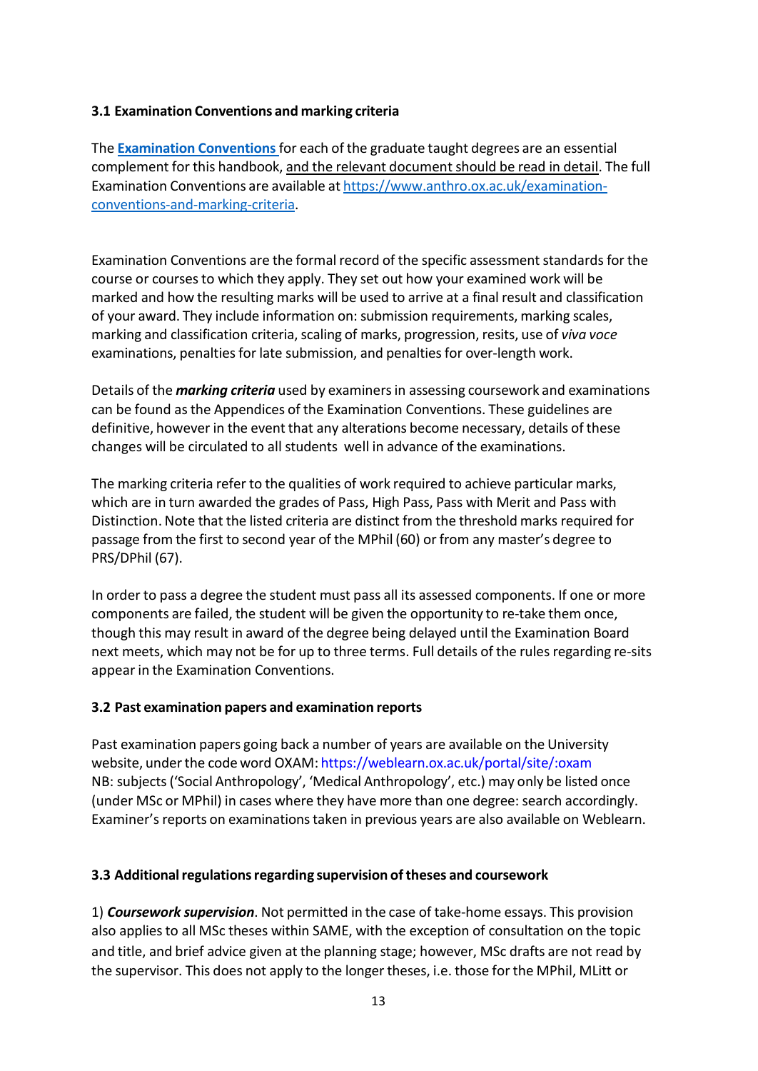### 3.1 Examination Conventions and marking criteria

The **[Examination Conventions](https://www.anthro.ox.ac.uk/examination-conventions-and-marking-criteria)** for each of the graduate taught degrees are an essential complement for this handbook, and the relevant document should be read in detail. The full Examination Conventions are available at [https://www.anthro.ox.ac.uk/examination-conventions-and-marking-criteria](https://www.anthro.ox.ac.uk/examination-conventions-and-marking-criteria).

Examination Conventions are the formal record of the specific assessment standards for the course or courses to which they apply. They set out how your examined work will be marked and how the resulting marks will be used to arrive at a final result and classification of your award. They include information on: submission requirements, marking scales, marking and classification criteria, scaling of marks, progression, resits, use of *viva voce* examinations, penalties for late submission, and penalties for over-length work.

Details of the ***marking criteria*** used by examiners in assessing coursework and examinations can be found as the Appendices of the Examination Conventions. These guidelines are definitive, however in the event that any alterations become necessary, details of these changes will be circulated to all students well in advance of the examinations.

The marking criteria refer to the qualities of work required to achieve particular marks, which are in turn awarded the grades of Pass, High Pass, Pass with Merit and Pass with Distinction. Note that the listed criteria are distinct from the threshold marks required for passage from the first to second year of the MPhil (60) or from any master's degree to PRS/DPhil (67).

In order to pass a degree the student must pass all its assessed components. If one or more components are failed, the student will be given the opportunity to re-take them once, though this may result in award of the degree being delayed until the Examination Board next meets, which may not be for up to three terms. Full details of the rules regarding re-sits appear in the Examination Conventions.

### 3.2 Past examination papers and examination reports

Past examination papers going back a number of years are available on the University website, under the code word OXAM: https://weblearn.ox.ac.uk/portal/site/:oxam
NB: subjects ('Social Anthropology', 'Medical Anthropology', etc.) may only be listed once (under MSc or MPhil) in cases where they have more than one degree: search accordingly. Examiner's reports on examinations taken in previous years are also available on Weblearn.

### 3.3 Additional regulations regarding supervision of theses and coursework

1) ***Coursework supervision***. Not permitted in the case of take-home essays. This provision also applies to all MSc theses within SAME, with the exception of consultation on the topic and title, and brief advice given at the planning stage; however, MSc drafts are not read by the supervisor. This does not apply to the longer theses, i.e. those for the MPhil, MLitt or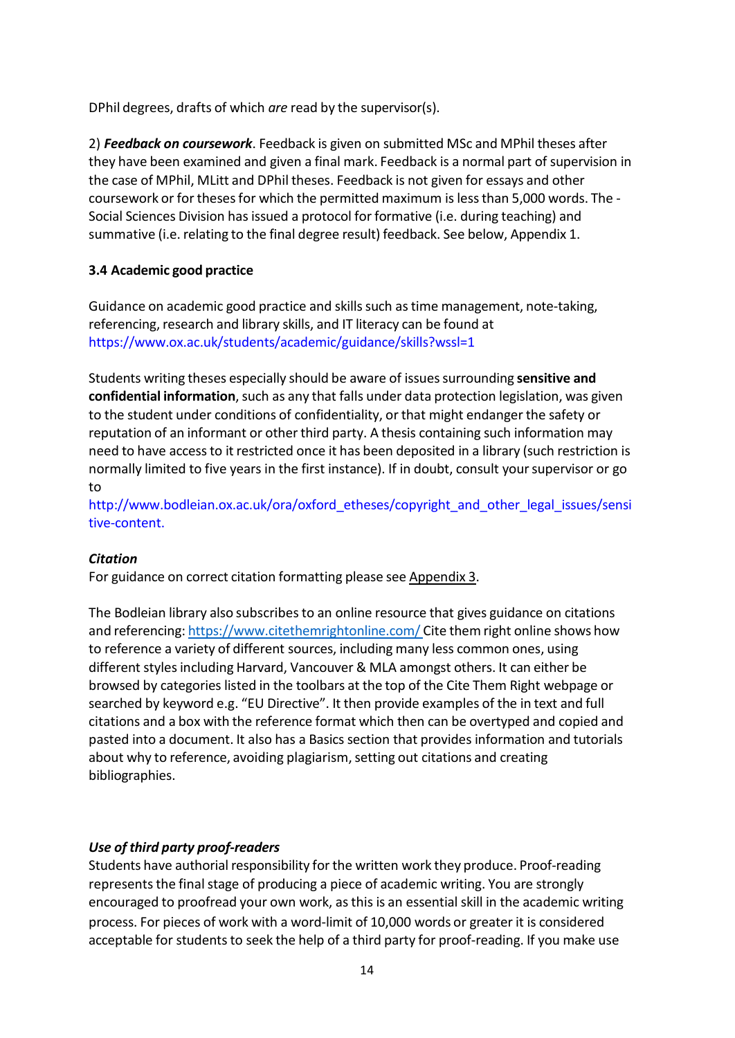DPhil degrees, drafts of which *are* read by the supervisor(s).

2) ***Feedback on coursework***. Feedback is given on submitted MSc and MPhil theses after they have been examined and given a final mark. Feedback is a normal part of supervision in the case of MPhil, MLitt and DPhil theses. Feedback is not given for essays and other coursework or for theses for which the permitted maximum is less than 5,000 words. The - Social Sciences Division has issued a protocol for formative (i.e. during teaching) and summative (i.e. relating to the final degree result) feedback. See below, Appendix 1.

### 3.4 Academic good practice

Guidance on academic good practice and skills such as time management, note-taking, referencing, research and library skills, and IT literacy can be found at https://www.ox.ac.uk/students/academic/guidance/skills?wssl=1

Students writing theses especially should be aware of issues surrounding **sensitive and confidential information**, such as any that falls under data protection legislation, was given to the student under conditions of confidentiality, or that might endanger the safety or reputation of an informant or other third party. A thesis containing such information may need to have access to it restricted once it has been deposited in a library (such restriction is normally limited to five years in the first instance). If in doubt, consult your supervisor or go to http://www.bodleian.ox.ac.uk/ora/oxford_etheses/copyright_and_other_legal_issues/sensitive-content.

***Citation***

For guidance on correct citation formatting please see Appendix 3.

The Bodleian library also subscribes to an online resource that gives guidance on citations and referencing: https://www.citethemrightonline.com/ Cite them right online shows how to reference a variety of different sources, including many less common ones, using different styles including Harvard, Vancouver & MLA amongst others. It can either be browsed by categories listed in the toolbars at the top of the Cite Them Right webpage or searched by keyword e.g. “EU Directive”. It then provide examples of the in text and full citations and a box with the reference format which then can be overtyped and copied and pasted into a document. It also has a Basics section that provides information and tutorials about why to reference, avoiding plagiarism, setting out citations and creating bibliographies.

***Use of third party proof-readers***

Students have authorial responsibility for the written work they produce. Proof-reading represents the final stage of producing a piece of academic writing. You are strongly encouraged to proofread your own work, as this is an essential skill in the academic writing process. For pieces of work with a word-limit of 10,000 words or greater it is considered acceptable for students to seek the help of a third party for proof-reading. If you make use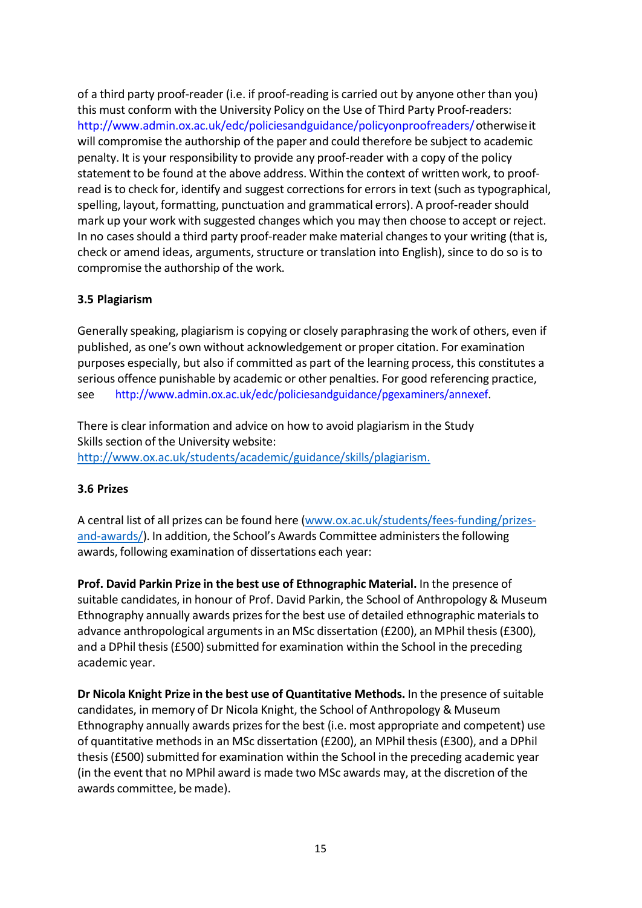of a third party proof-reader (i.e. if proof-reading is carried out by anyone other than you) this must conform with the University Policy on the Use of Third Party Proof-readers: http://www.admin.ox.ac.uk/edc/policiesandguidance/policyonproofreaders/ otherwise it will compromise the authorship of the paper and could therefore be subject to academic penalty. It is your responsibility to provide any proof-reader with a copy of the policy statement to be found at the above address. Within the context of written work, to proof-read is to check for, identify and suggest corrections for errors in text (such as typographical, spelling, layout, formatting, punctuation and grammatical errors). A proof-reader should mark up your work with suggested changes which you may then choose to accept or reject. In no cases should a third party proof-reader make material changes to your writing (that is, check or amend ideas, arguments, structure or translation into English), since to do so is to compromise the authorship of the work.

### 3.5 Plagiarism

Generally speaking, plagiarism is copying or closely paraphrasing the work of others, even if published, as one's own without acknowledgement or proper citation. For examination purposes especially, but also if committed as part of the learning process, this constitutes a serious offence punishable by academic or other penalties. For good referencing practice, see http://www.admin.ox.ac.uk/edc/policiesandguidance/pgexaminers/annexef.

There is clear information and advice on how to avoid plagiarism in the Study Skills section of the University website: http://www.ox.ac.uk/students/academic/guidance/skills/plagiarism.

### 3.6 Prizes

A central list of all prizes can be found here (www.ox.ac.uk/students/fees-funding/prizes-and-awards/). In addition, the School's Awards Committee administers the following awards, following examination of dissertations each year:

**Prof. David Parkin Prize in the best use of Ethnographic Material.** In the presence of suitable candidates, in honour of Prof. David Parkin, the School of Anthropology & Museum Ethnography annually awards prizes for the best use of detailed ethnographic materials to advance anthropological arguments in an MSc dissertation (£200), an MPhil thesis (£300), and a DPhil thesis (£500) submitted for examination within the School in the preceding academic year.

**Dr Nicola Knight Prize in the best use of Quantitative Methods.** In the presence of suitable candidates, in memory of Dr Nicola Knight, the School of Anthropology & Museum Ethnography annually awards prizes for the best (i.e. most appropriate and competent) use of quantitative methods in an MSc dissertation (£200), an MPhil thesis (£300), and a DPhil thesis (£500) submitted for examination within the School in the preceding academic year (in the event that no MPhil award is made two MSc awards may, at the discretion of the awards committee, be made).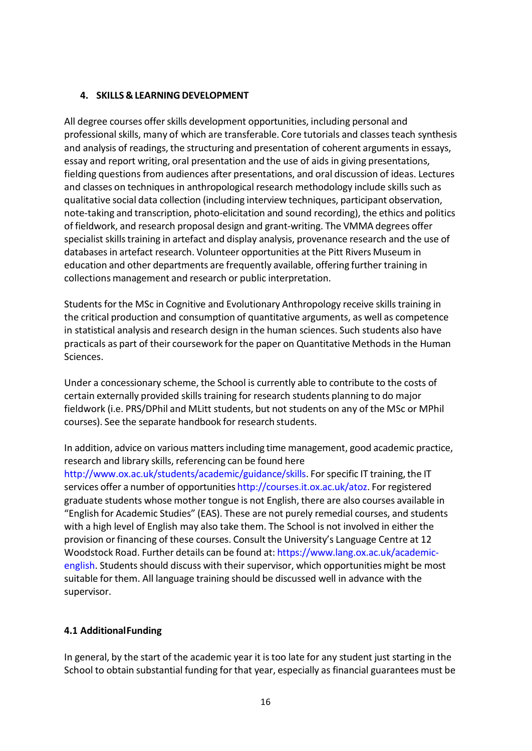## 4. SKILLS & LEARNING DEVELOPMENT

All degree courses offer skills development opportunities, including personal and professional skills, many of which are transferable. Core tutorials and classes teach synthesis and analysis of readings, the structuring and presentation of coherent arguments in essays, essay and report writing, oral presentation and the use of aids in giving presentations, fielding questions from audiences after presentations, and oral discussion of ideas. Lectures and classes on techniques in anthropological research methodology include skills such as qualitative social data collection (including interview techniques, participant observation, note-taking and transcription, photo-elicitation and sound recording), the ethics and politics of fieldwork, and research proposal design and grant-writing. The VMMA degrees offer specialist skills training in artefact and display analysis, provenance research and the use of databases in artefact research. Volunteer opportunities at the Pitt Rivers Museum in education and other departments are frequently available, offering further training in collections management and research or public interpretation.

Students for the MSc in Cognitive and Evolutionary Anthropology receive skills training in the critical production and consumption of quantitative arguments, as well as competence in statistical analysis and research design in the human sciences. Such students also have practicals as part of their coursework for the paper on Quantitative Methods in the Human Sciences.

Under a concessionary scheme, the School is currently able to contribute to the costs of certain externally provided skills training for research students planning to do major fieldwork (i.e. PRS/DPhil and MLitt students, but not students on any of the MSc or MPhil courses). See the separate handbook for research students.

In addition, advice on various matters including time management, good academic practice, research and library skills, referencing can be found here http://www.ox.ac.uk/students/academic/guidance/skills. For specific IT training, the IT services offer a number of opportunities http://courses.it.ox.ac.uk/atoz. For registered graduate students whose mother tongue is not English, there are also courses available in "English for Academic Studies" (EAS). These are not purely remedial courses, and students with a high level of English may also take them. The School is not involved in either the provision or financing of these courses. Consult the University's Language Centre at 12 Woodstock Road. Further details can be found at: https://www.lang.ox.ac.uk/academic-english. Students should discuss with their supervisor, which opportunities might be most suitable for them. All language training should be discussed well in advance with the supervisor.

### 4.1 Additional Funding

In general, by the start of the academic year it is too late for any student just starting in the School to obtain substantial funding for that year, especially as financial guarantees must be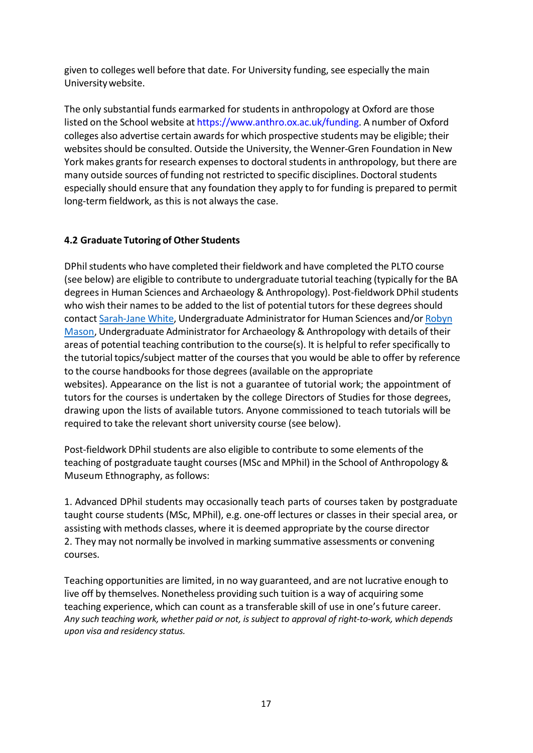given to colleges well before that date. For University funding, see especially the main University website.

The only substantial funds earmarked for students in anthropology at Oxford are those listed on the School website at https://www.anthro.ox.ac.uk/funding. A number of Oxford colleges also advertise certain awards for which prospective students may be eligible; their websites should be consulted. Outside the University, the Wenner-Gren Foundation in New York makes grants for research expenses to doctoral students in anthropology, but there are many outside sources of funding not restricted to specific disciplines. Doctoral students especially should ensure that any foundation they apply to for funding is prepared to permit long-term fieldwork, as this is not always the case.

### 4.2 Graduate Tutoring of Other Students

DPhil students who have completed their fieldwork and have completed the PLTO course (see below) are eligible to contribute to undergraduate tutorial teaching (typically for the BA degrees in Human Sciences and Archaeology & Anthropology). Post-fieldwork DPhil students who wish their names to be added to the list of potential tutors for these degrees should contact Sarah-Jane White, Undergraduate Administrator for Human Sciences and/or Robyn Mason, Undergraduate Administrator for Archaeology & Anthropology with details of their areas of potential teaching contribution to the course(s). It is helpful to refer specifically to the tutorial topics/subject matter of the courses that you would be able to offer by reference to the course handbooks for those degrees (available on the appropriate websites). Appearance on the list is not a guarantee of tutorial work; the appointment of tutors for the courses is undertaken by the college Directors of Studies for those degrees, drawing upon the lists of available tutors. Anyone commissioned to teach tutorials will be required to take the relevant short university course (see below).

Post-fieldwork DPhil students are also eligible to contribute to some elements of the teaching of postgraduate taught courses (MSc and MPhil) in the School of Anthropology & Museum Ethnography, as follows:

1. Advanced DPhil students may occasionally teach parts of courses taken by postgraduate taught course students (MSc, MPhil), e.g. one-off lectures or classes in their special area, or assisting with methods classes, where it is deemed appropriate by the course director
2. They may not normally be involved in marking summative assessments or convening courses.

Teaching opportunities are limited, in no way guaranteed, and are not lucrative enough to live off by themselves. Nonetheless providing such tuition is a way of acquiring some teaching experience, which can count as a transferable skill of use in one's future career. *Any such teaching work, whether paid or not, is subject to approval of right-to-work, which depends upon visa and residency status.*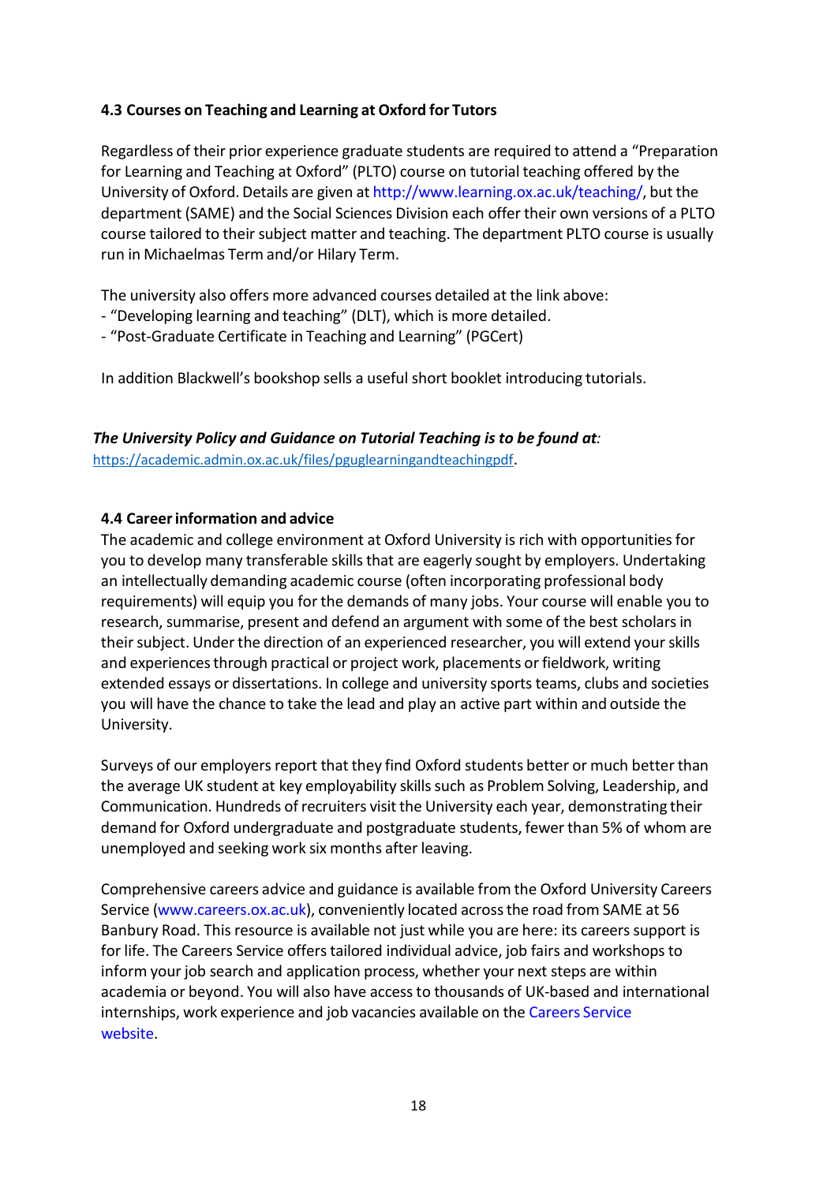### 4.3 Courses on Teaching and Learning at Oxford for Tutors

Regardless of their prior experience graduate students are required to attend a "Preparation for Learning and Teaching at Oxford" (PLTO) course on tutorial teaching offered by the University of Oxford. Details are given at http://www.learning.ox.ac.uk/teaching/, but the department (SAME) and the Social Sciences Division each offer their own versions of a PLTO course tailored to their subject matter and teaching. The department PLTO course is usually run in Michaelmas Term and/or Hilary Term.

The university also offers more advanced courses detailed at the link above:
- "Developing learning and teaching" (DLT), which is more detailed.
- "Post-Graduate Certificate in Teaching and Learning" (PGCert)

In addition Blackwell's bookshop sells a useful short booklet introducing tutorials.

***The University Policy and Guidance on Tutorial Teaching is to be found at:***
https://academic.admin.ox.ac.uk/files/pguglearningandteachingpdf.

### 4.4 Career information and advice

The academic and college environment at Oxford University is rich with opportunities for you to develop many transferable skills that are eagerly sought by employers. Undertaking an intellectually demanding academic course (often incorporating professional body requirements) will equip you for the demands of many jobs. Your course will enable you to research, summarise, present and defend an argument with some of the best scholars in their subject. Under the direction of an experienced researcher, you will extend your skills and experiences through practical or project work, placements or fieldwork, writing extended essays or dissertations. In college and university sports teams, clubs and societies you will have the chance to take the lead and play an active part within and outside the University.

Surveys of our employers report that they find Oxford students better or much better than the average UK student at key employability skills such as Problem Solving, Leadership, and Communication. Hundreds of recruiters visit the University each year, demonstrating their demand for Oxford undergraduate and postgraduate students, fewer than 5% of whom are unemployed and seeking work six months after leaving.

Comprehensive careers advice and guidance is available from the Oxford University Careers Service (www.careers.ox.ac.uk), conveniently located across the road from SAME at 56 Banbury Road. This resource is available not just while you are here: its careers support is for life. The Careers Service offers tailored individual advice, job fairs and workshops to inform your job search and application process, whether your next steps are within academia or beyond. You will also have access to thousands of UK-based and international internships, work experience and job vacancies available on the Careers Service website.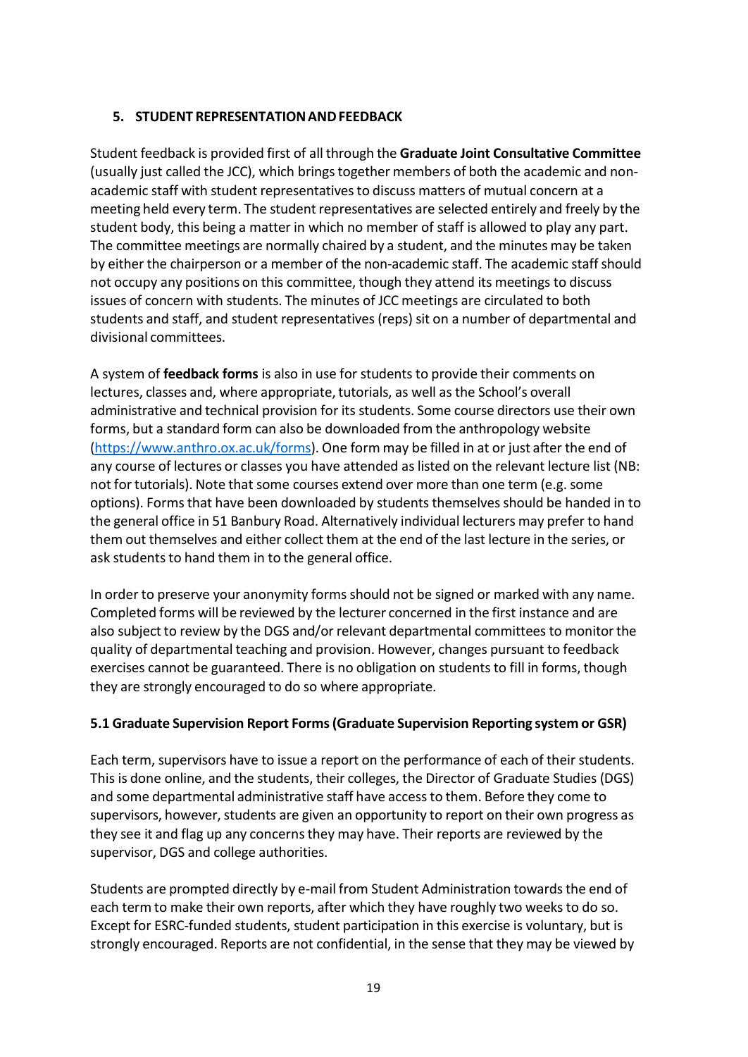## 5. STUDENT REPRESENTATION AND FEEDBACK

Student feedback is provided first of all through the **Graduate Joint Consultative Committee** (usually just called the JCC), which brings together members of both the academic and non-academic staff with student representatives to discuss matters of mutual concern at a meeting held every term. The student representatives are selected entirely and freely by the student body, this being a matter in which no member of staff is allowed to play any part. The committee meetings are normally chaired by a student, and the minutes may be taken by either the chairperson or a member of the non-academic staff. The academic staff should not occupy any positions on this committee, though they attend its meetings to discuss issues of concern with students. The minutes of JCC meetings are circulated to both students and staff, and student representatives (reps) sit on a number of departmental and divisional committees.

A system of **feedback forms** is also in use for students to provide their comments on lectures, classes and, where appropriate, tutorials, as well as the School's overall administrative and technical provision for its students. Some course directors use their own forms, but a standard form can also be downloaded from the anthropology website (https://www.anthro.ox.ac.uk/forms). One form may be filled in at or just after the end of any course of lectures or classes you have attended as listed on the relevant lecture list (NB: not for tutorials). Note that some courses extend over more than one term (e.g. some options). Forms that have been downloaded by students themselves should be handed in to the general office in 51 Banbury Road. Alternatively individual lecturers may prefer to hand them out themselves and either collect them at the end of the last lecture in the series, or ask students to hand them in to the general office.

In order to preserve your anonymity forms should not be signed or marked with any name. Completed forms will be reviewed by the lecturer concerned in the first instance and are also subject to review by the DGS and/or relevant departmental committees to monitor the quality of departmental teaching and provision. However, changes pursuant to feedback exercises cannot be guaranteed. There is no obligation on students to fill in forms, though they are strongly encouraged to do so where appropriate.

### 5.1 Graduate Supervision Report Forms (Graduate Supervision Reporting system or GSR)

Each term, supervisors have to issue a report on the performance of each of their students. This is done online, and the students, their colleges, the Director of Graduate Studies (DGS) and some departmental administrative staff have access to them. Before they come to supervisors, however, students are given an opportunity to report on their own progress as they see it and flag up any concerns they may have. Their reports are reviewed by the supervisor, DGS and college authorities.

Students are prompted directly by e-mail from Student Administration towards the end of each term to make their own reports, after which they have roughly two weeks to do so. Except for ESRC-funded students, student participation in this exercise is voluntary, but is strongly encouraged. Reports are not confidential, in the sense that they may be viewed by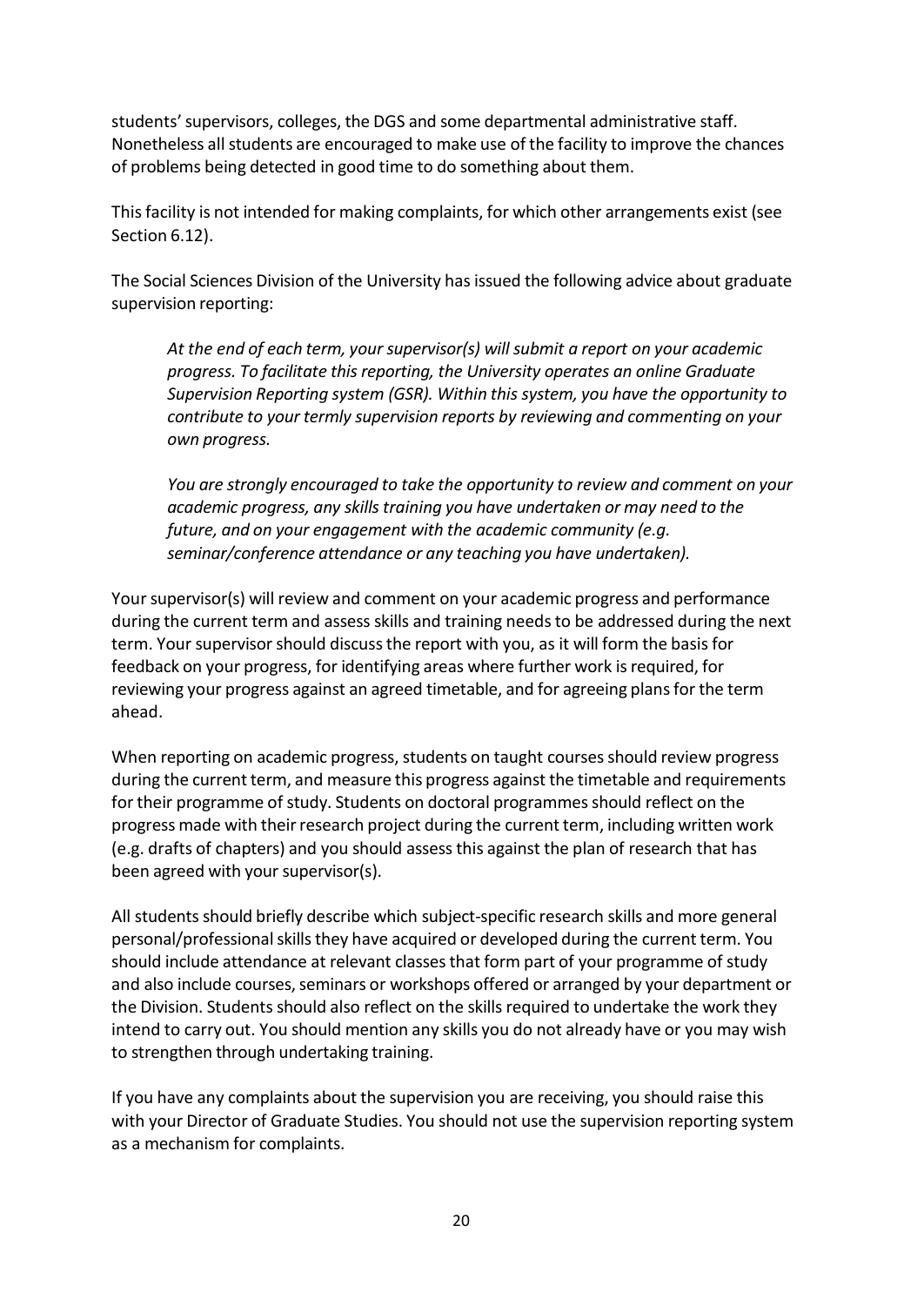students' supervisors, colleges, the DGS and some departmental administrative staff. Nonetheless all students are encouraged to make use of the facility to improve the chances of problems being detected in good time to do something about them.

This facility is not intended for making complaints, for which other arrangements exist (see Section 6.12).

The Social Sciences Division of the University has issued the following advice about graduate supervision reporting:

> *At the end of each term, your supervisor(s) will submit a report on your academic progress. To facilitate this reporting, the University operates an online Graduate Supervision Reporting system (GSR). Within this system, you have the opportunity to contribute to your termly supervision reports by reviewing and commenting on your own progress.*
>
> *You are strongly encouraged to take the opportunity to review and comment on your academic progress, any skills training you have undertaken or may need to the future, and on your engagement with the academic community (e.g. seminar/conference attendance or any teaching you have undertaken).*

Your supervisor(s) will review and comment on your academic progress and performance during the current term and assess skills and training needs to be addressed during the next term. Your supervisor should discuss the report with you, as it will form the basis for feedback on your progress, for identifying areas where further work is required, for reviewing your progress against an agreed timetable, and for agreeing plans for the term ahead.

When reporting on academic progress, students on taught courses should review progress during the current term, and measure this progress against the timetable and requirements for their programme of study. Students on doctoral programmes should reflect on the progress made with their research project during the current term, including written work (e.g. drafts of chapters) and you should assess this against the plan of research that has been agreed with your supervisor(s).

All students should briefly describe which subject-specific research skills and more general personal/professional skills they have acquired or developed during the current term. You should include attendance at relevant classes that form part of your programme of study and also include courses, seminars or workshops offered or arranged by your department or the Division. Students should also reflect on the skills required to undertake the work they intend to carry out. You should mention any skills you do not already have or you may wish to strengthen through undertaking training.

If you have any complaints about the supervision you are receiving, you should raise this with your Director of Graduate Studies. You should not use the supervision reporting system as a mechanism for complaints.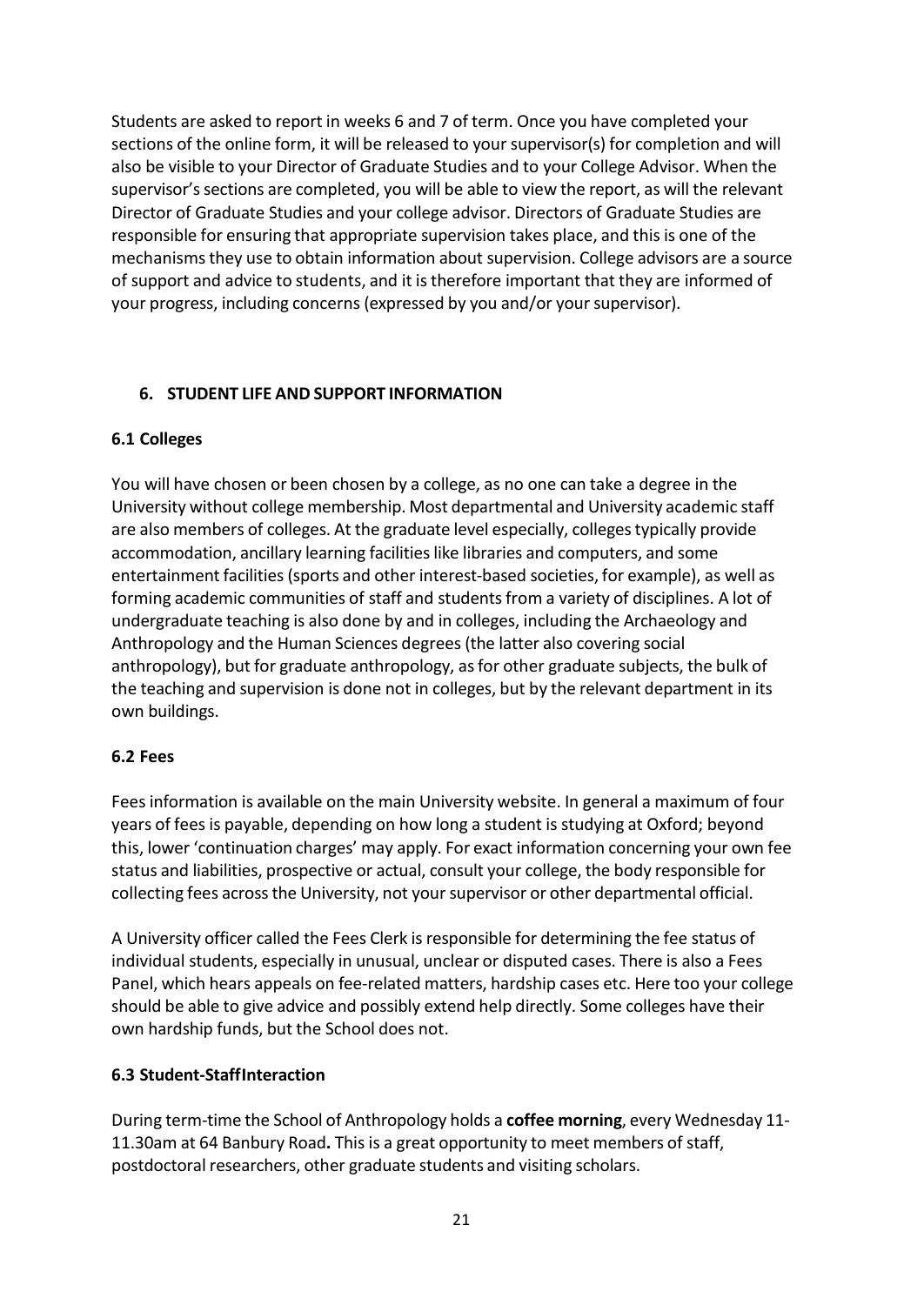Students are asked to report in weeks 6 and 7 of term. Once you have completed your sections of the online form, it will be released to your supervisor(s) for completion and will also be visible to your Director of Graduate Studies and to your College Advisor. When the supervisor's sections are completed, you will be able to view the report, as will the relevant Director of Graduate Studies and your college advisor. Directors of Graduate Studies are responsible for ensuring that appropriate supervision takes place, and this is one of the mechanisms they use to obtain information about supervision. College advisors are a source of support and advice to students, and it is therefore important that they are informed of your progress, including concerns (expressed by you and/or your supervisor).

## 6. STUDENT LIFE AND SUPPORT INFORMATION

### 6.1 Colleges

You will have chosen or been chosen by a college, as no one can take a degree in the University without college membership. Most departmental and University academic staff are also members of colleges. At the graduate level especially, colleges typically provide accommodation, ancillary learning facilities like libraries and computers, and some entertainment facilities (sports and other interest-based societies, for example), as well as forming academic communities of staff and students from a variety of disciplines. A lot of undergraduate teaching is also done by and in colleges, including the Archaeology and Anthropology and the Human Sciences degrees (the latter also covering social anthropology), but for graduate anthropology, as for other graduate subjects, the bulk of the teaching and supervision is done not in colleges, but by the relevant department in its own buildings.

### 6.2 Fees

Fees information is available on the main University website. In general a maximum of four years of fees is payable, depending on how long a student is studying at Oxford; beyond this, lower 'continuation charges' may apply. For exact information concerning your own fee status and liabilities, prospective or actual, consult your college, the body responsible for collecting fees across the University, not your supervisor or other departmental official.

A University officer called the Fees Clerk is responsible for determining the fee status of individual students, especially in unusual, unclear or disputed cases. There is also a Fees Panel, which hears appeals on fee-related matters, hardship cases etc. Here too your college should be able to give advice and possibly extend help directly. Some colleges have their own hardship funds, but the School does not.

### 6.3 Student-StaffInteraction

During term-time the School of Anthropology holds a **coffee morning**, every Wednesday 11-11.30am at 64 Banbury Road**.** This is a great opportunity to meet members of staff, postdoctoral researchers, other graduate students and visiting scholars.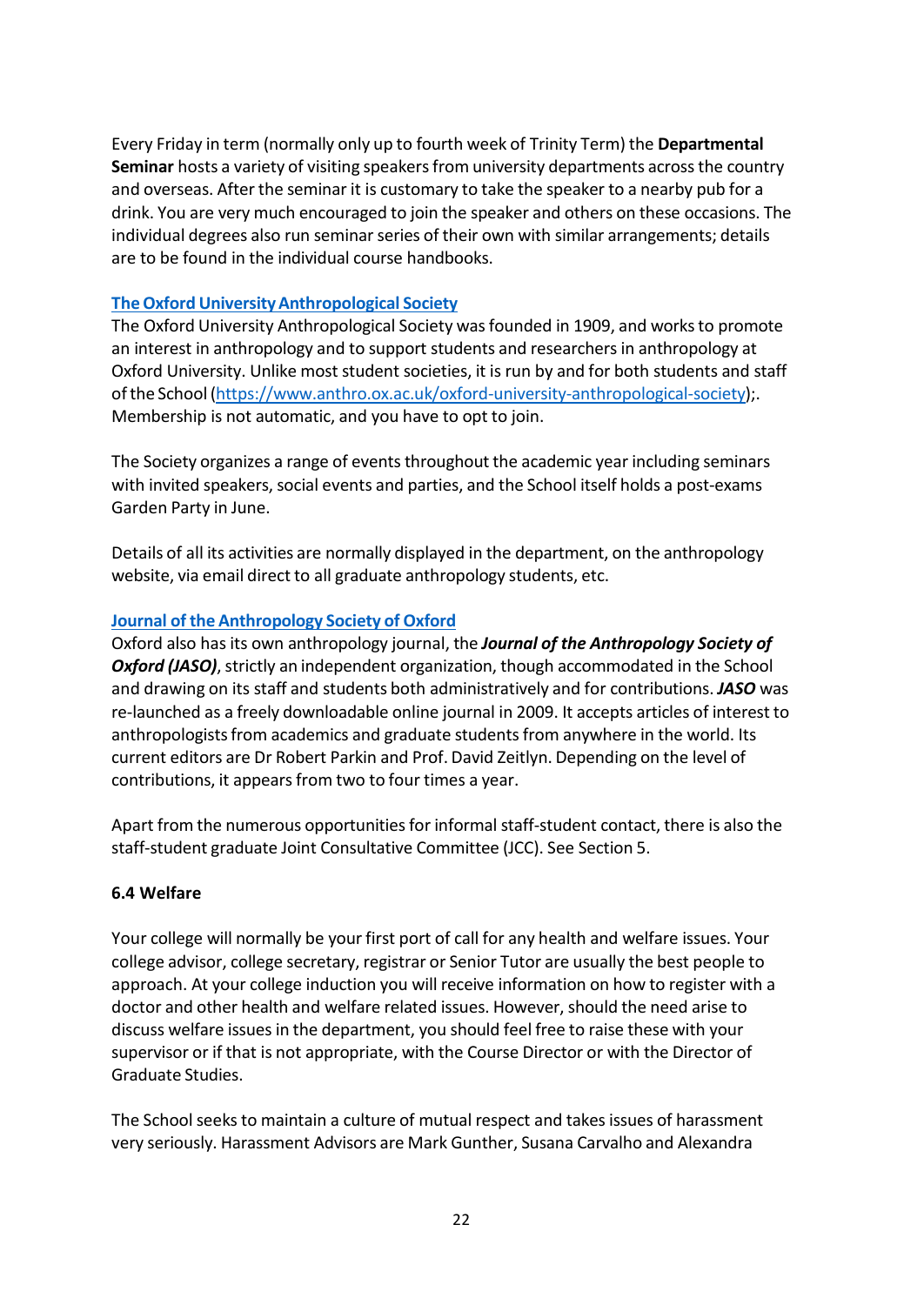Every Friday in term (normally only up to fourth week of Trinity Term) the **Departmental Seminar** hosts a variety of visiting speakers from university departments across the country and overseas. After the seminar it is customary to take the speaker to a nearby pub for a drink. You are very much encouraged to join the speaker and others on these occasions. The individual degrees also run seminar series of their own with similar arrangements; details are to be found in the individual course handbooks.

**The Oxford University Anthropological Society**

The Oxford University Anthropological Society was founded in 1909, and works to promote an interest in anthropology and to support students and researchers in anthropology at Oxford University. Unlike most student societies, it is run by and for both students and staff of the School (https://www.anthro.ox.ac.uk/oxford-university-anthropological-society);. Membership is not automatic, and you have to opt to join.

The Society organizes a range of events throughout the academic year including seminars with invited speakers, social events and parties, and the School itself holds a post-exams Garden Party in June.

Details of all its activities are normally displayed in the department, on the anthropology website, via email direct to all graduate anthropology students, etc.

**Journal of the Anthropology Society of Oxford**

Oxford also has its own anthropology journal, the ***Journal of the Anthropology Society of Oxford (JASO)***, strictly an independent organization, though accommodated in the School and drawing on its staff and students both administratively and for contributions. ***JASO*** was re-launched as a freely downloadable online journal in 2009. It accepts articles of interest to anthropologists from academics and graduate students from anywhere in the world. Its current editors are Dr Robert Parkin and Prof. David Zeitlyn. Depending on the level of contributions, it appears from two to four times a year.

Apart from the numerous opportunities for informal staff-student contact, there is also the staff-student graduate Joint Consultative Committee (JCC). See Section 5.

### 6.4 Welfare

Your college will normally be your first port of call for any health and welfare issues. Your college advisor, college secretary, registrar or Senior Tutor are usually the best people to approach. At your college induction you will receive information on how to register with a doctor and other health and welfare related issues. However, should the need arise to discuss welfare issues in the department, you should feel free to raise these with your supervisor or if that is not appropriate, with the Course Director or with the Director of Graduate Studies.

The School seeks to maintain a culture of mutual respect and takes issues of harassment very seriously. Harassment Advisors are Mark Gunther, Susana Carvalho and Alexandra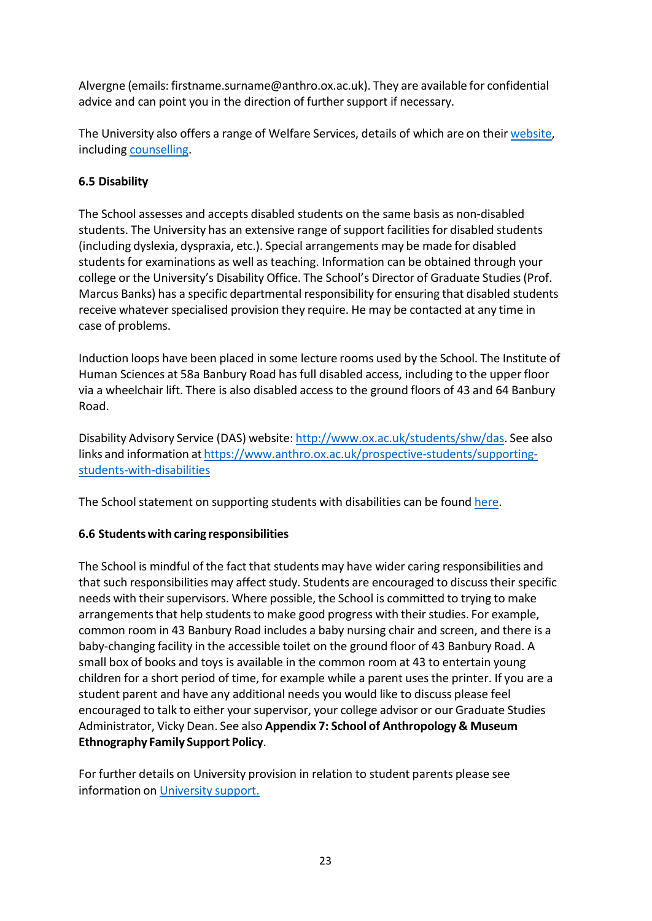Alvergne (emails: firstname.surname@anthro.ox.ac.uk). They are available for confidential advice and can point you in the direction of further support if necessary.

The University also offers a range of Welfare Services, details of which are on their website, including counselling.

**6.5 Disability**

The School assesses and accepts disabled students on the same basis as non-disabled students. The University has an extensive range of support facilities for disabled students (including dyslexia, dyspraxia, etc.). Special arrangements may be made for disabled students for examinations as well as teaching. Information can be obtained through your college or the University's Disability Office. The School's Director of Graduate Studies (Prof. Marcus Banks) has a specific departmental responsibility for ensuring that disabled students receive whatever specialised provision they require. He may be contacted at any time in case of problems.

Induction loops have been placed in some lecture rooms used by the School. The Institute of Human Sciences at 58a Banbury Road has full disabled access, including to the upper floor via a wheelchair lift. There is also disabled access to the ground floors of 43 and 64 Banbury Road.

Disability Advisory Service (DAS) website: http://www.ox.ac.uk/students/shw/das. See also links and information at https://www.anthro.ox.ac.uk/prospective-students/supporting-students-with-disabilities

The School statement on supporting students with disabilities can be found here.

**6.6 Students with caring responsibilities**

The School is mindful of the fact that students may have wider caring responsibilities and that such responsibilities may affect study. Students are encouraged to discuss their specific needs with their supervisors. Where possible, the School is committed to trying to make arrangements that help students to make good progress with their studies. For example, common room in 43 Banbury Road includes a baby nursing chair and screen, and there is a baby-changing facility in the accessible toilet on the ground floor of 43 Banbury Road. A small box of books and toys is available in the common room at 43 to entertain young children for a short period of time, for example while a parent uses the printer. If you are a student parent and have any additional needs you would like to discuss please feel encouraged to talk to either your supervisor, your college advisor or our Graduate Studies Administrator, Vicky Dean. See also **Appendix 7: School of Anthropology & Museum Ethnography Family Support Policy**.

For further details on University provision in relation to student parents please see information on University support.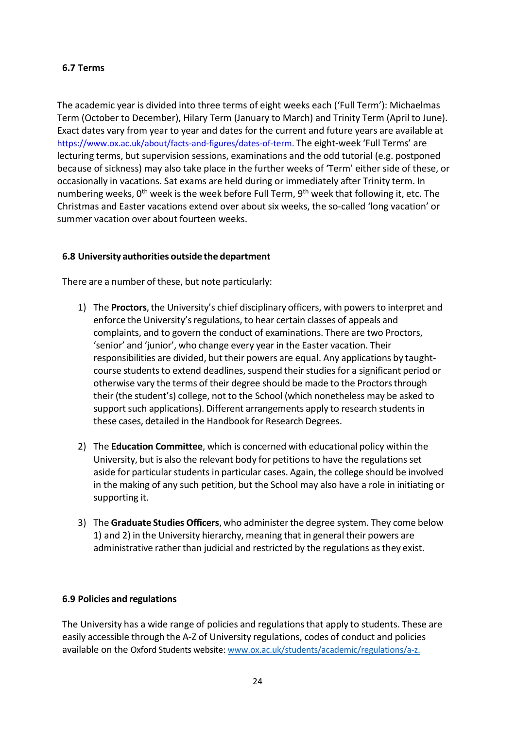### 6.7 Terms

The academic year is divided into three terms of eight weeks each ('Full Term'): Michaelmas Term (October to December), Hilary Term (January to March) and Trinity Term (April to June). Exact dates vary from year to year and dates for the current and future years are available at https://www.ox.ac.uk/about/facts-and-figures/dates-of-term. The eight-week 'Full Terms' are lecturing terms, but supervision sessions, examinations and the odd tutorial (e.g. postponed because of sickness) may also take place in the further weeks of 'Term' either side of these, or occasionally in vacations. Sat exams are held during or immediately after Trinity term. In numbering weeks, 0th week is the week before Full Term, 9th week that following it, etc. The Christmas and Easter vacations extend over about six weeks, the so-called 'long vacation' or summer vacation over about fourteen weeks.

### 6.8 University authorities outside the department

There are a number of these, but note particularly:

1) The **Proctors**, the University's chief disciplinary officers, with powers to interpret and enforce the University's regulations, to hear certain classes of appeals and complaints, and to govern the conduct of examinations. There are two Proctors, 'senior' and 'junior', who change every year in the Easter vacation. Their responsibilities are divided, but their powers are equal. Any applications by taught-course students to extend deadlines, suspend their studies for a significant period or otherwise vary the terms of their degree should be made to the Proctors through their (the student's) college, not to the School (which nonetheless may be asked to support such applications). Different arrangements apply to research students in these cases, detailed in the Handbook for Research Degrees.

2) The **Education Committee**, which is concerned with educational policy within the University, but is also the relevant body for petitions to have the regulations set aside for particular students in particular cases. Again, the college should be involved in the making of any such petition, but the School may also have a role in initiating or supporting it.

3) The **Graduate Studies Officers**, who administer the degree system. They come below 1) and 2) in the University hierarchy, meaning that in general their powers are administrative rather than judicial and restricted by the regulations as they exist.

### 6.9 Policies and regulations

The University has a wide range of policies and regulations that apply to students. These are easily accessible through the A-Z of University regulations, codes of conduct and policies available on the Oxford Students website: www.ox.ac.uk/students/academic/regulations/a-z.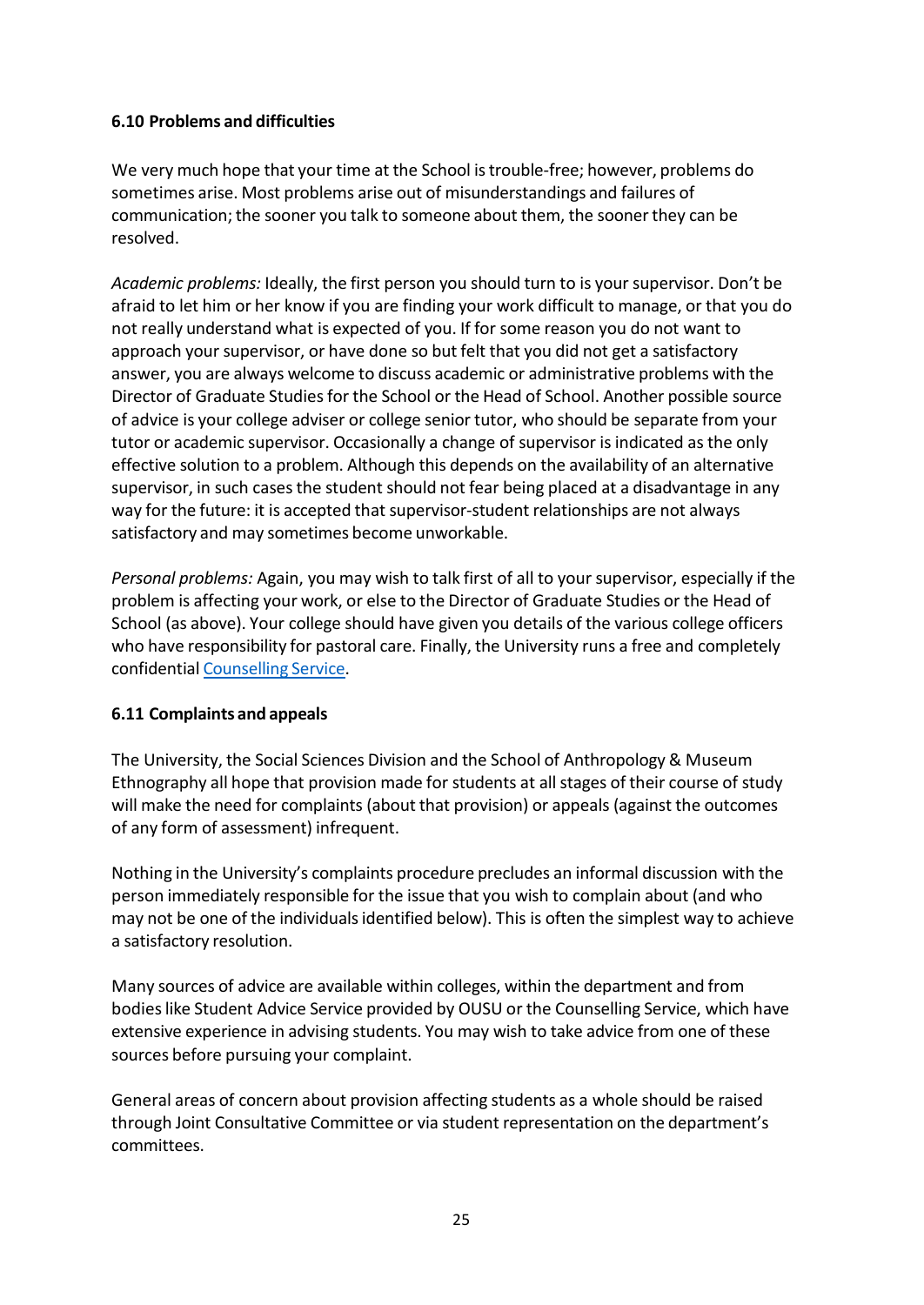### 6.10 Problems and difficulties

We very much hope that your time at the School is trouble-free; however, problems do sometimes arise. Most problems arise out of misunderstandings and failures of communication; the sooner you talk to someone about them, the sooner they can be resolved.

*Academic problems:* Ideally, the first person you should turn to is your supervisor. Don't be afraid to let him or her know if you are finding your work difficult to manage, or that you do not really understand what is expected of you. If for some reason you do not want to approach your supervisor, or have done so but felt that you did not get a satisfactory answer, you are always welcome to discuss academic or administrative problems with the Director of Graduate Studies for the School or the Head of School. Another possible source of advice is your college adviser or college senior tutor, who should be separate from your tutor or academic supervisor. Occasionally a change of supervisor is indicated as the only effective solution to a problem. Although this depends on the availability of an alternative supervisor, in such cases the student should not fear being placed at a disadvantage in any way for the future: it is accepted that supervisor-student relationships are not always satisfactory and may sometimes become unworkable.

*Personal problems:* Again, you may wish to talk first of all to your supervisor, especially if the problem is affecting your work, or else to the Director of Graduate Studies or the Head of School (as above). Your college should have given you details of the various college officers who have responsibility for pastoral care. Finally, the University runs a free and completely confidential Counselling Service.

### 6.11 Complaints and appeals

The University, the Social Sciences Division and the School of Anthropology & Museum Ethnography all hope that provision made for students at all stages of their course of study will make the need for complaints (about that provision) or appeals (against the outcomes of any form of assessment) infrequent.

Nothing in the University's complaints procedure precludes an informal discussion with the person immediately responsible for the issue that you wish to complain about (and who may not be one of the individuals identified below). This is often the simplest way to achieve a satisfactory resolution.

Many sources of advice are available within colleges, within the department and from bodies like Student Advice Service provided by OUSU or the Counselling Service, which have extensive experience in advising students. You may wish to take advice from one of these sources before pursuing your complaint.

General areas of concern about provision affecting students as a whole should be raised through Joint Consultative Committee or via student representation on the department's committees.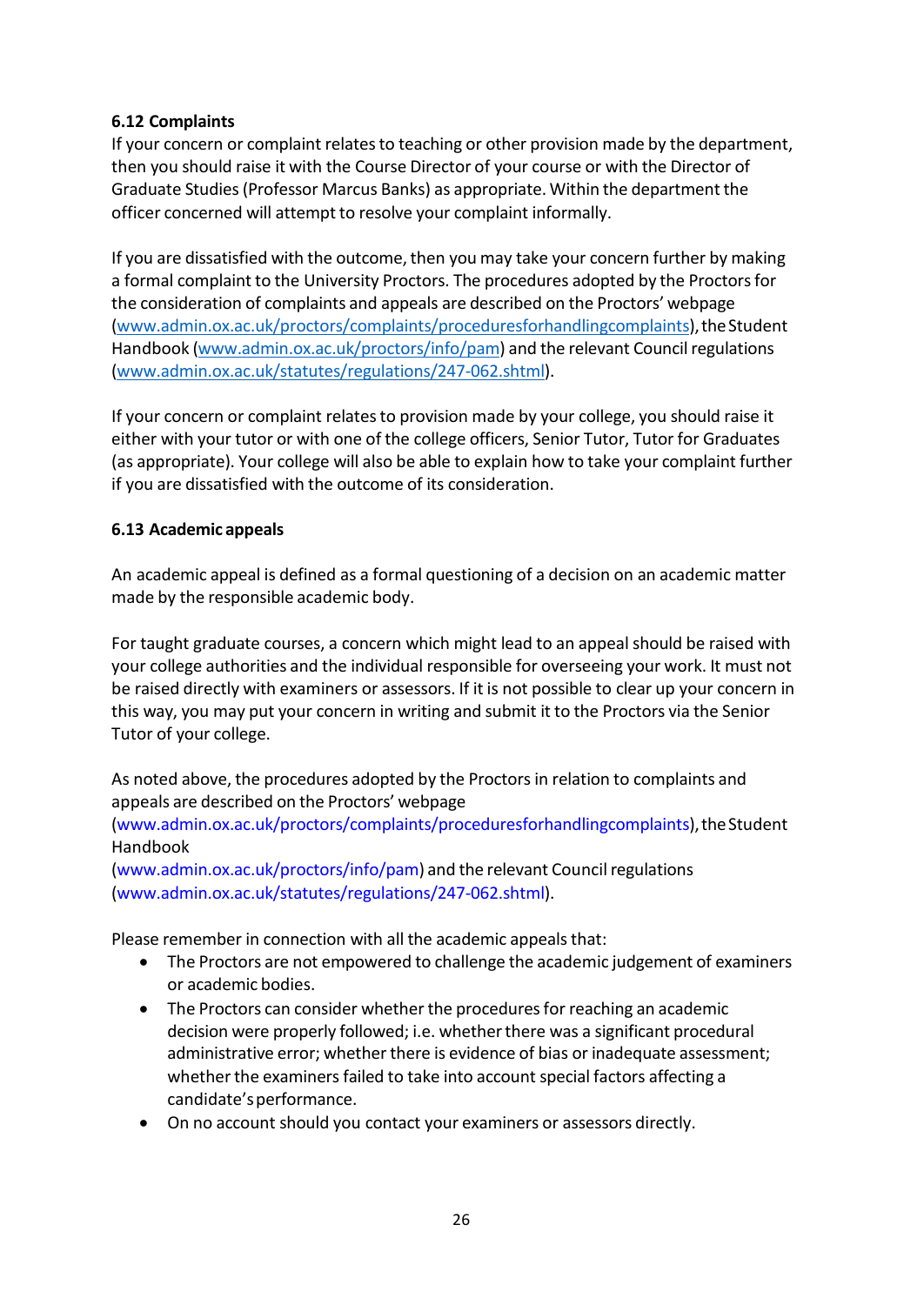### 6.12 Complaints

If your concern or complaint relates to teaching or other provision made by the department, then you should raise it with the Course Director of your course or with the Director of Graduate Studies (Professor Marcus Banks) as appropriate. Within the department the officer concerned will attempt to resolve your complaint informally.

If you are dissatisfied with the outcome, then you may take your concern further by making a formal complaint to the University Proctors. The procedures adopted by the Proctors for the consideration of complaints and appeals are described on the Proctors' webpage (www.admin.ox.ac.uk/proctors/complaints/proceduresforhandlingcomplaints), the Student Handbook (www.admin.ox.ac.uk/proctors/info/pam) and the relevant Council regulations (www.admin.ox.ac.uk/statutes/regulations/247-062.shtml).

If your concern or complaint relates to provision made by your college, you should raise it either with your tutor or with one of the college officers, Senior Tutor, Tutor for Graduates (as appropriate). Your college will also be able to explain how to take your complaint further if you are dissatisfied with the outcome of its consideration.

### 6.13 Academic appeals

An academic appeal is defined as a formal questioning of a decision on an academic matter made by the responsible academic body.

For taught graduate courses, a concern which might lead to an appeal should be raised with your college authorities and the individual responsible for overseeing your work. It must not be raised directly with examiners or assessors. If it is not possible to clear up your concern in this way, you may put your concern in writing and submit it to the Proctors via the Senior Tutor of your college.

As noted above, the procedures adopted by the Proctors in relation to complaints and appeals are described on the Proctors' webpage (www.admin.ox.ac.uk/proctors/complaints/proceduresforhandlingcomplaints), the Student Handbook (www.admin.ox.ac.uk/proctors/info/pam) and the relevant Council regulations (www.admin.ox.ac.uk/statutes/regulations/247-062.shtml).

Please remember in connection with all the academic appeals that:

- The Proctors are not empowered to challenge the academic judgement of examiners or academic bodies.
- The Proctors can consider whether the procedures for reaching an academic decision were properly followed; i.e. whether there was a significant procedural administrative error; whether there is evidence of bias or inadequate assessment; whether the examiners failed to take into account special factors affecting a candidate's performance.
- On no account should you contact your examiners or assessors directly.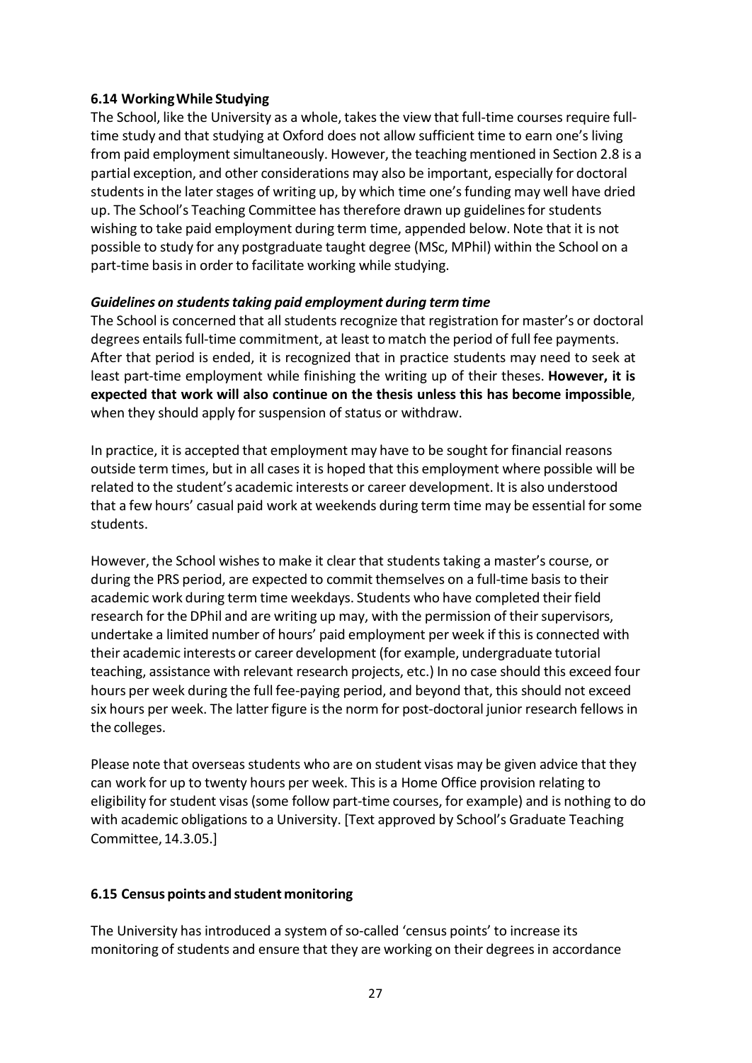### 6.14 Working While Studying

The School, like the University as a whole, takes the view that full-time courses require full-time study and that studying at Oxford does not allow sufficient time to earn one's living from paid employment simultaneously. However, the teaching mentioned in Section 2.8 is a partial exception, and other considerations may also be important, especially for doctoral students in the later stages of writing up, by which time one's funding may well have dried up. The School's Teaching Committee has therefore drawn up guidelines for students wishing to take paid employment during term time, appended below. Note that it is not possible to study for any postgraduate taught degree (MSc, MPhil) within the School on a part-time basis in order to facilitate working while studying.

***Guidelines on students taking paid employment during term time***

The School is concerned that all students recognize that registration for master's or doctoral degrees entails full-time commitment, at least to match the period of full fee payments. After that period is ended, it is recognized that in practice students may need to seek at least part-time employment while finishing the writing up of their theses. **However, it is expected that work will also continue on the thesis unless this has become impossible**, when they should apply for suspension of status or withdraw.

In practice, it is accepted that employment may have to be sought for financial reasons outside term times, but in all cases it is hoped that this employment where possible will be related to the student's academic interests or career development. It is also understood that a few hours' casual paid work at weekends during term time may be essential for some students.

However, the School wishes to make it clear that students taking a master's course, or during the PRS period, are expected to commit themselves on a full-time basis to their academic work during term time weekdays. Students who have completed their field research for the DPhil and are writing up may, with the permission of their supervisors, undertake a limited number of hours' paid employment per week if this is connected with their academic interests or career development (for example, undergraduate tutorial teaching, assistance with relevant research projects, etc.) In no case should this exceed four hours per week during the full fee-paying period, and beyond that, this should not exceed six hours per week. The latter figure is the norm for post-doctoral junior research fellows in the colleges.

Please note that overseas students who are on student visas may be given advice that they can work for up to twenty hours per week. This is a Home Office provision relating to eligibility for student visas (some follow part-time courses, for example) and is nothing to do with academic obligations to a University. [Text approved by School's Graduate Teaching Committee, 14.3.05.]

### 6.15 Census points and student monitoring

The University has introduced a system of so-called 'census points' to increase its monitoring of students and ensure that they are working on their degrees in accordance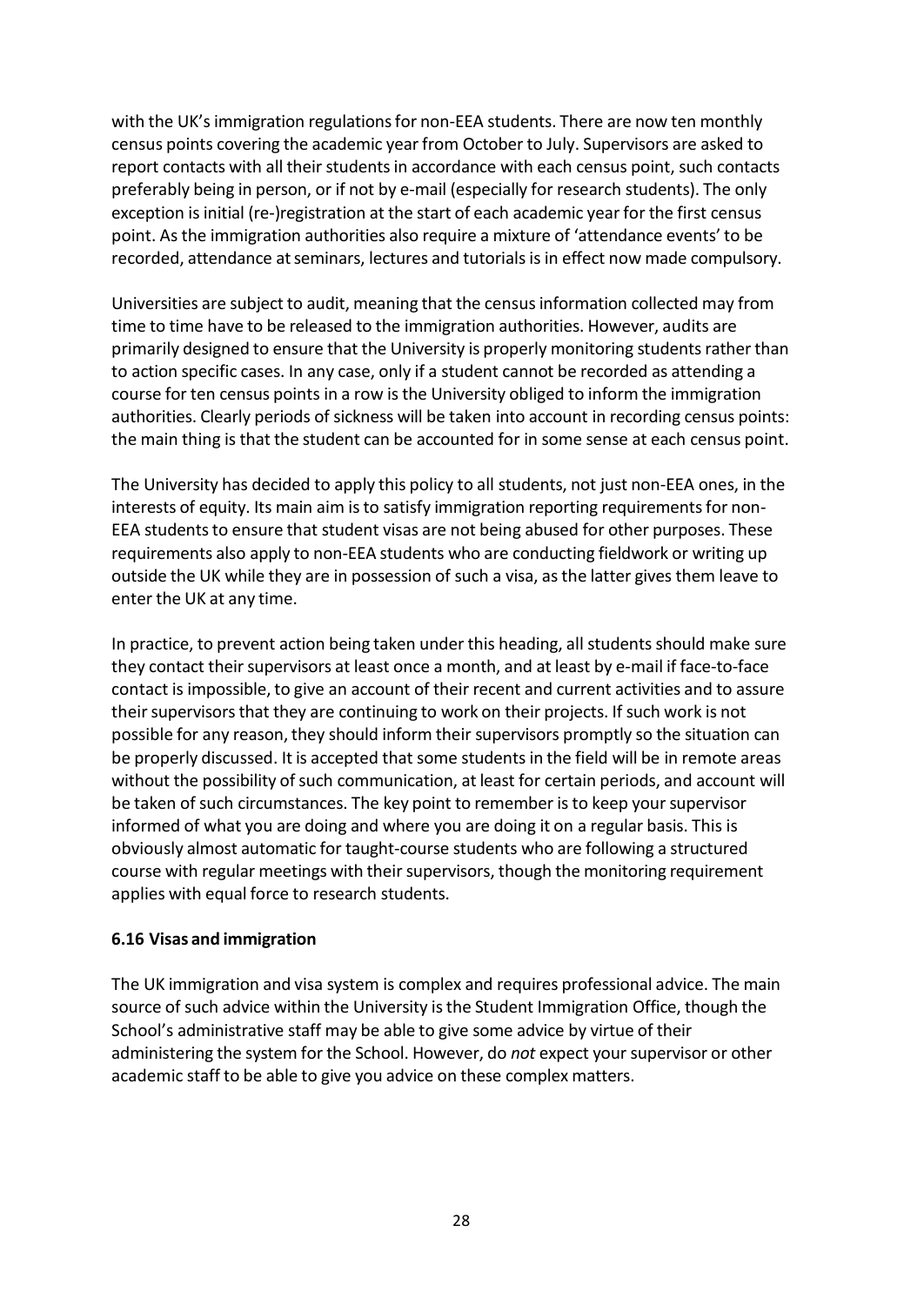with the UK's immigration regulations for non-EEA students. There are now ten monthly census points covering the academic year from October to July. Supervisors are asked to report contacts with all their students in accordance with each census point, such contacts preferably being in person, or if not by e-mail (especially for research students). The only exception is initial (re-)registration at the start of each academic year for the first census point. As the immigration authorities also require a mixture of 'attendance events' to be recorded, attendance at seminars, lectures and tutorials is in effect now made compulsory.

Universities are subject to audit, meaning that the census information collected may from time to time have to be released to the immigration authorities. However, audits are primarily designed to ensure that the University is properly monitoring students rather than to action specific cases. In any case, only if a student cannot be recorded as attending a course for ten census points in a row is the University obliged to inform the immigration authorities. Clearly periods of sickness will be taken into account in recording census points: the main thing is that the student can be accounted for in some sense at each census point.

The University has decided to apply this policy to all students, not just non-EEA ones, in the interests of equity. Its main aim is to satisfy immigration reporting requirements for non-EEA students to ensure that student visas are not being abused for other purposes. These requirements also apply to non-EEA students who are conducting fieldwork or writing up outside the UK while they are in possession of such a visa, as the latter gives them leave to enter the UK at any time.

In practice, to prevent action being taken under this heading, all students should make sure they contact their supervisors at least once a month, and at least by e-mail if face-to-face contact is impossible, to give an account of their recent and current activities and to assure their supervisors that they are continuing to work on their projects. If such work is not possible for any reason, they should inform their supervisors promptly so the situation can be properly discussed. It is accepted that some students in the field will be in remote areas without the possibility of such communication, at least for certain periods, and account will be taken of such circumstances. The key point to remember is to keep your supervisor informed of what you are doing and where you are doing it on a regular basis. This is obviously almost automatic for taught-course students who are following a structured course with regular meetings with their supervisors, though the monitoring requirement applies with equal force to research students.

### 6.16 Visas and immigration

The UK immigration and visa system is complex and requires professional advice. The main source of such advice within the University is the Student Immigration Office, though the School's administrative staff may be able to give some advice by virtue of their administering the system for the School. However, do *not* expect your supervisor or other academic staff to be able to give you advice on these complex matters.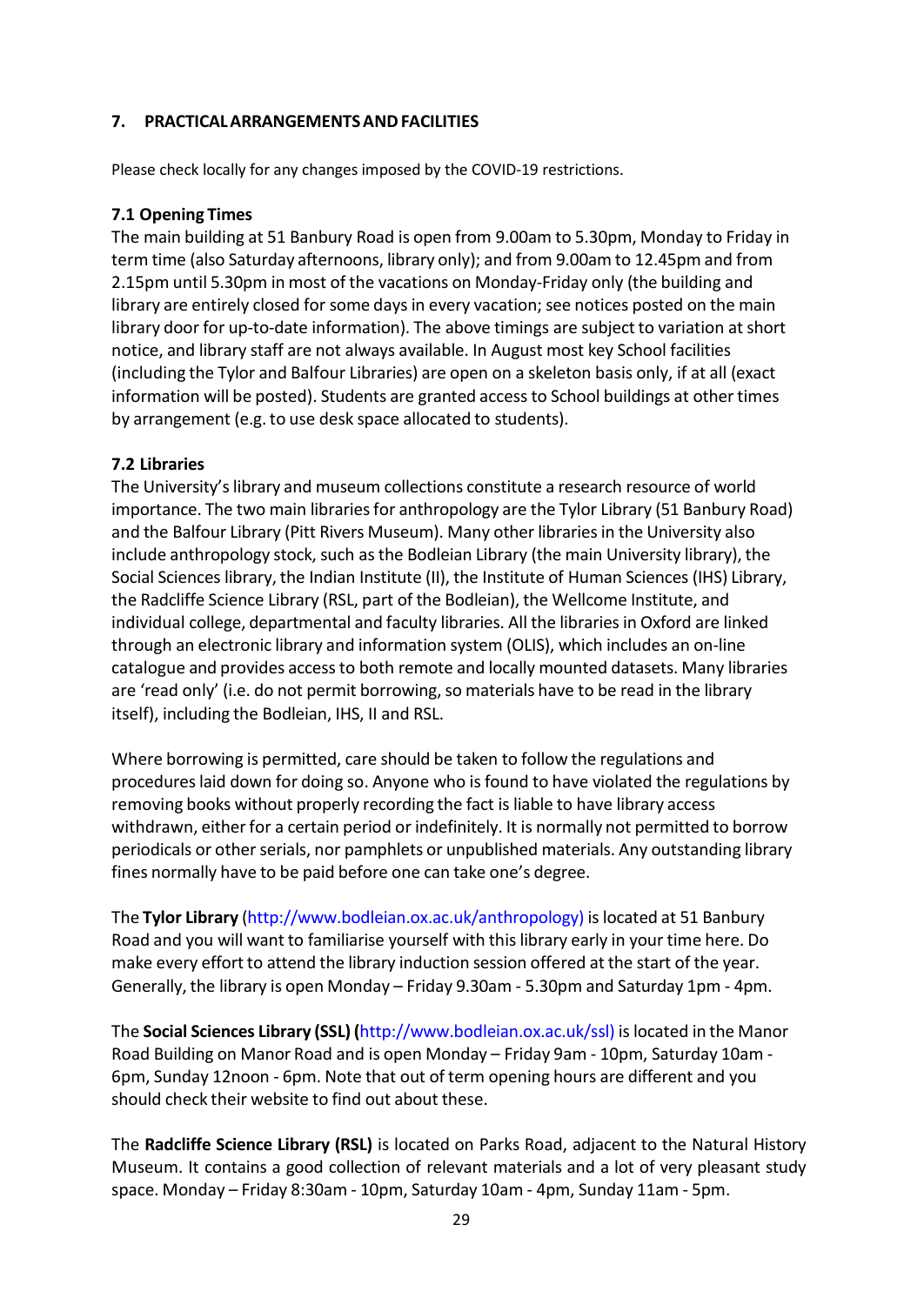## 7. PRACTICAL ARRANGEMENTS AND FACILITIES

Please check locally for any changes imposed by the COVID-19 restrictions.

### 7.1 Opening Times

The main building at 51 Banbury Road is open from 9.00am to 5.30pm, Monday to Friday in term time (also Saturday afternoons, library only); and from 9.00am to 12.45pm and from 2.15pm until 5.30pm in most of the vacations on Monday-Friday only (the building and library are entirely closed for some days in every vacation; see notices posted on the main library door for up-to-date information). The above timings are subject to variation at short notice, and library staff are not always available. In August most key School facilities (including the Tylor and Balfour Libraries) are open on a skeleton basis only, if at all (exact information will be posted). Students are granted access to School buildings at other times by arrangement (e.g. to use desk space allocated to students).

### 7.2 Libraries

The University's library and museum collections constitute a research resource of world importance. The two main libraries for anthropology are the Tylor Library (51 Banbury Road) and the Balfour Library (Pitt Rivers Museum). Many other libraries in the University also include anthropology stock, such as the Bodleian Library (the main University library), the Social Sciences library, the Indian Institute (II), the Institute of Human Sciences (IHS) Library, the Radcliffe Science Library (RSL, part of the Bodleian), the Wellcome Institute, and individual college, departmental and faculty libraries. All the libraries in Oxford are linked through an electronic library and information system (OLIS), which includes an on-line catalogue and provides access to both remote and locally mounted datasets. Many libraries are 'read only' (i.e. do not permit borrowing, so materials have to be read in the library itself), including the Bodleian, IHS, II and RSL.

Where borrowing is permitted, care should be taken to follow the regulations and procedures laid down for doing so. Anyone who is found to have violated the regulations by removing books without properly recording the fact is liable to have library access withdrawn, either for a certain period or indefinitely. It is normally not permitted to borrow periodicals or other serials, nor pamphlets or unpublished materials. Any outstanding library fines normally have to be paid before one can take one's degree.

The **Tylor Library** (http://www.bodleian.ox.ac.uk/anthropology) is located at 51 Banbury Road and you will want to familiarise yourself with this library early in your time here. Do make every effort to attend the library induction session offered at the start of the year. Generally, the library is open Monday – Friday 9.30am - 5.30pm and Saturday 1pm - 4pm.

The **Social Sciences Library (SSL)** (http://www.bodleian.ox.ac.uk/ssl) is located in the Manor Road Building on Manor Road and is open Monday – Friday 9am - 10pm, Saturday 10am - 6pm, Sunday 12noon - 6pm. Note that out of term opening hours are different and you should check their website to find out about these.

The **Radcliffe Science Library (RSL)** is located on Parks Road, adjacent to the Natural History Museum. It contains a good collection of relevant materials and a lot of very pleasant study space. Monday – Friday 8:30am - 10pm, Saturday 10am - 4pm, Sunday 11am - 5pm.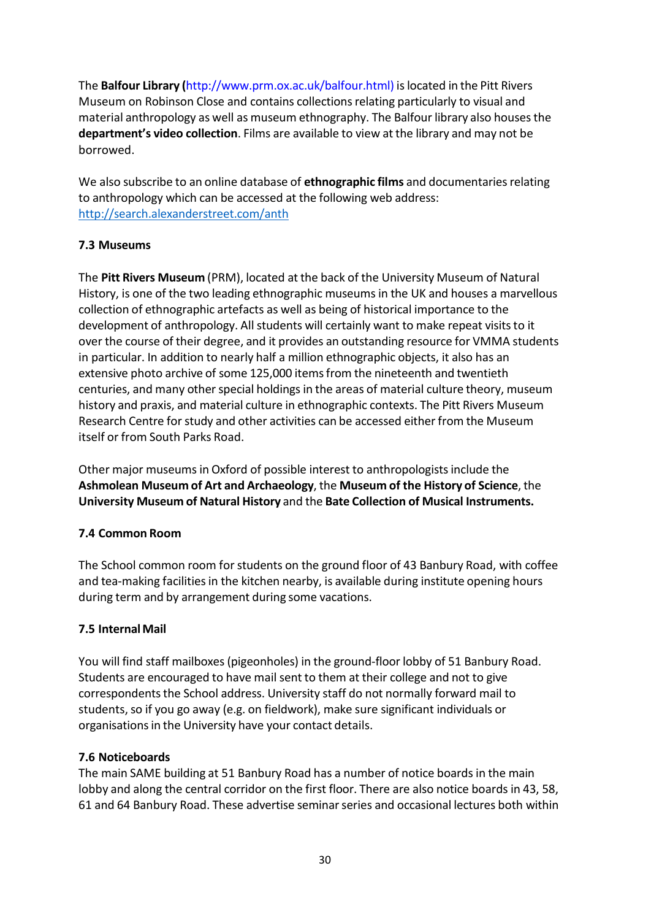The **Balfour Library (**http://www.prm.ox.ac.uk/balfour.html) is located in the Pitt Rivers Museum on Robinson Close and contains collections relating particularly to visual and material anthropology as well as museum ethnography. The Balfour library also houses the **department's video collection**. Films are available to view at the library and may not be borrowed.

We also subscribe to an online database of **ethnographic films** and documentaries relating to anthropology which can be accessed at the following web address: http://search.alexanderstreet.com/anth

### 7.3 Museums

The **Pitt Rivers Museum** (PRM), located at the back of the University Museum of Natural History, is one of the two leading ethnographic museums in the UK and houses a marvellous collection of ethnographic artefacts as well as being of historical importance to the development of anthropology. All students will certainly want to make repeat visits to it over the course of their degree, and it provides an outstanding resource for VMMA students in particular. In addition to nearly half a million ethnographic objects, it also has an extensive photo archive of some 125,000 items from the nineteenth and twentieth centuries, and many other special holdings in the areas of material culture theory, museum history and praxis, and material culture in ethnographic contexts. The Pitt Rivers Museum Research Centre for study and other activities can be accessed either from the Museum itself or from South Parks Road.

Other major museums in Oxford of possible interest to anthropologists include the **Ashmolean Museum of Art and Archaeology**, the **Museum of the History of Science**, the **University Museum of Natural History** and the **Bate Collection of Musical Instruments.**

### 7.4 Common Room

The School common room for students on the ground floor of 43 Banbury Road, with coffee and tea-making facilities in the kitchen nearby, is available during institute opening hours during term and by arrangement during some vacations.

### 7.5 Internal Mail

You will find staff mailboxes (pigeonholes) in the ground-floor lobby of 51 Banbury Road. Students are encouraged to have mail sent to them at their college and not to give correspondents the School address. University staff do not normally forward mail to students, so if you go away (e.g. on fieldwork), make sure significant individuals or organisations in the University have your contact details.

### 7.6 Noticeboards

The main SAME building at 51 Banbury Road has a number of notice boards in the main lobby and along the central corridor on the first floor. There are also notice boards in 43, 58, 61 and 64 Banbury Road. These advertise seminar series and occasional lectures both within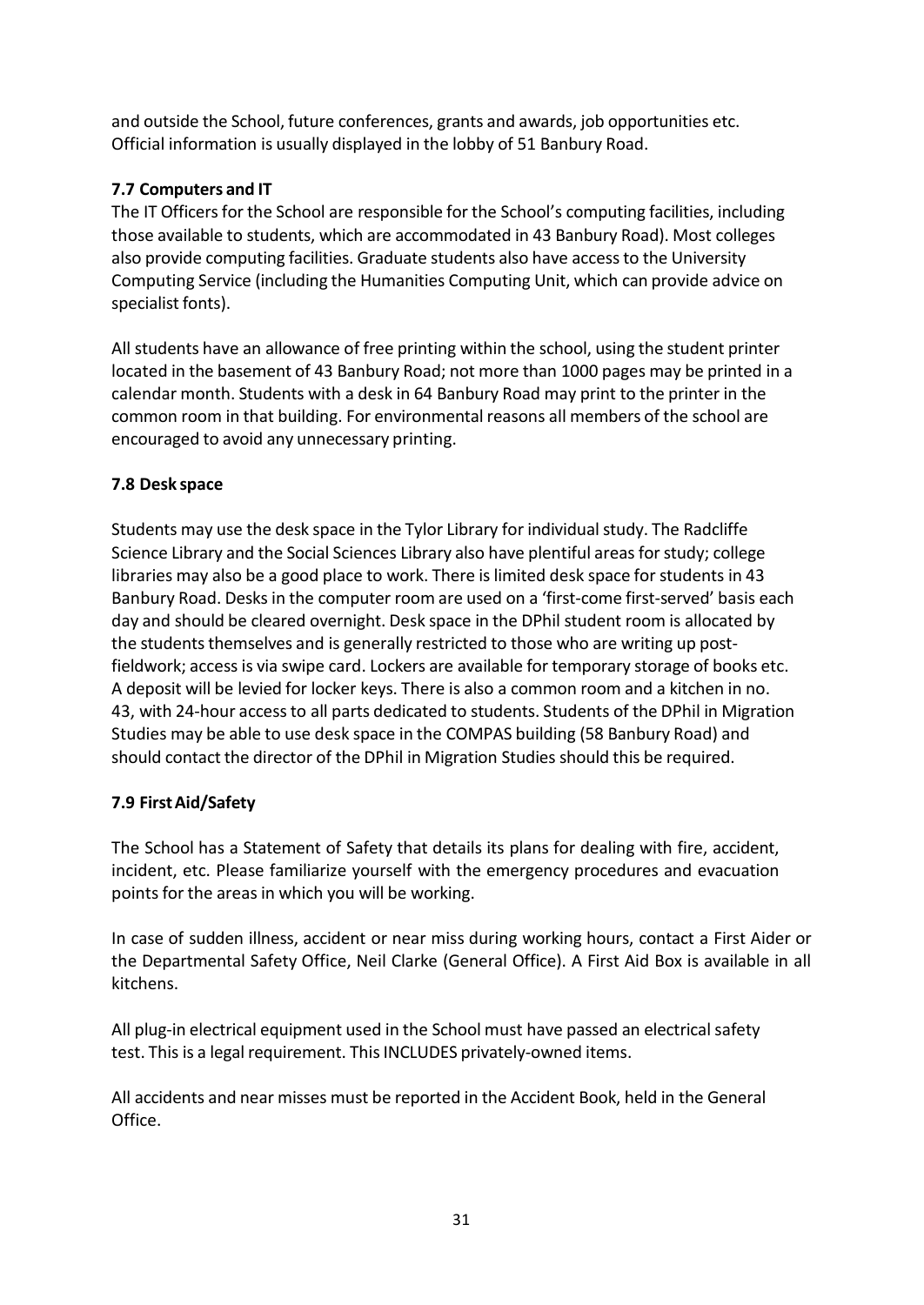and outside the School, future conferences, grants and awards, job opportunities etc. Official information is usually displayed in the lobby of 51 Banbury Road.

### 7.7 Computers and IT

The IT Officers for the School are responsible for the School's computing facilities, including those available to students, which are accommodated in 43 Banbury Road). Most colleges also provide computing facilities. Graduate students also have access to the University Computing Service (including the Humanities Computing Unit, which can provide advice on specialist fonts).

All students have an allowance of free printing within the school, using the student printer located in the basement of 43 Banbury Road; not more than 1000 pages may be printed in a calendar month. Students with a desk in 64 Banbury Road may print to the printer in the common room in that building. For environmental reasons all members of the school are encouraged to avoid any unnecessary printing.

### 7.8 Desk space

Students may use the desk space in the Tylor Library for individual study. The Radcliffe Science Library and the Social Sciences Library also have plentiful areas for study; college libraries may also be a good place to work. There is limited desk space for students in 43 Banbury Road. Desks in the computer room are used on a 'first-come first-served' basis each day and should be cleared overnight. Desk space in the DPhil student room is allocated by the students themselves and is generally restricted to those who are writing up post-fieldwork; access is via swipe card. Lockers are available for temporary storage of books etc. A deposit will be levied for locker keys. There is also a common room and a kitchen in no. 43, with 24-hour access to all parts dedicated to students. Students of the DPhil in Migration Studies may be able to use desk space in the COMPAS building (58 Banbury Road) and should contact the director of the DPhil in Migration Studies should this be required.

### 7.9 First Aid/Safety

The School has a Statement of Safety that details its plans for dealing with fire, accident, incident, etc. Please familiarize yourself with the emergency procedures and evacuation points for the areas in which you will be working.

In case of sudden illness, accident or near miss during working hours, contact a First Aider or the Departmental Safety Office, Neil Clarke (General Office). A First Aid Box is available in all kitchens.

All plug-in electrical equipment used in the School must have passed an electrical safety test. This is a legal requirement. This INCLUDES privately-owned items.

All accidents and near misses must be reported in the Accident Book, held in the General Office.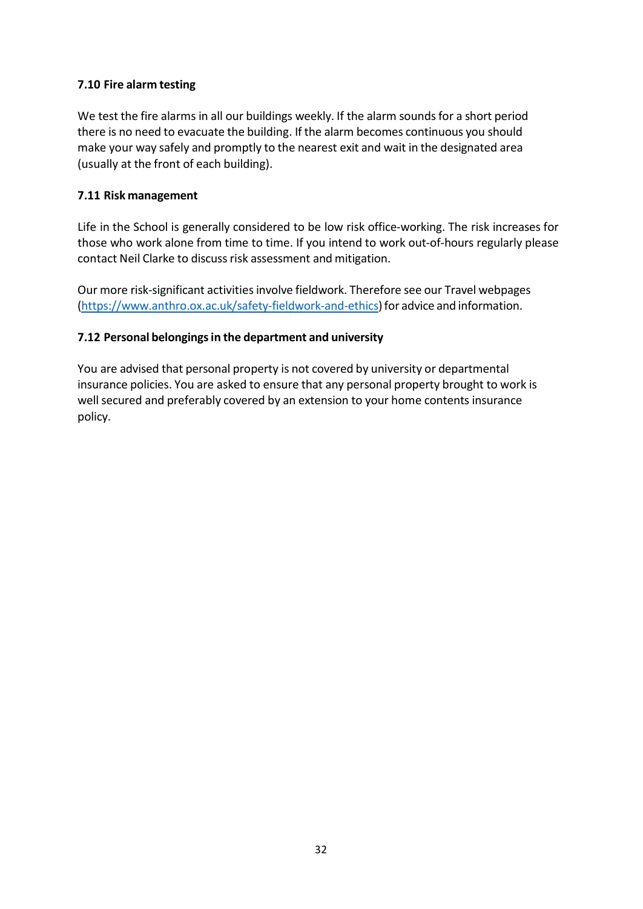### 7.10 Fire alarm testing

We test the fire alarms in all our buildings weekly. If the alarm sounds for a short period there is no need to evacuate the building. If the alarm becomes continuous you should make your way safely and promptly to the nearest exit and wait in the designated area (usually at the front of each building).

### 7.11 Risk management

Life in the School is generally considered to be low risk office-working. The risk increases for those who work alone from time to time. If you intend to work out-of-hours regularly please contact Neil Clarke to discuss risk assessment and mitigation.

Our more risk-significant activities involve fieldwork. Therefore see our Travel webpages (https://www.anthro.ox.ac.uk/safety-fieldwork-and-ethics) for advice and information.

### 7.12 Personal belongings in the department and university

You are advised that personal property is not covered by university or departmental insurance policies. You are asked to ensure that any personal property brought to work is well secured and preferably covered by an extension to your home contents insurance policy.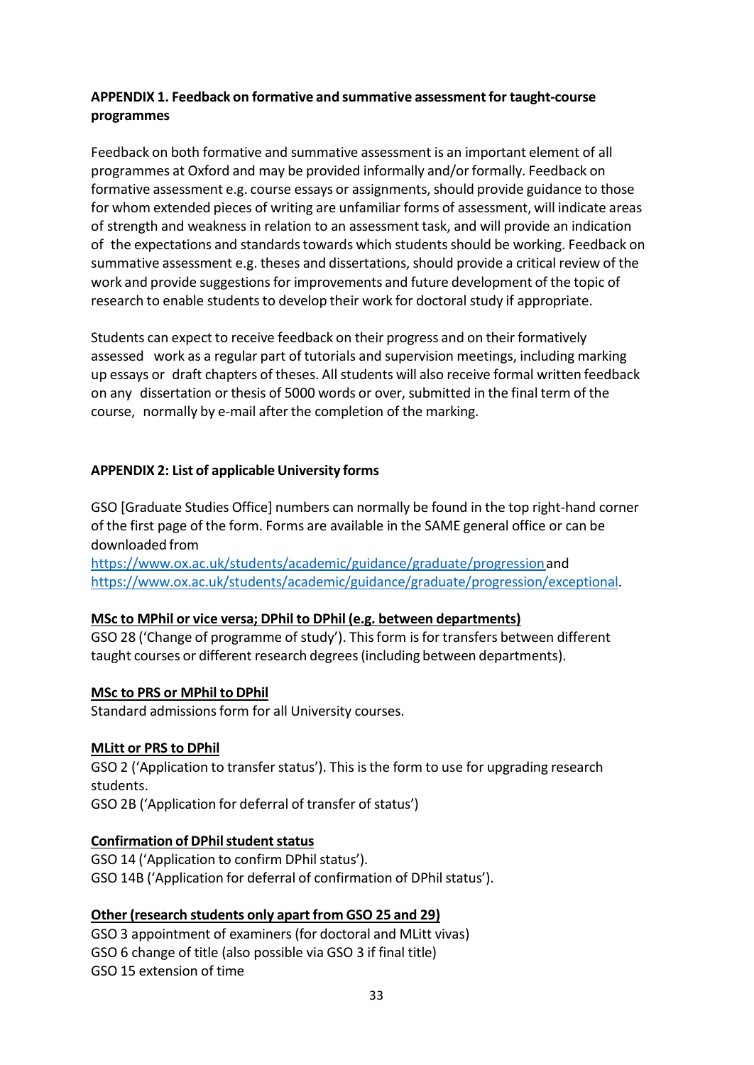**APPENDIX 1. Feedback on formative and summative assessment for taught-course programmes**

Feedback on both formative and summative assessment is an important element of all programmes at Oxford and may be provided informally and/or formally. Feedback on formative assessment e.g. course essays or assignments, should provide guidance to those for whom extended pieces of writing are unfamiliar forms of assessment, will indicate areas of strength and weakness in relation to an assessment task, and will provide an indication of the expectations and standards towards which students should be working. Feedback on summative assessment e.g. theses and dissertations, should provide a critical review of the work and provide suggestions for improvements and future development of the topic of research to enable students to develop their work for doctoral study if appropriate.

Students can expect to receive feedback on their progress and on their formatively assessed work as a regular part of tutorials and supervision meetings, including marking up essays or draft chapters of theses. All students will also receive formal written feedback on any dissertation or thesis of 5000 words or over, submitted in the final term of the course, normally by e-mail after the completion of the marking.

**APPENDIX 2: List of applicable University forms**

GSO [Graduate Studies Office] numbers can normally be found in the top right-hand corner of the first page of the form. Forms are available in the SAME general office or can be downloaded from
https://www.ox.ac.uk/students/academic/guidance/graduate/progression and https://www.ox.ac.uk/students/academic/guidance/graduate/progression/exceptional.

**MSc to MPhil or vice versa; DPhil to DPhil (e.g. between departments)**
GSO 28 ('Change of programme of study'). This form is for transfers between different taught courses or different research degrees (including between departments).

**MSc to PRS or MPhil to DPhil**
Standard admissions form for all University courses.

**MLitt or PRS to DPhil**
GSO 2 ('Application to transfer status'). This is the form to use for upgrading research students.
GSO 2B ('Application for deferral of transfer of status')

**Confirmation of DPhil student status**
GSO 14 ('Application to confirm DPhil status').
GSO 14B ('Application for deferral of confirmation of DPhil status').

**Other (research students only apart from GSO 25 and 29)**
GSO 3 appointment of examiners (for doctoral and MLitt vivas)
GSO 6 change of title (also possible via GSO 3 if final title)
GSO 15 extension of time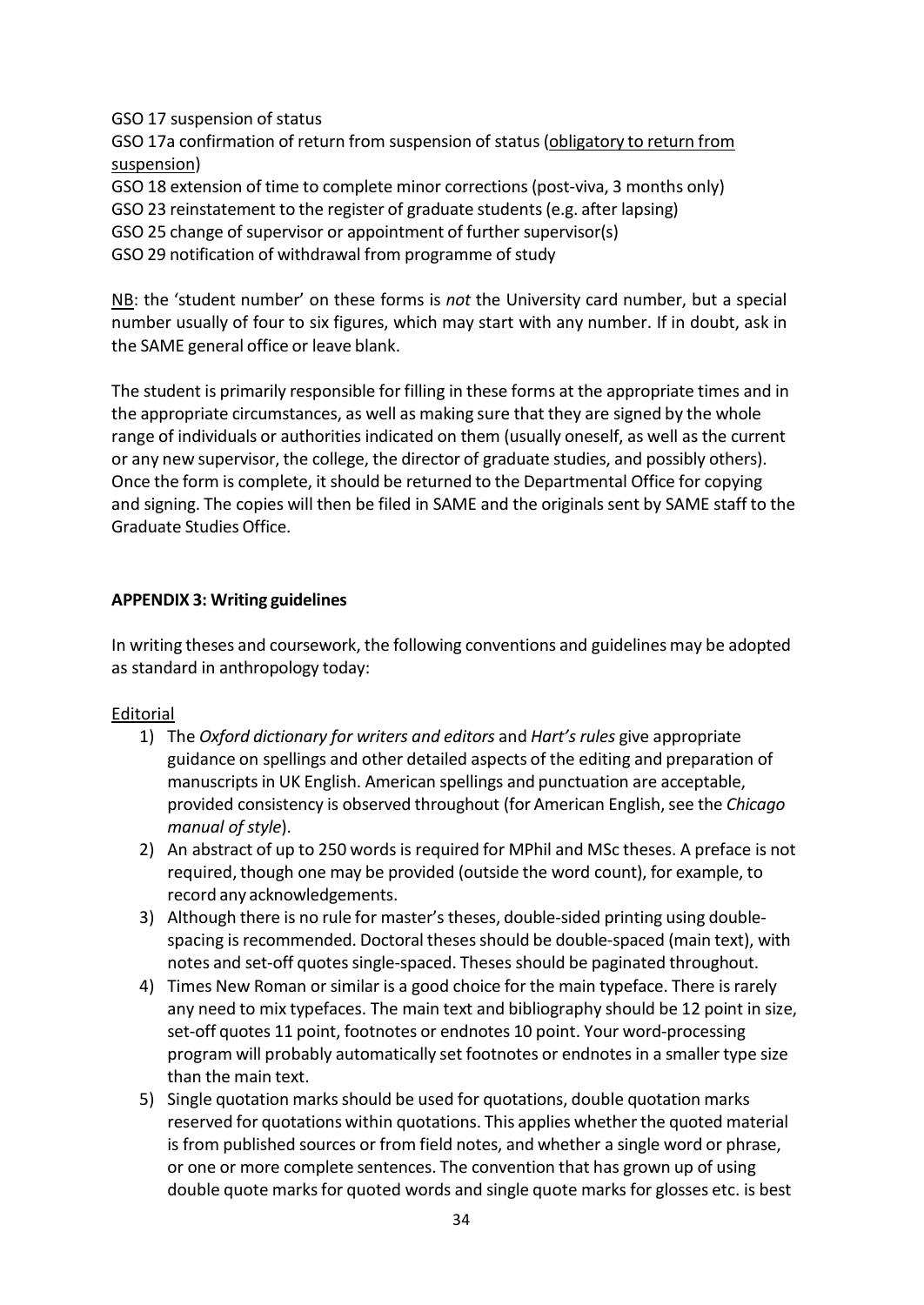GSO 17 suspension of status

GSO 17a confirmation of return from suspension of status (obligatory to return from suspension)

GSO 18 extension of time to complete minor corrections (post-viva, 3 months only)

GSO 23 reinstatement to the register of graduate students (e.g. after lapsing)

GSO 25 change of supervisor or appointment of further supervisor(s)

GSO 29 notification of withdrawal from programme of study

NB: the 'student number' on these forms is *not* the University card number, but a special number usually of four to six figures, which may start with any number. If in doubt, ask in the SAME general office or leave blank.

The student is primarily responsible for filling in these forms at the appropriate times and in the appropriate circumstances, as well as making sure that they are signed by the whole range of individuals or authorities indicated on them (usually oneself, as well as the current or any new supervisor, the college, the director of graduate studies, and possibly others). Once the form is complete, it should be returned to the Departmental Office for copying and signing. The copies will then be filed in SAME and the originals sent by SAME staff to the Graduate Studies Office.

**APPENDIX 3: Writing guidelines**

In writing theses and coursework, the following conventions and guidelines may be adopted as standard in anthropology today:

Editorial

1) The *Oxford dictionary for writers and editors* and *Hart's rules* give appropriate guidance on spellings and other detailed aspects of the editing and preparation of manuscripts in UK English. American spellings and punctuation are acceptable, provided consistency is observed throughout (for American English, see the *Chicago manual of style*).
2) An abstract of up to 250 words is required for MPhil and MSc theses. A preface is not required, though one may be provided (outside the word count), for example, to record any acknowledgements.
3) Although there is no rule for master's theses, double-sided printing using double-spacing is recommended. Doctoral theses should be double-spaced (main text), with notes and set-off quotes single-spaced. Theses should be paginated throughout.
4) Times New Roman or similar is a good choice for the main typeface. There is rarely any need to mix typefaces. The main text and bibliography should be 12 point in size, set-off quotes 11 point, footnotes or endnotes 10 point. Your word-processing program will probably automatically set footnotes or endnotes in a smaller type size than the main text.
5) Single quotation marks should be used for quotations, double quotation marks reserved for quotations within quotations. This applies whether the quoted material is from published sources or from field notes, and whether a single word or phrase, or one or more complete sentences. The convention that has grown up of using double quote marks for quoted words and single quote marks for glosses etc. is best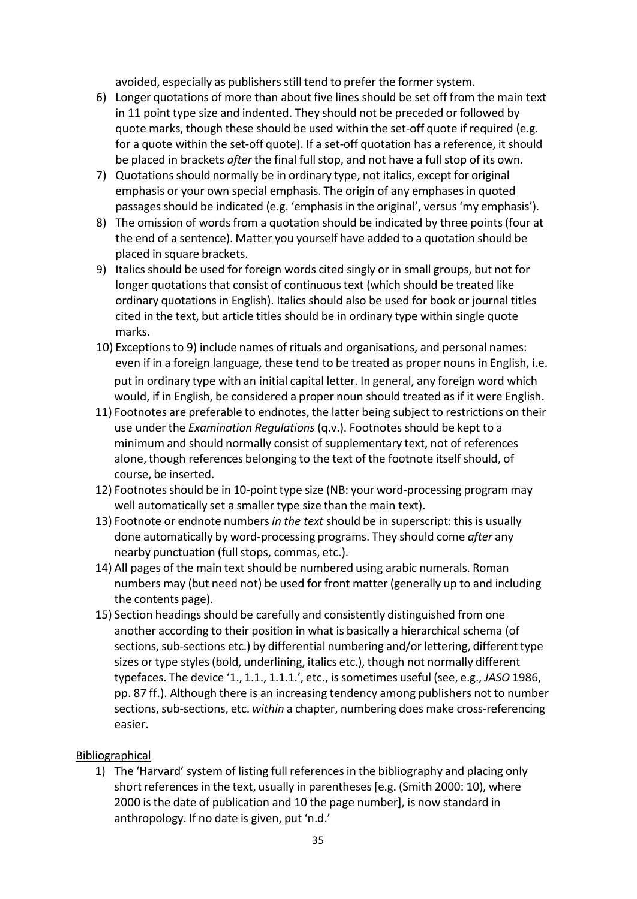avoided, especially as publishers still tend to prefer the former system.

6) Longer quotations of more than about five lines should be set off from the main text in 11 point type size and indented. They should not be preceded or followed by quote marks, though these should be used within the set-off quote if required (e.g. for a quote within the set-off quote). If a set-off quotation has a reference, it should be placed in brackets *after* the final full stop, and not have a full stop of its own.
7) Quotations should normally be in ordinary type, not italics, except for original emphasis or your own special emphasis. The origin of any emphases in quoted passages should be indicated (e.g. 'emphasis in the original', versus 'my emphasis').
8) The omission of words from a quotation should be indicated by three points (four at the end of a sentence). Matter you yourself have added to a quotation should be placed in square brackets.
9) Italics should be used for foreign words cited singly or in small groups, but not for longer quotations that consist of continuous text (which should be treated like ordinary quotations in English). Italics should also be used for book or journal titles cited in the text, but article titles should be in ordinary type within single quote marks.
10) Exceptions to 9) include names of rituals and organisations, and personal names: even if in a foreign language, these tend to be treated as proper nouns in English, i.e. put in ordinary type with an initial capital letter. In general, any foreign word which would, if in English, be considered a proper noun should treated as if it were English.
11) Footnotes are preferable to endnotes, the latter being subject to restrictions on their use under the *Examination Regulations* (q.v.). Footnotes should be kept to a minimum and should normally consist of supplementary text, not of references alone, though references belonging to the text of the footnote itself should, of course, be inserted.
12) Footnotes should be in 10-point type size (NB: your word-processing program may well automatically set a smaller type size than the main text).
13) Footnote or endnote numbers *in the text* should be in superscript: this is usually done automatically by word-processing programs. They should come *after* any nearby punctuation (full stops, commas, etc.).
14) All pages of the main text should be numbered using arabic numerals. Roman numbers may (but need not) be used for front matter (generally up to and including the contents page).
15) Section headings should be carefully and consistently distinguished from one another according to their position in what is basically a hierarchical schema (of sections, sub-sections etc.) by differential numbering and/or lettering, different type sizes or type styles (bold, underlining, italics etc.), though not normally different typefaces. The device '1., 1.1., 1.1.1.', etc., is sometimes useful (see, e.g., *JASO* 1986, pp. 87 ff.). Although there is an increasing tendency among publishers not to number sections, sub-sections, etc. *within* a chapter, numbering does make cross-referencing easier.

<u>Bibliographical</u>

1) The 'Harvard' system of listing full references in the bibliography and placing only short references in the text, usually in parentheses [e.g. (Smith 2000: 10), where 2000 is the date of publication and 10 the page number], is now standard in anthropology. If no date is given, put 'n.d.'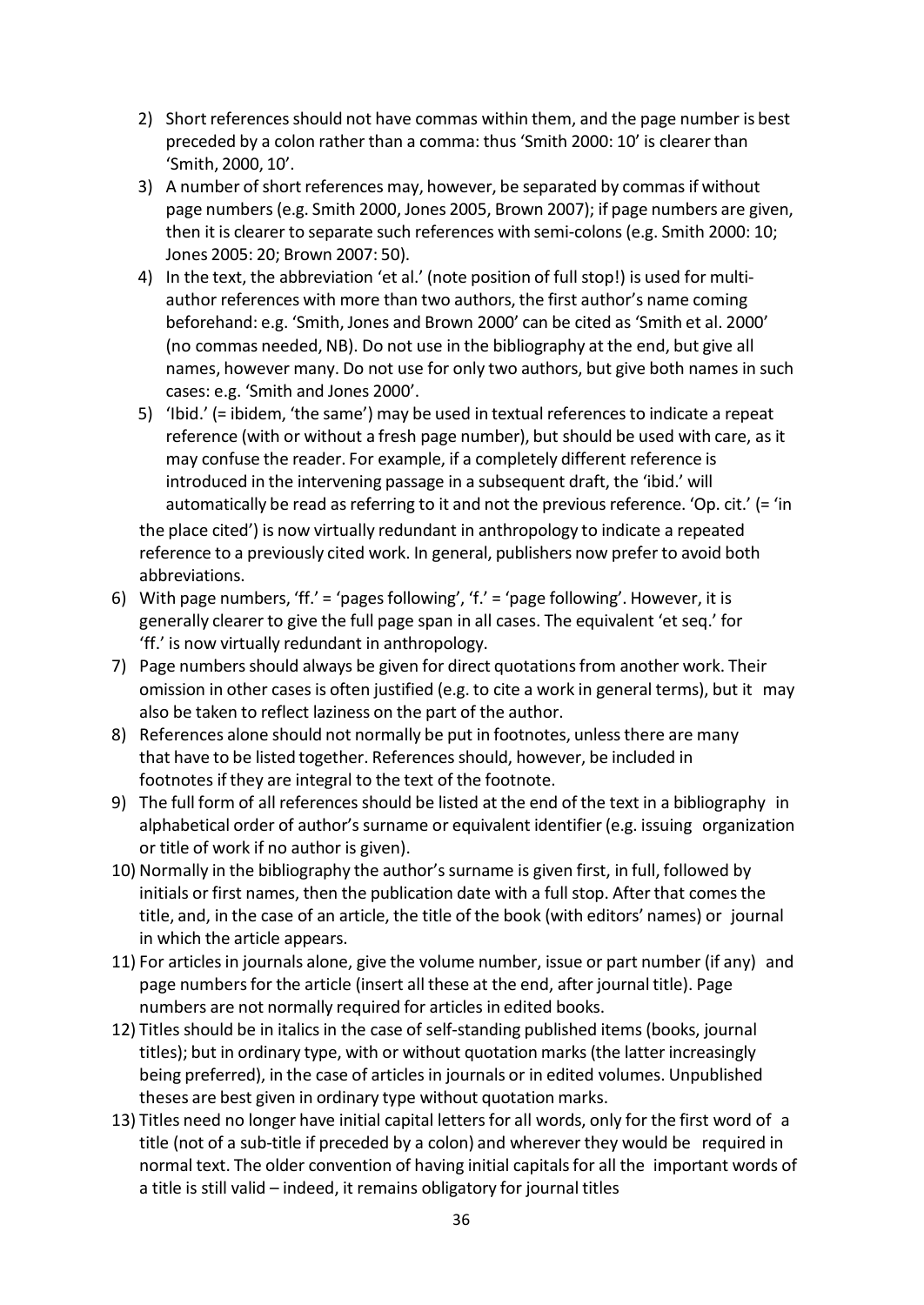2) Short references should not have commas within them, and the page number is best preceded by a colon rather than a comma: thus 'Smith 2000: 10' is clearer than 'Smith, 2000, 10'.
3) A number of short references may, however, be separated by commas if without page numbers (e.g. Smith 2000, Jones 2005, Brown 2007); if page numbers are given, then it is clearer to separate such references with semi-colons (e.g. Smith 2000: 10; Jones 2005: 20; Brown 2007: 50).
4) In the text, the abbreviation 'et al.' (note position of full stop!) is used for multi-author references with more than two authors, the first author's name coming beforehand: e.g. 'Smith, Jones and Brown 2000' can be cited as 'Smith et al. 2000' (no commas needed, NB). Do not use in the bibliography at the end, but give all names, however many. Do not use for only two authors, but give both names in such cases: e.g. 'Smith and Jones 2000'.
5) 'Ibid.' (= ibidem, 'the same') may be used in textual references to indicate a repeat reference (with or without a fresh page number), but should be used with care, as it may confuse the reader. For example, if a completely different reference is introduced in the intervening passage in a subsequent draft, the 'ibid.' will automatically be read as referring to it and not the previous reference. 'Op. cit.' (= 'in the place cited') is now virtually redundant in anthropology to indicate a repeated reference to a previously cited work. In general, publishers now prefer to avoid both abbreviations.
6) With page numbers, 'ff.' = 'pages following', 'f.' = 'page following'. However, it is generally clearer to give the full page span in all cases. The equivalent 'et seq.' for 'ff.' is now virtually redundant in anthropology.
7) Page numbers should always be given for direct quotations from another work. Their omission in other cases is often justified (e.g. to cite a work in general terms), but it may also be taken to reflect laziness on the part of the author.
8) References alone should not normally be put in footnotes, unless there are many that have to be listed together. References should, however, be included in footnotes if they are integral to the text of the footnote.
9) The full form of all references should be listed at the end of the text in a bibliography in alphabetical order of author's surname or equivalent identifier (e.g. issuing organization or title of work if no author is given).
10) Normally in the bibliography the author's surname is given first, in full, followed by initials or first names, then the publication date with a full stop. After that comes the title, and, in the case of an article, the title of the book (with editors' names) or journal in which the article appears.
11) For articles in journals alone, give the volume number, issue or part number (if any) and page numbers for the article (insert all these at the end, after journal title). Page numbers are not normally required for articles in edited books.
12) Titles should be in italics in the case of self-standing published items (books, journal titles); but in ordinary type, with or without quotation marks (the latter increasingly being preferred), in the case of articles in journals or in edited volumes. Unpublished theses are best given in ordinary type without quotation marks.
13) Titles need no longer have initial capital letters for all words, only for the first word of a title (not of a sub-title if preceded by a colon) and wherever they would be required in normal text. The older convention of having initial capitals for all the important words of a title is still valid – indeed, it remains obligatory for journal titles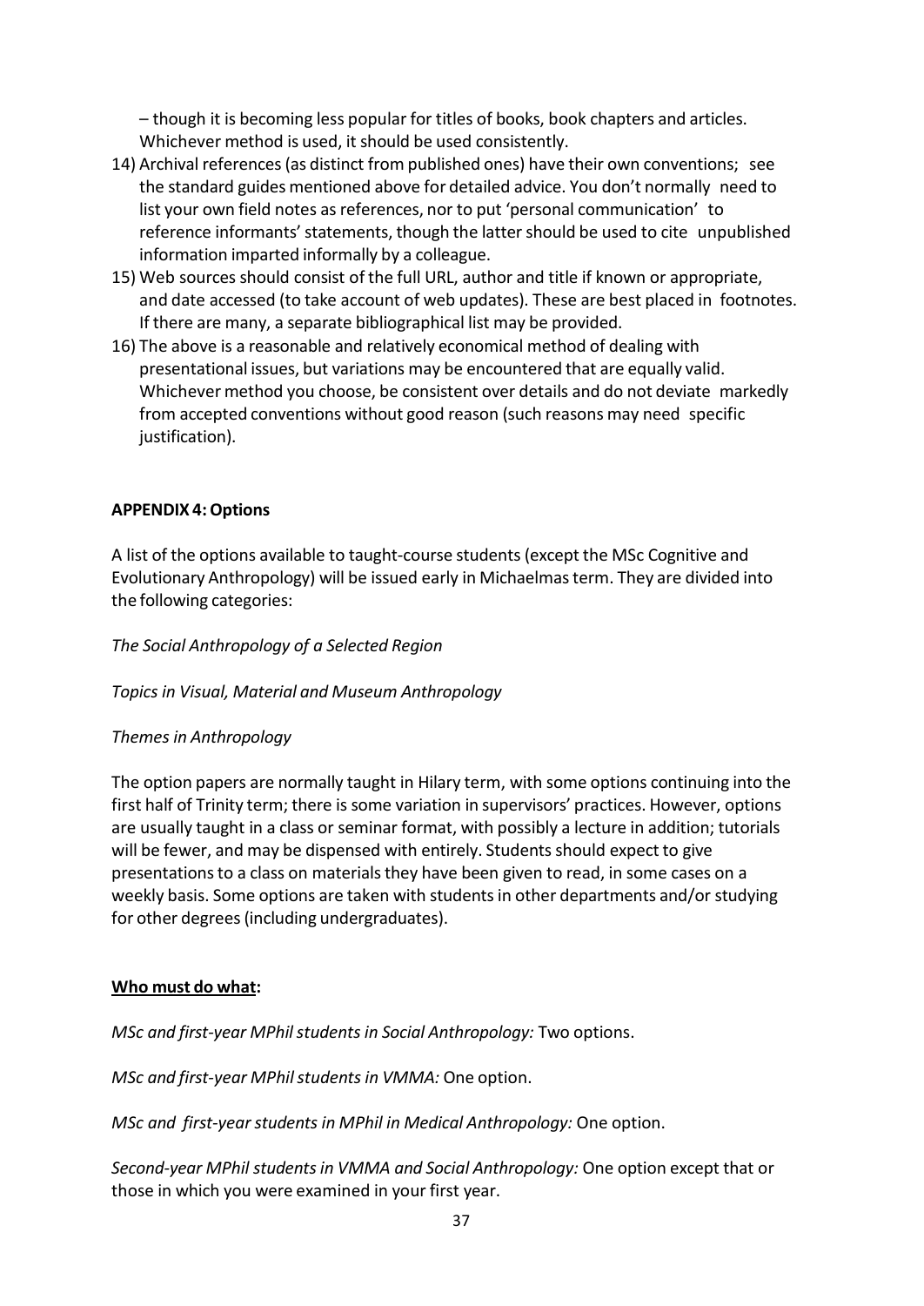– though it is becoming less popular for titles of books, book chapters and articles. Whichever method is used, it should be used consistently.

14) Archival references (as distinct from published ones) have their own conventions; see the standard guides mentioned above for detailed advice. You don't normally need to list your own field notes as references, nor to put 'personal communication' to reference informants' statements, though the latter should be used to cite unpublished information imparted informally by a colleague.
15) Web sources should consist of the full URL, author and title if known or appropriate, and date accessed (to take account of web updates). These are best placed in footnotes. If there are many, a separate bibliographical list may be provided.
16) The above is a reasonable and relatively economical method of dealing with presentational issues, but variations may be encountered that are equally valid. Whichever method you choose, be consistent over details and do not deviate markedly from accepted conventions without good reason (such reasons may need specific justification).

**APPENDIX 4: Options**

A list of the options available to taught-course students (except the MSc Cognitive and Evolutionary Anthropology) will be issued early in Michaelmas term. They are divided into the following categories:

*The Social Anthropology of a Selected Region*

*Topics in Visual, Material and Museum Anthropology*

*Themes in Anthropology*

The option papers are normally taught in Hilary term, with some options continuing into the first half of Trinity term; there is some variation in supervisors' practices. However, options are usually taught in a class or seminar format, with possibly a lecture in addition; tutorials will be fewer, and may be dispensed with entirely. Students should expect to give presentations to a class on materials they have been given to read, in some cases on a weekly basis. Some options are taken with students in other departments and/or studying for other degrees (including undergraduates).

**Who must do what:**

*MSc and first-year MPhil students in Social Anthropology:* Two options.

*MSc and first-year MPhil students in VMMA:* One option.

*MSc and first-year students in MPhil in Medical Anthropology:* One option.

*Second-year MPhil students in VMMA and Social Anthropology:* One option except that or those in which you were examined in your first year.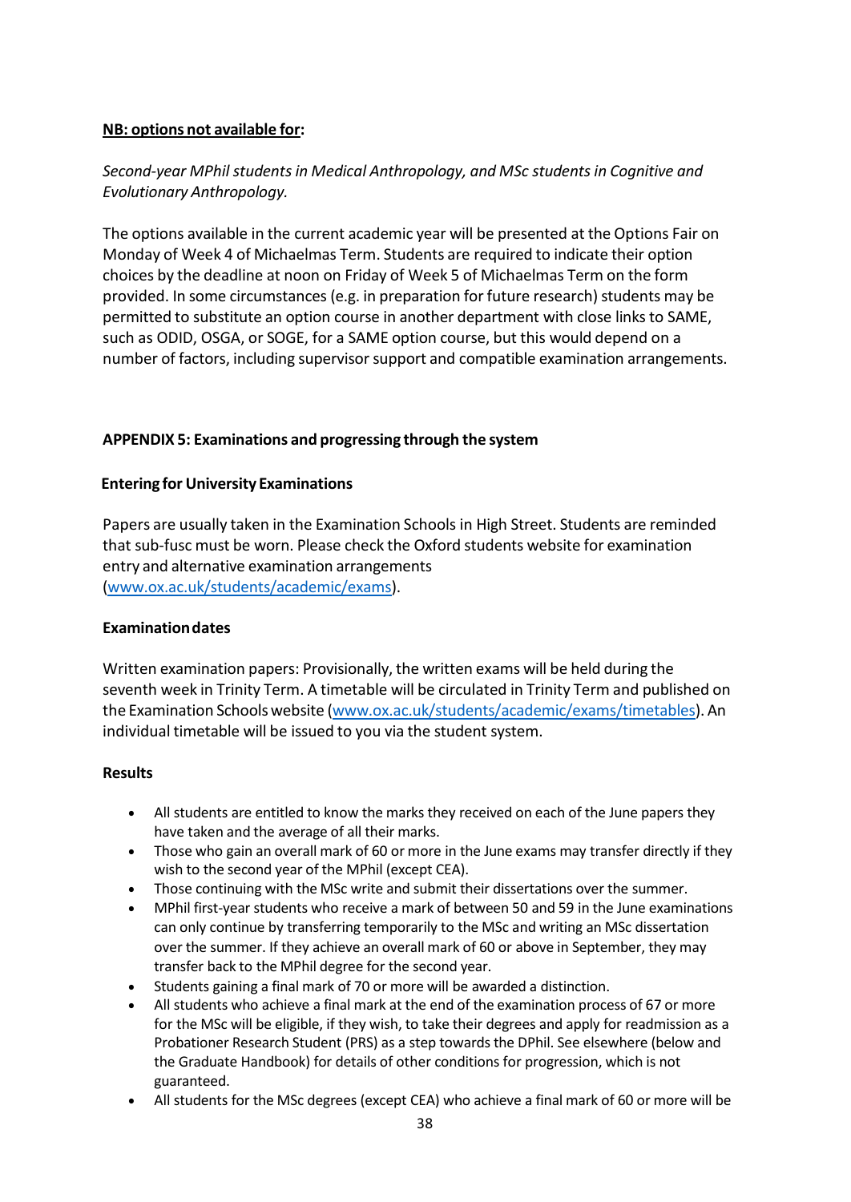**<u>NB: options not available for</u>:**

*Second-year MPhil students in Medical Anthropology, and MSc students in Cognitive and Evolutionary Anthropology.*

The options available in the current academic year will be presented at the Options Fair on Monday of Week 4 of Michaelmas Term. Students are required to indicate their option choices by the deadline at noon on Friday of Week 5 of Michaelmas Term on the form provided. In some circumstances (e.g. in preparation for future research) students may be permitted to substitute an option course in another department with close links to SAME, such as ODID, OSGA, or SOGE, for a SAME option course, but this would depend on a number of factors, including supervisor support and compatible examination arrangements.

## APPENDIX 5: Examinations and progressing through the system

### Entering for University Examinations

Papers are usually taken in the Examination Schools in High Street. Students are reminded that sub-fusc must be worn. Please check the Oxford students website for examination entry and alternative examination arrangements (www.ox.ac.uk/students/academic/exams).

### Examination dates

Written examination papers: Provisionally, the written exams will be held during the seventh week in Trinity Term. A timetable will be circulated in Trinity Term and published on the Examination Schools website (www.ox.ac.uk/students/academic/exams/timetables). An individual timetable will be issued to you via the student system.

### Results

- All students are entitled to know the marks they received on each of the June papers they have taken and the average of all their marks.
- Those who gain an overall mark of 60 or more in the June exams may transfer directly if they wish to the second year of the MPhil (except CEA).
- Those continuing with the MSc write and submit their dissertations over the summer.
- MPhil first-year students who receive a mark of between 50 and 59 in the June examinations can only continue by transferring temporarily to the MSc and writing an MSc dissertation over the summer. If they achieve an overall mark of 60 or above in September, they may transfer back to the MPhil degree for the second year.
- Students gaining a final mark of 70 or more will be awarded a distinction.
- All students who achieve a final mark at the end of the examination process of 67 or more for the MSc will be eligible, if they wish, to take their degrees and apply for readmission as a Probationer Research Student (PRS) as a step towards the DPhil. See elsewhere (below and the Graduate Handbook) for details of other conditions for progression, which is not guaranteed.
- All students for the MSc degrees (except CEA) who achieve a final mark of 60 or more will be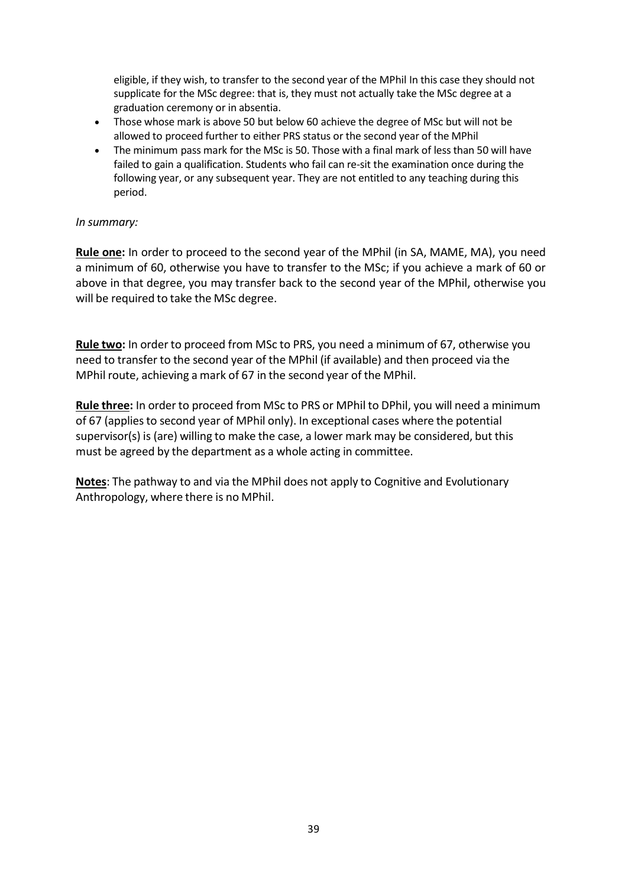eligible, if they wish, to transfer to the second year of the MPhil In this case they should not supplicate for the MSc degree: that is, they must not actually take the MSc degree at a graduation ceremony or in absentia.

- Those whose mark is above 50 but below 60 achieve the degree of MSc but will not be allowed to proceed further to either PRS status or the second year of the MPhil
- The minimum pass mark for the MSc is 50. Those with a final mark of less than 50 will have failed to gain a qualification. Students who fail can re-sit the examination once during the following year, or any subsequent year. They are not entitled to any teaching during this period.

*In summary:*

**Rule one:** In order to proceed to the second year of the MPhil (in SA, MAME, MA), you need a minimum of 60, otherwise you have to transfer to the MSc; if you achieve a mark of 60 or above in that degree, you may transfer back to the second year of the MPhil, otherwise you will be required to take the MSc degree.

**Rule two:** In order to proceed from MSc to PRS, you need a minimum of 67, otherwise you need to transfer to the second year of the MPhil (if available) and then proceed via the MPhil route, achieving a mark of 67 in the second year of the MPhil.

**Rule three:** In order to proceed from MSc to PRS or MPhil to DPhil, you will need a minimum of 67 (applies to second year of MPhil only). In exceptional cases where the potential supervisor(s) is (are) willing to make the case, a lower mark may be considered, but this must be agreed by the department as a whole acting in committee.

**Notes**: The pathway to and via the MPhil does not apply to Cognitive and Evolutionary Anthropology, where there is no MPhil.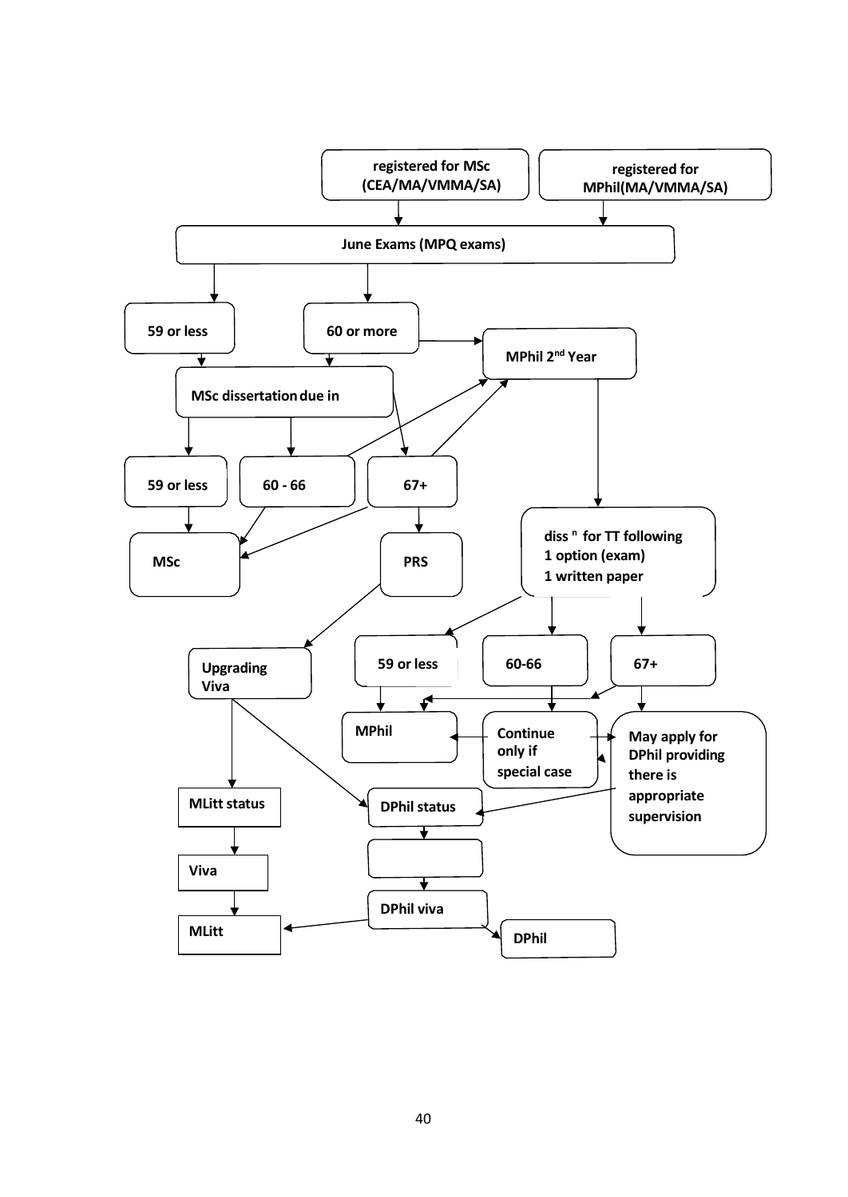registered for MSc (CEA/MA/VMMA/SA)

registered for MPhil(MA/VMMA/SA)

June Exams (MPQ exams)

59 or less

60 or more

MPhil 2nd Year

MSc dissertation due in

59 or less

60 - 66

67+

MSc

PRS

diss n for TT following
1 option (exam)
1 written paper

Upgrading Viva

59 or less

60-66

67+

MPhil

Continue only if special case

May apply for DPhil providing there is appropriate supervision

MLitt status

DPhil status

Viva

DPhil viva

MLitt

DPhil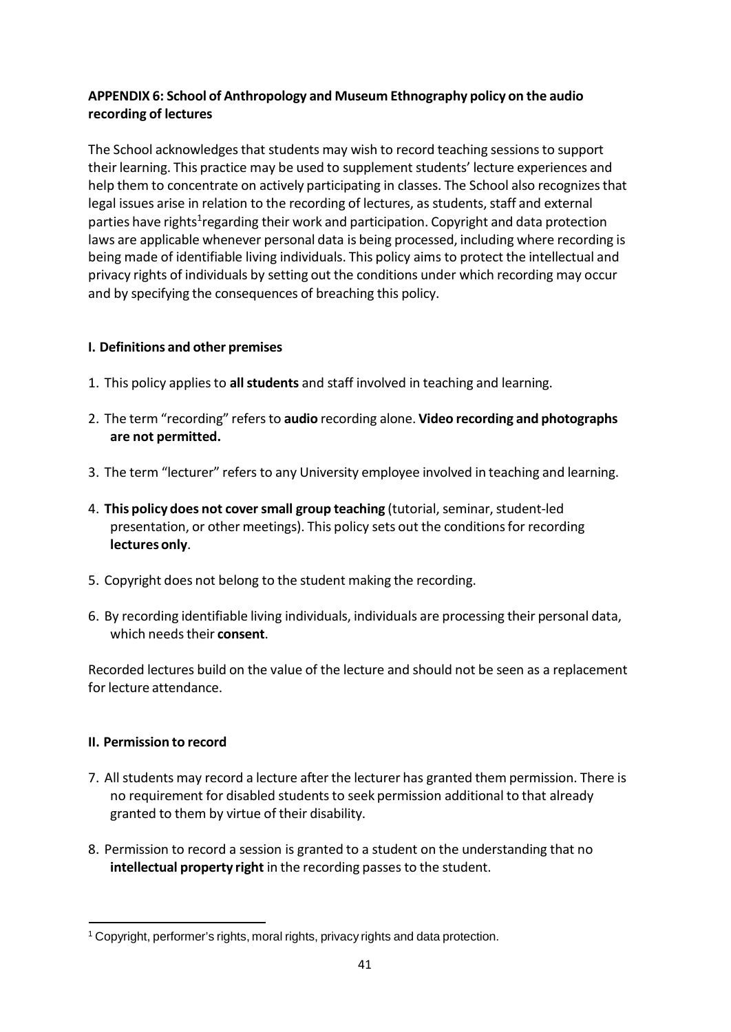**APPENDIX 6: School of Anthropology and Museum Ethnography policy on the audio recording of lectures**

The School acknowledges that students may wish to record teaching sessions to support their learning. This practice may be used to supplement students' lecture experiences and help them to concentrate on actively participating in classes. The School also recognizes that legal issues arise in relation to the recording of lectures, as students, staff and external parties have rights[1]regarding their work and participation. Copyright and data protection laws are applicable whenever personal data is being processed, including where recording is being made of identifiable living individuals. This policy aims to protect the intellectual and privacy rights of individuals by setting out the conditions under which recording may occur and by specifying the consequences of breaching this policy.

**I. Definitions and other premises**

1. This policy applies to **all students** and staff involved in teaching and learning.
2. The term "recording" refers to **audio** recording alone. **Video recording and photographs are not permitted.**
3. The term "lecturer" refers to any University employee involved in teaching and learning.
4. **This policy does not cover small group teaching** (tutorial, seminar, student-led presentation, or other meetings). This policy sets out the conditions for recording **lectures only**.
5. Copyright does not belong to the student making the recording.
6. By recording identifiable living individuals, individuals are processing their personal data, which needs their **consent**.

Recorded lectures build on the value of the lecture and should not be seen as a replacement for lecture attendance.

**II. Permission to record**

7. All students may record a lecture after the lecturer has granted them permission. There is no requirement for disabled students to seek permission additional to that already granted to them by virtue of their disability.
8. Permission to record a session is granted to a student on the understanding that no **intellectual property right** in the recording passes to the student.

---

[1] Copyright, performer's rights, moral rights, privacy rights and data protection.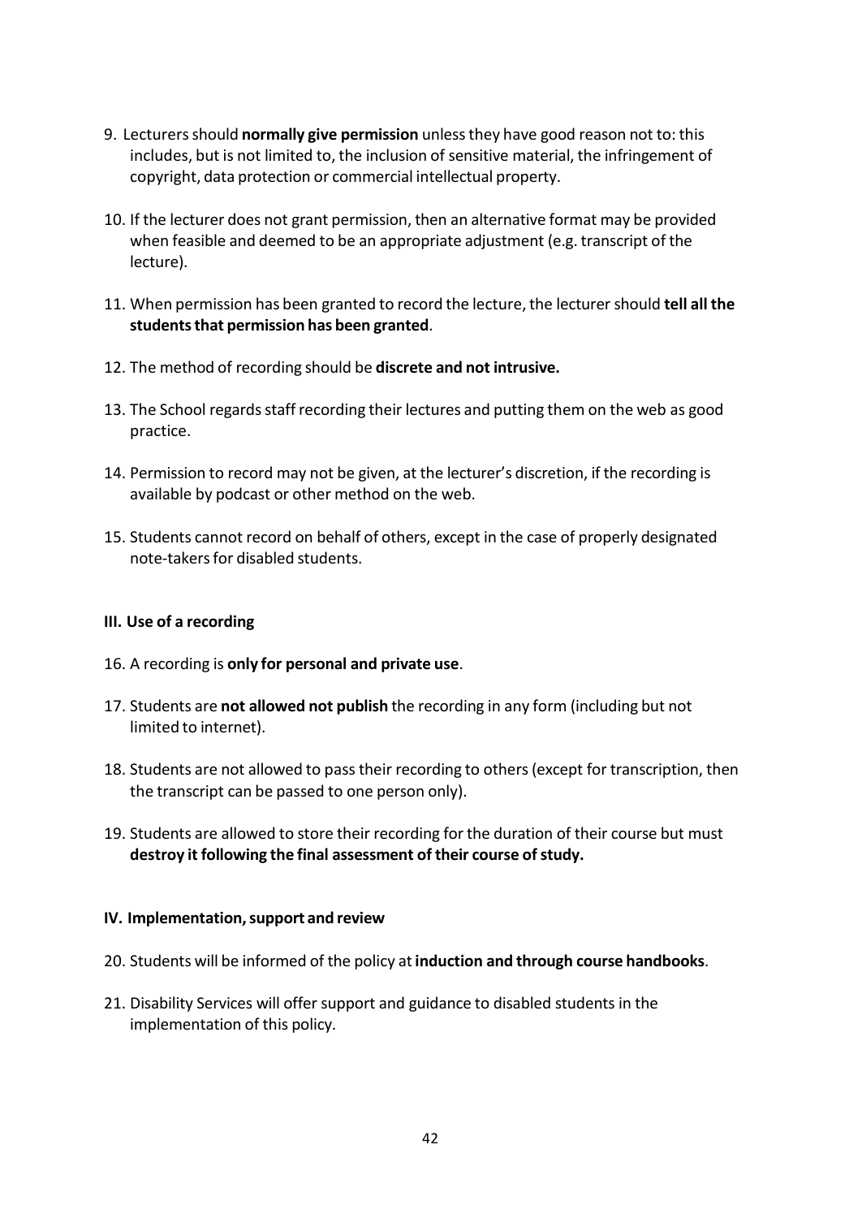9. Lecturers should **normally give permission** unless they have good reason not to: this includes, but is not limited to, the inclusion of sensitive material, the infringement of copyright, data protection or commercial intellectual property.

10. If the lecturer does not grant permission, then an alternative format may be provided when feasible and deemed to be an appropriate adjustment (e.g. transcript of the lecture).

11. When permission has been granted to record the lecture, the lecturer should **tell all the students that permission has been granted**.

12. The method of recording should be **discrete and not intrusive.**

13. The School regards staff recording their lectures and putting them on the web as good practice.

14. Permission to record may not be given, at the lecturer's discretion, if the recording is available by podcast or other method on the web.

15. Students cannot record on behalf of others, except in the case of properly designated note-takers for disabled students.

### III. Use of a recording

16. A recording is **only for personal and private use**.

17. Students are **not allowed not publish** the recording in any form (including but not limited to internet).

18. Students are not allowed to pass their recording to others (except for transcription, then the transcript can be passed to one person only).

19. Students are allowed to store their recording for the duration of their course but must **destroy it following the final assessment of their course of study.**

### IV. Implementation, support and review

20. Students will be informed of the policy at **induction and through course handbooks**.

21. Disability Services will offer support and guidance to disabled students in the implementation of this policy.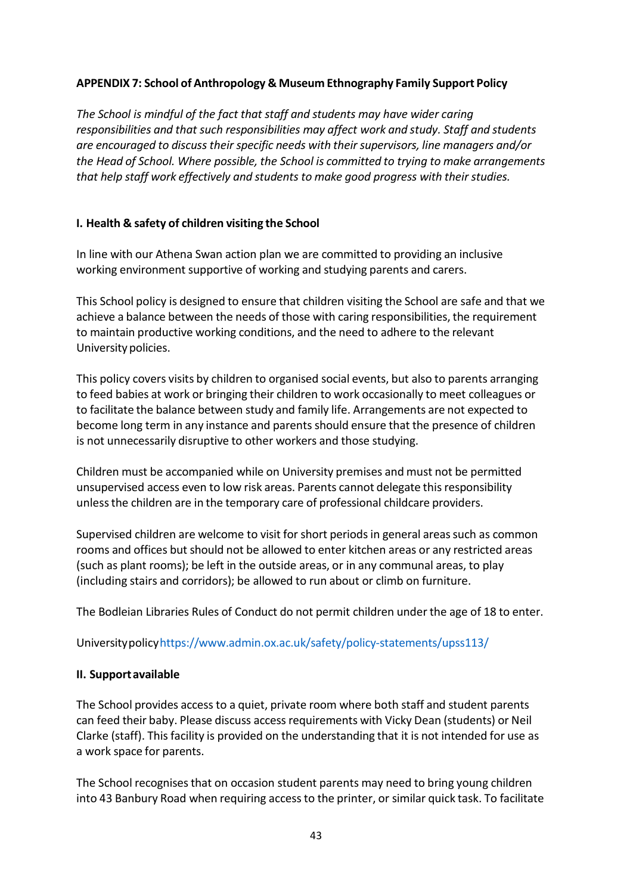**APPENDIX 7: School of Anthropology & Museum Ethnography Family Support Policy**

*The School is mindful of the fact that staff and students may have wider caring responsibilities and that such responsibilities may affect work and study. Staff and students are encouraged to discuss their specific needs with their supervisors, line managers and/or the Head of School. Where possible, the School is committed to trying to make arrangements that help staff work effectively and students to make good progress with their studies.*

**I. Health & safety of children visiting the School**

In line with our Athena Swan action plan we are committed to providing an inclusive working environment supportive of working and studying parents and carers.

This School policy is designed to ensure that children visiting the School are safe and that we achieve a balance between the needs of those with caring responsibilities, the requirement to maintain productive working conditions, and the need to adhere to the relevant University policies.

This policy covers visits by children to organised social events, but also to parents arranging to feed babies at work or bringing their children to work occasionally to meet colleagues or to facilitate the balance between study and family life. Arrangements are not expected to become long term in any instance and parents should ensure that the presence of children is not unnecessarily disruptive to other workers and those studying.

Children must be accompanied while on University premises and must not be permitted unsupervised access even to low risk areas. Parents cannot delegate this responsibility unless the children are in the temporary care of professional childcare providers.

Supervised children are welcome to visit for short periods in general areas such as common rooms and offices but should not be allowed to enter kitchen areas or any restricted areas (such as plant rooms); be left in the outside areas, or in any communal areas, to play (including stairs and corridors); be allowed to run about or climb on furniture.

The Bodleian Libraries Rules of Conduct do not permit children under the age of 18 to enter.

University policy https://www.admin.ox.ac.uk/safety/policy-statements/upss113/

**II. Support available**

The School provides access to a quiet, private room where both staff and student parents can feed their baby. Please discuss access requirements with Vicky Dean (students) or Neil Clarke (staff). This facility is provided on the understanding that it is not intended for use as a work space for parents.

The School recognises that on occasion student parents may need to bring young children into 43 Banbury Road when requiring access to the printer, or similar quick task. To facilitate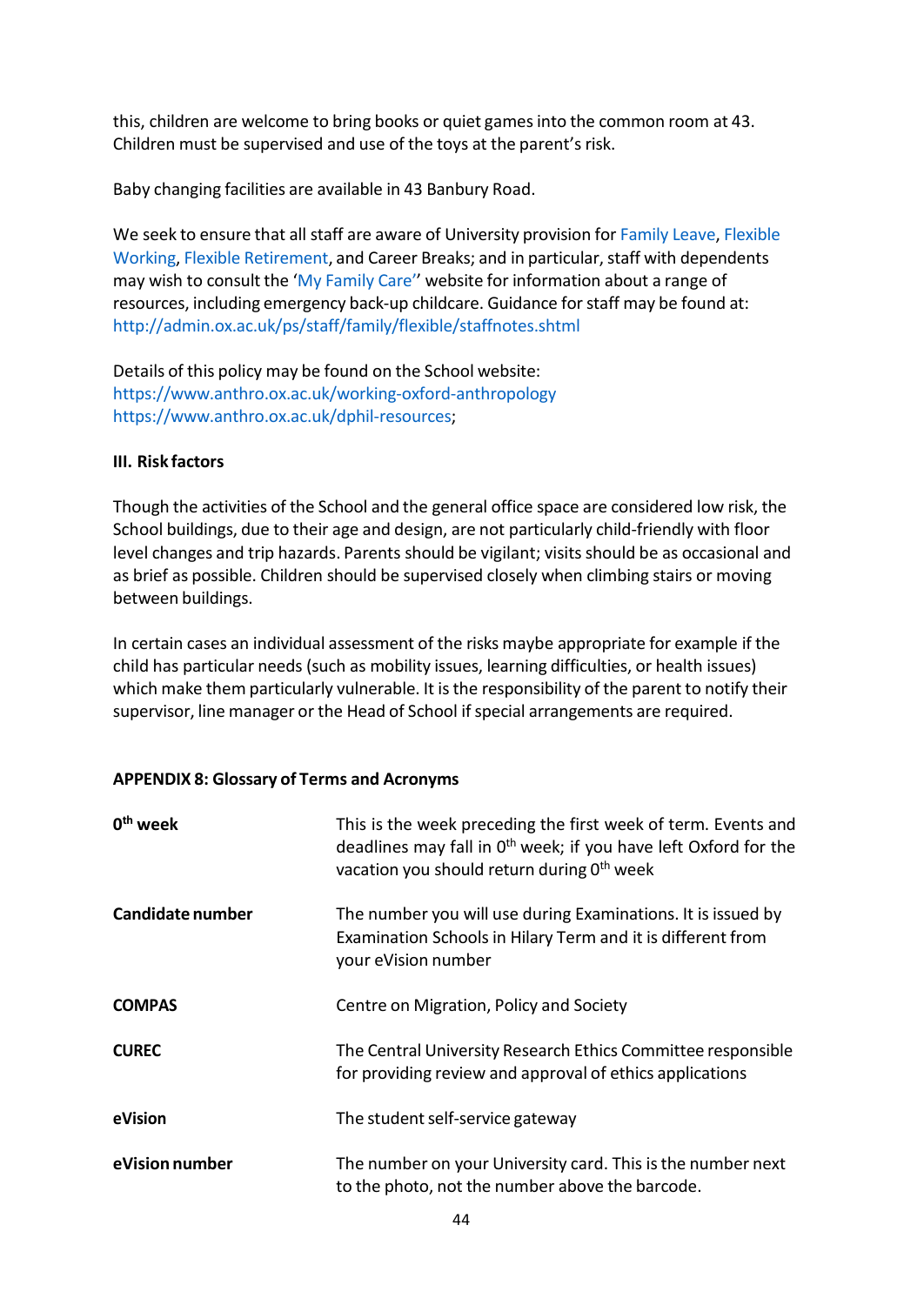this, children are welcome to bring books or quiet games into the common room at 43. Children must be supervised and use of the toys at the parent's risk.

Baby changing facilities are available in 43 Banbury Road.

We seek to ensure that all staff are aware of University provision for Family Leave, Flexible Working, Flexible Retirement, and Career Breaks; and in particular, staff with dependents may wish to consult the 'My Family Care'' website for information about a range of resources, including emergency back-up childcare. Guidance for staff may be found at: http://admin.ox.ac.uk/ps/staff/family/flexible/staffnotes.shtml

Details of this policy may be found on the School website:
https://www.anthro.ox.ac.uk/working-oxford-anthropology
https://www.anthro.ox.ac.uk/dphil-resources;

**III. Risk factors**

Though the activities of the School and the general office space are considered low risk, the School buildings, due to their age and design, are not particularly child-friendly with floor level changes and trip hazards. Parents should be vigilant; visits should be as occasional and as brief as possible. Children should be supervised closely when climbing stairs or moving between buildings.

In certain cases an individual assessment of the risks maybe appropriate for example if the child has particular needs (such as mobility issues, learning difficulties, or health issues) which make them particularly vulnerable. It is the responsibility of the parent to notify their supervisor, line manager or the Head of School if special arrangements are required.

## APPENDIX 8: Glossary of Terms and Acronyms

| | |
|---|---|
| **0th week** | This is the week preceding the first week of term. Events and deadlines may fall in 0th week; if you have left Oxford for the vacation you should return during 0th week |
| **Candidate number** | The number you will use during Examinations. It is issued by Examination Schools in Hilary Term and it is different from your eVision number |
| **COMPAS** | Centre on Migration, Policy and Society |
| **CUREC** | The Central University Research Ethics Committee responsible for providing review and approval of ethics applications |
| **eVision** | The student self-service gateway |
| **eVision number** | The number on your University card. This is the number next to the photo, not the number above the barcode. |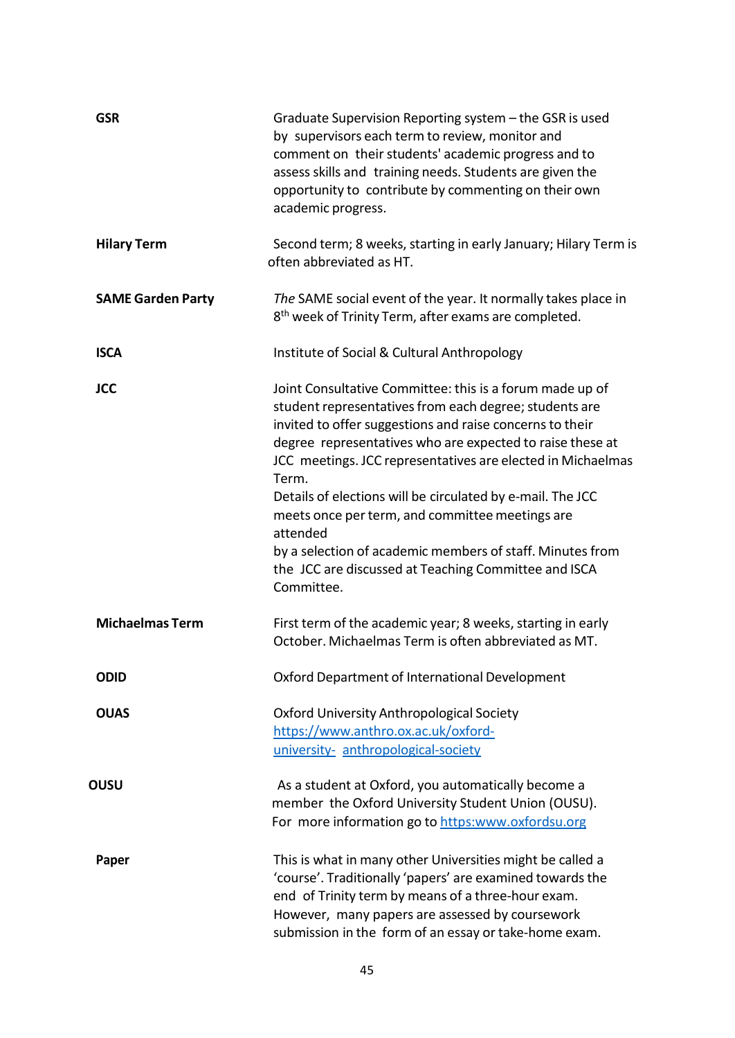| | |
|---|---|
| **GSR** | Graduate Supervision Reporting system – the GSR is used by supervisors each term to review, monitor and comment on their students' academic progress and to assess skills and training needs. Students are given the opportunity to contribute by commenting on their own academic progress. |
| **Hilary Term** | Second term; 8 weeks, starting in early January; Hilary Term is often abbreviated as HT. |
| **SAME Garden Party** | *The* SAME social event of the year. It normally takes place in 8th week of Trinity Term, after exams are completed. |
| **ISCA** | Institute of Social & Cultural Anthropology |
| **JCC** | Joint Consultative Committee: this is a forum made up of student representatives from each degree; students are invited to offer suggestions and raise concerns to their degree representatives who are expected to raise these at JCC meetings. JCC representatives are elected in Michaelmas Term. Details of elections will be circulated by e-mail. The JCC meets once per term, and committee meetings are attended by a selection of academic members of staff. Minutes from the JCC are discussed at Teaching Committee and ISCA Committee. |
| **Michaelmas Term** | First term of the academic year; 8 weeks, starting in early October. Michaelmas Term is often abbreviated as MT. |
| **ODID** | Oxford Department of International Development |
| **OUAS** | Oxford University Anthropological Society https://www.anthro.ox.ac.uk/oxford-university- anthropological-society |
| **OUSU** | As a student at Oxford, you automatically become a member the Oxford University Student Union (OUSU). For more information go to https:www.oxfordsu.org |
| **Paper** | This is what in many other Universities might be called a 'course'. Traditionally 'papers' are examined towards the end of Trinity term by means of a three-hour exam. However, many papers are assessed by coursework submission in the form of an essay or take-home exam. |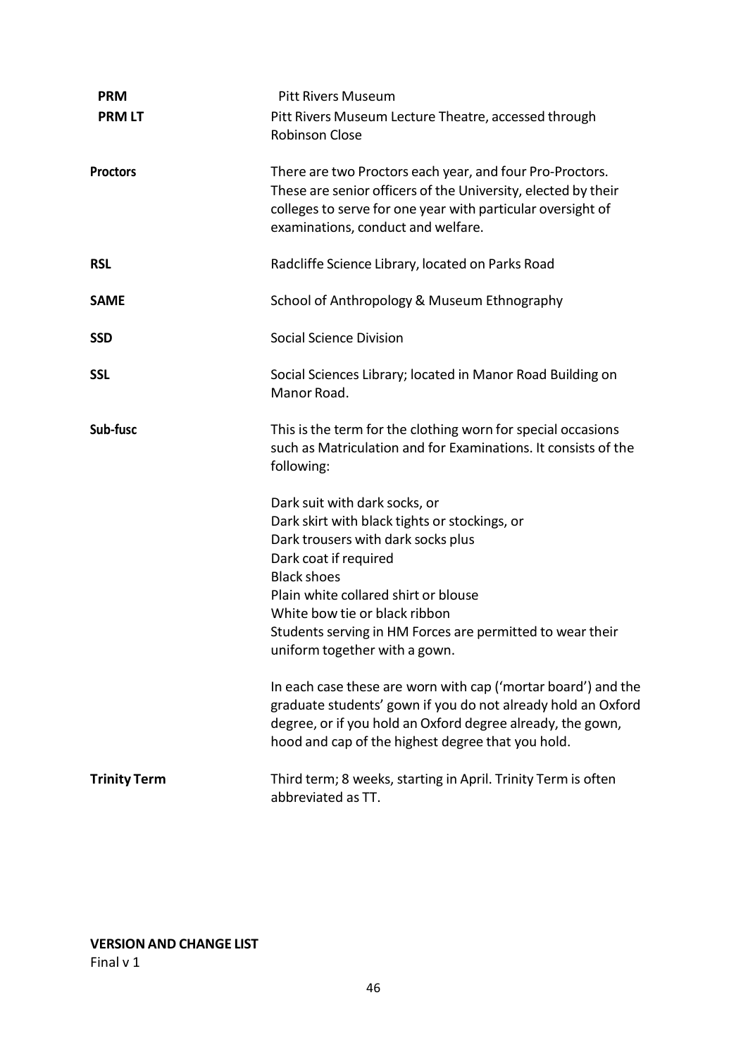| | |
|---|---|
| **PRM** | Pitt Rivers Museum |
| **PRM LT** | Pitt Rivers Museum Lecture Theatre, accessed through Robinson Close |
| **Proctors** | There are two Proctors each year, and four Pro-Proctors. These are senior officers of the University, elected by their colleges to serve for one year with particular oversight of examinations, conduct and welfare. |
| **RSL** | Radcliffe Science Library, located on Parks Road |
| **SAME** | School of Anthropology & Museum Ethnography |
| **SSD** | Social Science Division |
| **SSL** | Social Sciences Library; located in Manor Road Building on Manor Road. |
| **Sub-fusc** | This is the term for the clothing worn for special occasions such as Matriculation and for Examinations. It consists of the following:<br><br>Dark suit with dark socks, or<br>Dark skirt with black tights or stockings, or<br>Dark trousers with dark socks plus<br>Dark coat if required<br>Black shoes<br>Plain white collared shirt or blouse<br>White bow tie or black ribbon<br>Students serving in HM Forces are permitted to wear their uniform together with a gown.<br><br>In each case these are worn with cap ('mortar board') and the graduate students' gown if you do not already hold an Oxford degree, or if you hold an Oxford degree already, the gown, hood and cap of the highest degree that you hold. |
| **Trinity Term** | Third term; 8 weeks, starting in April. Trinity Term is often abbreviated as TT. |

**VERSION AND CHANGE LIST**

Final v 1